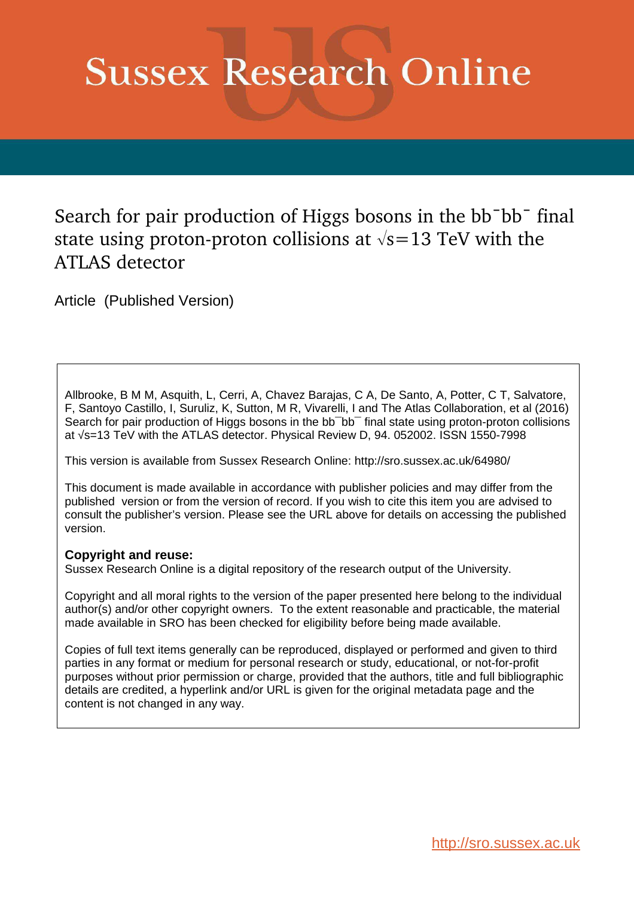# Sussex Research Online

## Search for pair production of Higgs bosons in the $b\bar{b}b\bar{b}$ final state using proton-proton collisions at $\sqrt{s}=13$ TeV with the ATLAS detector

Article (Published Version)

Allbrooke, B M M, Asquith, L, Cerri, A, Chavez Barajas, C A, De Santo, A, Potter, C T, Salvatore, F, Santoyo Castillo, I, Suruliz, K, Sutton, M R, Vivarelli, I and The Atlas Collaboration, et al (2016) Search for pair production of Higgs bosons in the $b\bar{b}b\bar{b}$ final state using proton-proton collisions at $\sqrt{s}=13$ TeV with the ATLAS detector. Physical Review D, 94. 052002. ISSN 1550-7998

This version is available from Sussex Research Online: http://sro.sussex.ac.uk/64980/

This document is made available in accordance with publisher policies and may differ from the published version or from the version of record. If you wish to cite this item you are advised to consult the publisher's version. Please see the URL above for details on accessing the published version.

**Copyright and reuse:**
Sussex Research Online is a digital repository of the research output of the University.

Copyright and all moral rights to the version of the paper presented here belong to the individual author(s) and/or other copyright owners. To the extent reasonable and practicable, the material made available in SRO has been checked for eligibility before being made available.

Copies of full text items generally can be reproduced, displayed or performed and given to third parties in any format or medium for personal research or study, educational, or not-for-profit purposes without prior permission or charge, provided that the authors, title and full bibliographic details are credited, a hyperlink and/or URL is given for the original metadata page and the content is not changed in any way.

http://sro.sussex.ac.uk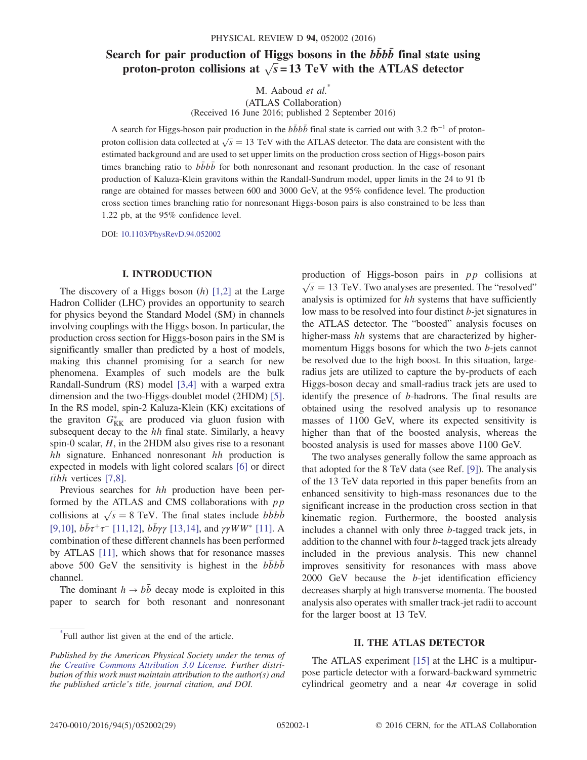# Search for pair production of Higgs bosons in the $b\bar{b}b\bar{b}$ final state using proton-proton collisions at $\sqrt{s} = 13$ TeV with the ATLAS detector

M. Aaboud *et al.*[*]

(ATLAS Collaboration)

(Received 16 June 2016; published 2 September 2016)

A search for Higgs-boson pair production in the $b\bar{b}b\bar{b}$ final state is carried out with 3.2 fb$^{-1}$ of proton-proton collision data collected at $\sqrt{s} = 13$ TeV with the ATLAS detector. The data are consistent with the estimated background and are used to set upper limits on the production cross section of Higgs-boson pairs times branching ratio to $b\bar{b}b\bar{b}$ for both nonresonant and resonant production. In the case of resonant production of Kaluza-Klein gravitons within the Randall-Sundrum model, upper limits in the 24 to 91 fb range are obtained for masses between 600 and 3000 GeV, at the 95% confidence level. The production cross section times branching ratio for nonresonant Higgs-boson pairs is also constrained to be less than 1.22 pb, at the 95% confidence level.

DOI: 10.1103/PhysRevD.94.052002

## I. INTRODUCTION

The discovery of a Higgs boson ($h$) [1,2] at the Large Hadron Collider (LHC) provides an opportunity to search for physics beyond the Standard Model (SM) in channels involving couplings with the Higgs boson. In particular, the production cross section for Higgs-boson pairs in the SM is significantly smaller than predicted by a host of models, making this channel promising for a search for new phenomena. Examples of such models are the bulk Randall-Sundrum (RS) model [3,4] with a warped extra dimension and the two-Higgs-doublet model (2HDM) [5]. In the RS model, spin-2 Kaluza-Klein (KK) excitations of the graviton $G^*_{\mathrm{KK}}$ are produced via gluon fusion with subsequent decay to the $hh$ final state. Similarly, a heavy spin-0 scalar, $H$, in the 2HDM also gives rise to a resonant $hh$ signature. Enhanced nonresonant $hh$ production is expected in models with light colored scalars [6] or direct $t\bar{t}hh$ vertices [7,8].

Previous searches for $hh$ production have been performed by the ATLAS and CMS collaborations with $pp$ collisions at $\sqrt{s} = 8$ TeV. The final states include $b\bar{b}b\bar{b}$ [9,10], $b\bar{b}\tau^+\tau^-$ [11,12], $b\bar{b}\gamma\gamma$ [13,14], and $\gamma\gamma WW^*$ [11]. A combination of these different channels has been performed by ATLAS [11], which shows that for resonance masses above 500 GeV the sensitivity is highest in the $b\bar{b}b\bar{b}$ channel.

The dominant $h \to b\bar{b}$ decay mode is exploited in this paper to search for both resonant and nonresonant production of Higgs-boson pairs in $pp$ collisions at $\sqrt{s} = 13$ TeV. Two analyses are presented. The "resolved" analysis is optimized for $hh$ systems that have sufficiently low mass to be resolved into four distinct $b$-jet signatures in the ATLAS detector. The "boosted" analysis focuses on higher-mass $hh$ systems that are characterized by higher-momentum Higgs bosons for which the two $b$-jets cannot be resolved due to the high boost. In this situation, large-radius jets are utilized to capture the by-products of each Higgs-boson decay and small-radius track jets are used to identify the presence of $b$-hadrons. The final results are obtained using the resolved analysis up to resonance masses of 1100 GeV, where its expected sensitivity is higher than that of the boosted analysis, whereas the boosted analysis is used for masses above 1100 GeV.

The two analyses generally follow the same approach as that adopted for the 8 TeV data (see Ref. [9]). The analysis of the 13 TeV data reported in this paper benefits from an enhanced sensitivity to high-mass resonances due to the significant increase in the production cross section in that kinematic region. Furthermore, the boosted analysis includes a channel with only three $b$-tagged track jets, in addition to the channel with four $b$-tagged track jets already included in the previous analysis. This new channel improves sensitivity for resonances with mass above 2000 GeV because the $b$-jet identification efficiency decreases sharply at high transverse momenta. The boosted analysis also operates with smaller track-jet radii to account for the larger boost at 13 TeV.

## II. THE ATLAS DETECTOR

The ATLAS experiment [15] at the LHC is a multipurpose particle detector with a forward-backward symmetric cylindrical geometry and a near $4\pi$ coverage in solid

[*] Full author list given at the end of the article.

*Published by the American Physical Society under the terms of the Creative Commons Attribution 3.0 License. Further distribution of this work must maintain attribution to the author(s) and the published article's title, journal citation, and DOI.*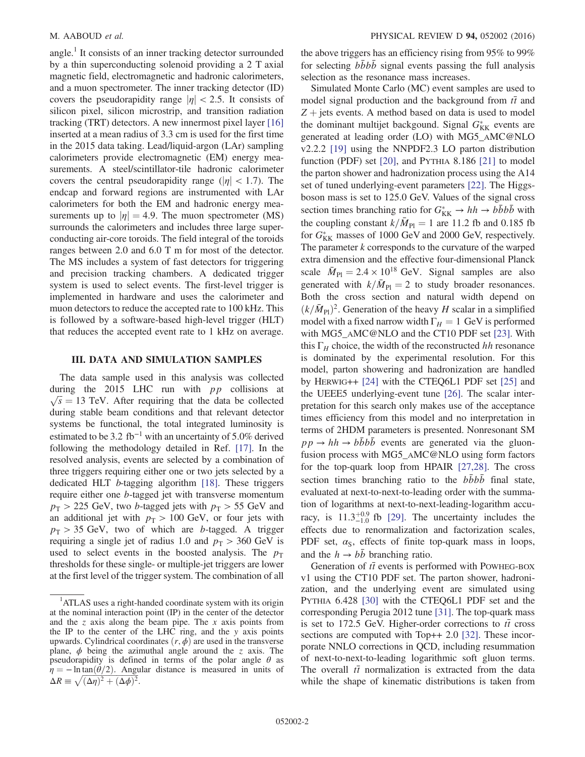angle.[1] It consists of an inner tracking detector surrounded by a thin superconducting solenoid providing a 2 T axial magnetic field, electromagnetic and hadronic calorimeters, and a muon spectrometer. The inner tracking detector (ID) covers the pseudorapidity range $|\eta| < 2.5$. It consists of silicon pixel, silicon microstrip, and transition radiation tracking (TRT) detectors. A new innermost pixel layer [16] inserted at a mean radius of 3.3 cm is used for the first time in the 2015 data taking. Lead/liquid-argon (LAr) sampling calorimeters provide electromagnetic (EM) energy measurements. A steel/scintillator-tile hadronic calorimeter covers the central pseudorapidity range ($|\eta| < 1.7$). The endcap and forward regions are instrumented with LAr calorimeters for both the EM and hadronic energy measurements up to $|\eta| = 4.9$. The muon spectrometer (MS) surrounds the calorimeters and includes three large superconducting air-core toroids. The field integral of the toroids ranges between 2.0 and 6.0 T m for most of the detector. The MS includes a system of fast detectors for triggering and precision tracking chambers. A dedicated trigger system is used to select events. The first-level trigger is implemented in hardware and uses the calorimeter and muon detectors to reduce the accepted rate to 100 kHz. This is followed by a software-based high-level trigger (HLT) that reduces the accepted event rate to 1 kHz on average.

## III. DATA AND SIMULATION SAMPLES

The data sample used in this analysis was collected during the 2015 LHC run with $pp$ collisions at $\sqrt{s} = 13$ TeV. After requiring that the data be collected during stable beam conditions and that relevant detector systems be functional, the total integrated luminosity is estimated to be 3.2 $\text{fb}^{-1}$ with an uncertainty of 5.0% derived following the methodology detailed in Ref. [17]. In the resolved analysis, events are selected by a combination of three triggers requiring either one or two jets selected by a dedicated HLT $b$-tagging algorithm [18]. These triggers require either one $b$-tagged jet with transverse momentum $p_{\text{T}} > 225$ GeV, two $b$-tagged jets with $p_{\text{T}} > 55$ GeV and an additional jet with $p_{\text{T}} > 100$ GeV, or four jets with $p_{\text{T}} > 35$ GeV, two of which are $b$-tagged. A trigger requiring a single jet of radius 1.0 and $p_{\text{T}} > 360$ GeV is used to select events in the boosted analysis. The $p_{\text{T}}$ thresholds for these single- or multiple-jet triggers are lower at the first level of the trigger system. The combination of all the above triggers has an efficiency rising from 95% to 99% for selecting $b\bar{b}b\bar{b}$ signal events passing the full analysis selection as the resonance mass increases.

Simulated Monte Carlo (MC) event samples are used to model signal production and the background from $t\bar{t}$ and $Z$ + jets events. A method based on data is used to model the dominant multijet backgound. Signal $G^{*}_{\text{KK}}$ events are generated at leading order (LO) with MG5_AMC@NLO v2.2.2 [19] using the NNPDF2.3 LO parton distribution function (PDF) set [20], and PYTHIA 8.186 [21] to model the parton shower and hadronization process using the A14 set of tuned underlying-event parameters [22]. The Higgs-boson mass is set to 125.0 GeV. Values of the signal cross section times branching ratio for $G^{*}_{\text{KK}} \to hh \to b\bar{b}b\bar{b}$ with the coupling constant $k/\bar{M}_{\text{Pl}} = 1$ are 11.2 fb and 0.185 fb for $G^{*}_{\text{KK}}$ masses of 1000 GeV and 2000 GeV, respectively. The parameter $k$ corresponds to the curvature of the warped extra dimension and the effective four-dimensional Planck scale $\bar{M}_{\text{Pl}} = 2.4 \times 10^{18}$ GeV. Signal samples are also generated with $k/\bar{M}_{\text{Pl}} = 2$ to study broader resonances. Both the cross section and natural width depend on $(k/\bar{M}_{\text{Pl}})^2$. Generation of the heavy $H$ scalar in a simplified model with a fixed narrow width $\Gamma_H = 1$ GeV is performed with MG5_AMC@NLO and the CT10 PDF set [23]. With this $\Gamma_H$ choice, the width of the reconstructed $hh$ resonance is dominated by the experimental resolution. For this model, parton showering and hadronization are handled by HERWIG++ [24] with the CTEQ6L1 PDF set [25] and the UEEE5 underlying-event tune [26]. The scalar interpretation for this search only makes use of the acceptance times efficiency from this model and no interpretation in terms of 2HDM parameters is presented. Nonresonant SM $pp \to hh \to b\bar{b}b\bar{b}$ events are generated via the gluon-fusion process with MG5_AMC@NLO using form factors for the top-quark loop from HPAIR [27,28]. The cross section times branching ratio to the $b\bar{b}b\bar{b}$ final state, evaluated at next-to-next-to-leading order with the summation of logarithms at next-to-next-leading-logarithm accuracy, is $11.3^{+0.9}_{-1.0}$ fb [29]. The uncertainty includes the effects due to renormalization and factorization scales, PDF set, $\alpha_{\text{S}}$, effects of finite top-quark mass in loops, and the $h \to b\bar{b}$ branching ratio.

Generation of $t\bar{t}$ events is performed with POWHEG-BOX v1 using the CT10 PDF set. The parton shower, hadronization, and the underlying event are simulated using PYTHIA 6.428 [30] with the CTEQ6L1 PDF set and the corresponding Perugia 2012 tune [31]. The top-quark mass is set to 172.5 GeV. Higher-order corrections to $t\bar{t}$ cross sections are computed with Top++ 2.0 [32]. These incorporate NNLO corrections in QCD, including resummation of next-to-next-to-leading logarithmic soft gluon terms. The overall $t\bar{t}$ normalization is extracted from the data while the shape of kinematic distributions is taken from

---

[1] ATLAS uses a right-handed coordinate system with its origin at the nominal interaction point (IP) in the center of the detector and the $z$ axis along the beam pipe. The $x$ axis points from the IP to the center of the LHC ring, and the $y$ axis points upwards. Cylindrical coordinates $(r, \phi)$ are used in the transverse plane, $\phi$ being the azimuthal angle around the $z$ axis. The pseudorapidity is defined in terms of the polar angle $\theta$ as $\eta = -\ln\tan(\theta/2)$. Angular distance is measured in units of $\Delta R \equiv \sqrt{(\Delta\eta)^2 + (\Delta\phi)^2}$.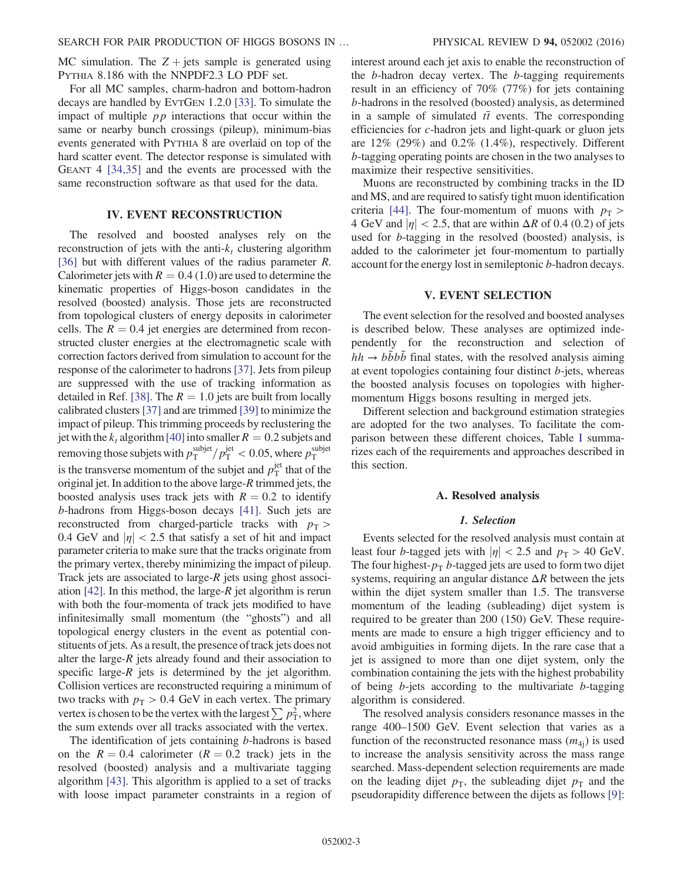MC simulation. The $Z +$ jets sample is generated using PYTHIA 8.186 with the NNPDF2.3 LO PDF set.

For all MC samples, charm-hadron and bottom-hadron decays are handled by EVTGEN 1.2.0 [33]. To simulate the impact of multiple $pp$ interactions that occur within the same or nearby bunch crossings (pileup), minimum-bias events generated with PYTHIA 8 are overlaid on top of the hard scatter event. The detector response is simulated with GEANT 4 [34,35] and the events are processed with the same reconstruction software as that used for the data.

## IV. EVENT RECONSTRUCTION

The resolved and boosted analyses rely on the reconstruction of jets with the anti-$k_t$ clustering algorithm [36] but with different values of the radius parameter $R$. Calorimeter jets with $R = 0.4\,(1.0)$ are used to determine the kinematic properties of Higgs-boson candidates in the resolved (boosted) analysis. Those jets are reconstructed from topological clusters of energy deposits in calorimeter cells. The $R = 0.4$ jet energies are determined from reconstructed cluster energies at the electromagnetic scale with correction factors derived from simulation to account for the response of the calorimeter to hadrons [37]. Jets from pileup are suppressed with the use of tracking information as detailed in Ref. [38]. The $R = 1.0$ jets are built from locally calibrated clusters [37] and are trimmed [39] to minimize the impact of pileup. This trimming proceeds by reclustering the jet with the $k_t$ algorithm [40] into smaller $R = 0.2$ subjets and removing those subjets with $p_T^{\text{subjet}}/p_T^{\text{jet}} < 0.05$, where $p_T^{\text{subjet}}$ is the transverse momentum of the subjet and $p_T^{\text{jet}}$ that of the original jet. In addition to the above large-$R$ trimmed jets, the boosted analysis uses track jets with $R = 0.2$ to identify $b$-hadrons from Higgs-boson decays [41]. Such jets are reconstructed from charged-particle tracks with $p_T > 0.4$ GeV and $|\eta| < 2.5$ that satisfy a set of hit and impact parameter criteria to make sure that the tracks originate from the primary vertex, thereby minimizing the impact of pileup. Track jets are associated to large-$R$ jets using ghost association [42]. In this method, the large-$R$ jet algorithm is rerun with both the four-momenta of track jets modified to have infinitesimally small momentum (the "ghosts") and all topological energy clusters in the event as potential constituents of jets. As a result, the presence of track jets does not alter the large-$R$ jets already found and their association to specific large-$R$ jets is determined by the jet algorithm. Collision vertices are reconstructed requiring a minimum of two tracks with $p_T > 0.4$ GeV in each vertex. The primary vertex is chosen to be the vertex with the largest $\sum p_T^2$, where the sum extends over all tracks associated with the vertex.

The identification of jets containing $b$-hadrons is based on the $R = 0.4$ calorimeter ($R = 0.2$ track) jets in the resolved (boosted) analysis and a multivariate tagging algorithm [43]. This algorithm is applied to a set of tracks with loose impact parameter constraints in a region of interest around each jet axis to enable the reconstruction of the $b$-hadron decay vertex. The $b$-tagging requirements result in an efficiency of 70% (77%) for jets containing $b$-hadrons in the resolved (boosted) analysis, as determined in a sample of simulated $t\bar{t}$ events. The corresponding efficiencies for $c$-hadron jets and light-quark or gluon jets are 12% (29%) and 0.2% (1.4%), respectively. Different $b$-tagging operating points are chosen in the two analyses to maximize their respective sensitivities.

Muons are reconstructed by combining tracks in the ID and MS, and are required to satisfy tight muon identification criteria [44]. The four-momentum of muons with $p_T > 4$ GeV and $|\eta| < 2.5$, that are within $\Delta R$ of 0.4 (0.2) of jets used for $b$-tagging in the resolved (boosted) analysis, is added to the calorimeter jet four-momentum to partially account for the energy lost in semileptonic $b$-hadron decays.

## V. EVENT SELECTION

The event selection for the resolved and boosted analyses is described below. These analyses are optimized independently for the reconstruction and selection of $hh \to b\bar{b}b\bar{b}$ final states, with the resolved analysis aiming at event topologies containing four distinct $b$-jets, whereas the boosted analysis focuses on topologies with higher-momentum Higgs bosons resulting in merged jets.

Different selection and background estimation strategies are adopted for the two analyses. To facilitate the comparison between these different choices, Table I summarizes each of the requirements and approaches described in this section.

### A. Resolved analysis

#### *1. Selection*

Events selected for the resolved analysis must contain at least four $b$-tagged jets with $|\eta| < 2.5$ and $p_T > 40$ GeV. The four highest-$p_T$ $b$-tagged jets are used to form two dijet systems, requiring an angular distance $\Delta R$ between the jets within the dijet system smaller than 1.5. The transverse momentum of the leading (subleading) dijet system is required to be greater than 200 (150) GeV. These requirements are made to ensure a high trigger efficiency and to avoid ambiguities in forming dijets. In the rare case that a jet is assigned to more than one dijet system, only the combination containing the jets with the highest probability of being $b$-jets according to the multivariate $b$-tagging algorithm is considered.

The resolved analysis considers resonance masses in the range 400–1500 GeV. Event selection that varies as a function of the reconstructed resonance mass ($m_{4j}$) is used to increase the analysis sensitivity across the mass range searched. Mass-dependent selection requirements are made on the leading dijet $p_T$, the subleading dijet $p_T$ and the pseudorapidity difference between the dijets as follows [9]: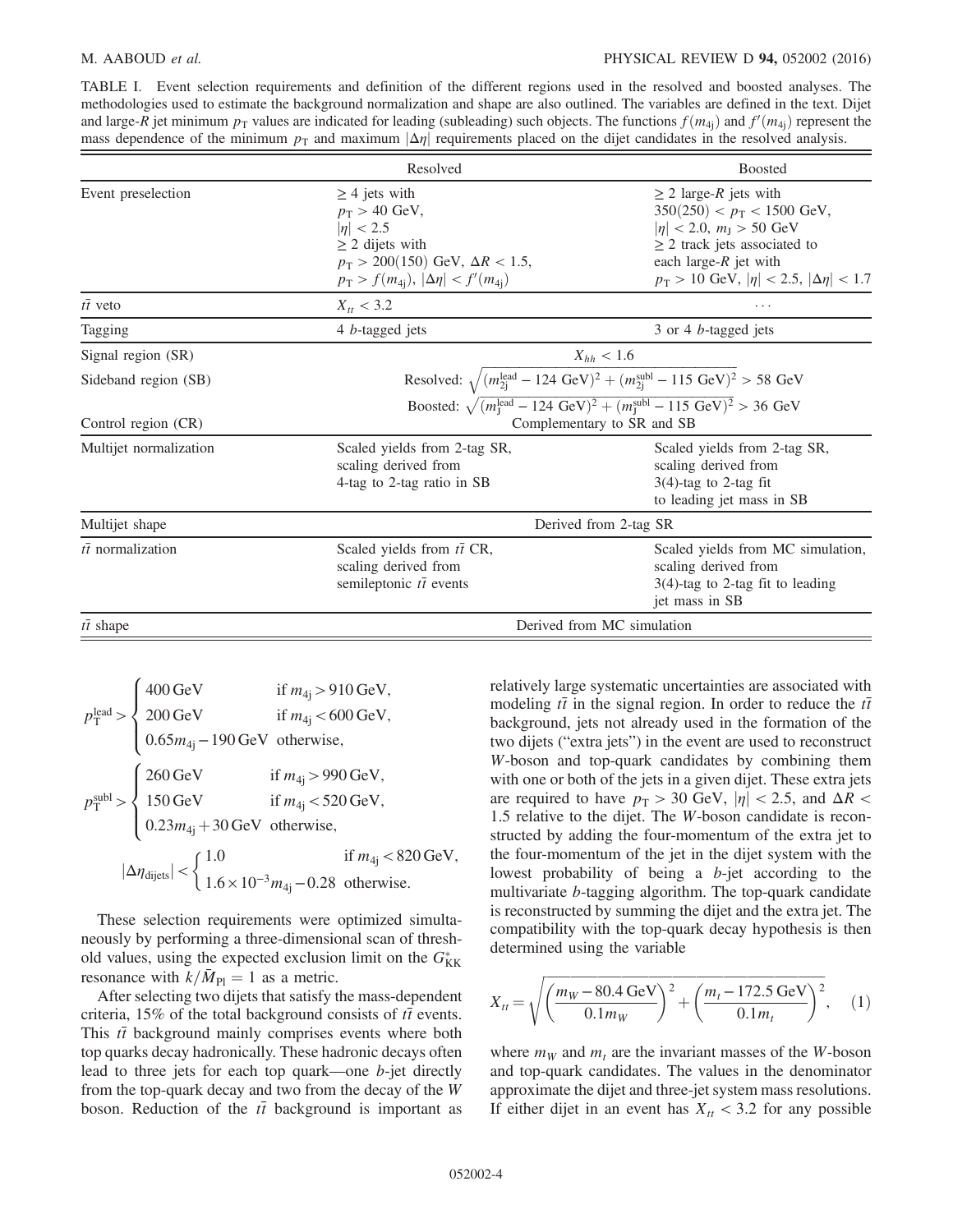TABLE I. Event selection requirements and definition of the different regions used in the resolved and boosted analyses. The methodologies used to estimate the background normalization and shape are also outlined. The variables are defined in the text. Dijet and large-$R$ jet minimum $p_T$ values are indicated for leading (subleading) such objects. The functions $f(m_{4j})$ and $f'(m_{4j})$ represent the mass dependence of the minimum $p_T$ and maximum $|\Delta\eta|$ requirements placed on the dijet candidates in the resolved analysis.

| | Resolved | Boosted |
|---|---|---|
| Event preselection | $\geq 4$ jets with $p_T > 40$ GeV, $\lvert\eta\rvert < 2.5$; $\geq 2$ dijets with $p_T > 200(150)$ GeV, $\Delta R < 1.5$, $p_T > f(m_{4j})$, $\lvert\Delta\eta\rvert < f'(m_{4j})$ | $\geq 2$ large-$R$ jets with $350(250) < p_T < 1500$ GeV, $\lvert\eta\rvert < 2.0$, $m_J > 50$ GeV; $\geq 2$ track jets associated to each large-$R$ jet with $p_T > 10$ GeV, $\lvert\eta\rvert < 2.5$, $\lvert\Delta\eta\rvert < 1.7$ |
| $t\bar{t}$ veto | $X_{tt} < 3.2$ | ... |
| Tagging | 4 $b$-tagged jets | 3 or 4 $b$-tagged jets |
| Signal region (SR) | $X_{hh} < 1.6$ | |
| Sideband region (SB) | Resolved: $\sqrt{(m_{2j}^{\text{lead}} - 124\ \text{GeV})^2 + (m_{2j}^{\text{subl}} - 115\ \text{GeV})^2} > 58$ GeV; Boosted: $\sqrt{(m_{J}^{\text{lead}} - 124\ \text{GeV})^2 + (m_{J}^{\text{subl}} - 115\ \text{GeV})^2} > 36$ GeV | |
| Control region (CR) | Complementary to SR and SB | |
| Multijet normalization | Scaled yields from 2-tag SR, scaling derived from 4-tag to 2-tag ratio in SB | Scaled yields from 2-tag SR, scaling derived from 3(4)-tag to 2-tag fit to leading jet mass in SB |
| Multijet shape | Derived from 2-tag SR | |
| $t\bar{t}$ normalization | Scaled yields from $t\bar{t}$ CR, scaling derived from semileptonic $t\bar{t}$ events | Scaled yields from MC simulation, scaling derived from 3(4)-tag to 2-tag fit to leading jet mass in SB |
| $t\bar{t}$ shape | Derived from MC simulation | |

$$p_T^{\text{lead}} > \begin{cases} 400\,\text{GeV} & \text{if } m_{4j} > 910\,\text{GeV}, \\ 200\,\text{GeV} & \text{if } m_{4j} < 600\,\text{GeV}, \\ 0.65 m_{4j} - 190\,\text{GeV} & \text{otherwise}, \end{cases}$$

$$p_T^{\text{subl}} > \begin{cases} 260\,\text{GeV} & \text{if } m_{4j} > 990\,\text{GeV}, \\ 150\,\text{GeV} & \text{if } m_{4j} < 520\,\text{GeV}, \\ 0.23 m_{4j} + 30\,\text{GeV} & \text{otherwise}, \end{cases}$$

$$|\Delta\eta_{\text{dijets}}| < \begin{cases} 1.0 & \text{if } m_{4j} < 820\,\text{GeV}, \\ 1.6\times 10^{-3} m_{4j} - 0.28 & \text{otherwise}. \end{cases}$$

These selection requirements were optimized simultaneously by performing a three-dimensional scan of threshold values, using the expected exclusion limit on the $G^*_{\text{KK}}$ resonance with $k/\bar{M}_{\text{Pl}} = 1$ as a metric.

After selecting two dijets that satisfy the mass-dependent criteria, 15% of the total background consists of $t\bar{t}$ events. This $t\bar{t}$ background mainly comprises events where both top quarks decay hadronically. These hadronic decays often lead to three jets for each top quark—one $b$-jet directly from the top-quark decay and two from the decay of the $W$ boson. Reduction of the $t\bar{t}$ background is important as relatively large systematic uncertainties are associated with modeling $t\bar{t}$ in the signal region. In order to reduce the $t\bar{t}$ background, jets not already used in the formation of the two dijets ("extra jets") in the event are used to reconstruct $W$-boson and top-quark candidates by combining them with one or both of the jets in a given dijet. These extra jets are required to have $p_T > 30$ GeV, $|\eta| < 2.5$, and $\Delta R < 1.5$ relative to the dijet. The $W$-boson candidate is reconstructed by adding the four-momentum of the extra jet to the four-momentum of the jet in the dijet system with the lowest probability of being a $b$-jet according to the multivariate $b$-tagging algorithm. The top-quark candidate is reconstructed by summing the dijet and the extra jet. The compatibility with the top-quark decay hypothesis is then determined using the variable

$$X_{tt} = \sqrt{\left(\frac{m_W - 80.4\,\text{GeV}}{0.1 m_W}\right)^2 + \left(\frac{m_t - 172.5\,\text{GeV}}{0.1 m_t}\right)^2}, \quad (1)$$

where $m_W$ and $m_t$ are the invariant masses of the $W$-boson and top-quark candidates. The values in the denominator approximate the dijet and three-jet system mass resolutions. If either dijet in an event has $X_{tt} < 3.2$ for any possible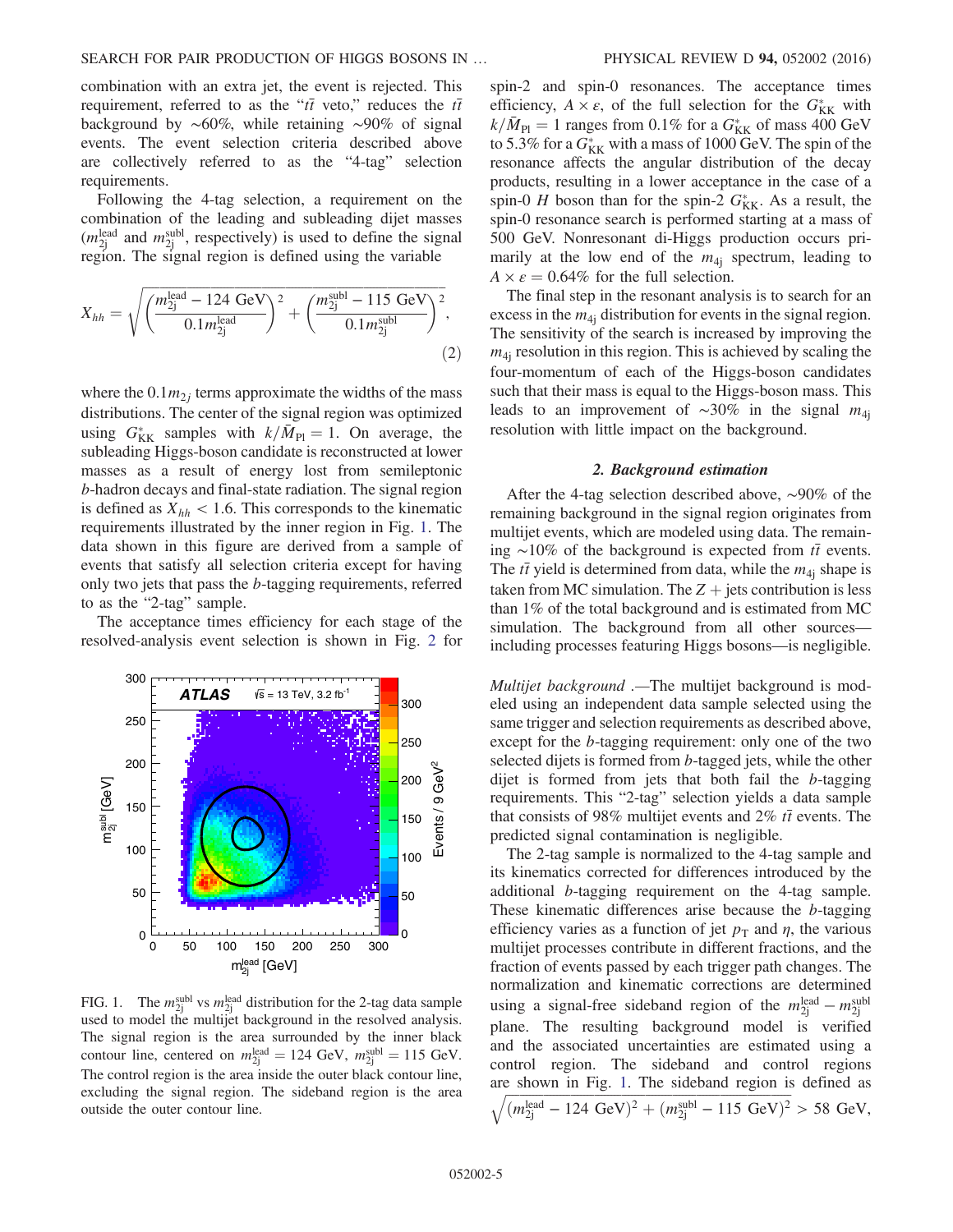combination with an extra jet, the event is rejected. This requirement, referred to as the "$t\bar{t}$ veto," reduces the $t\bar{t}$ background by ~60%, while retaining ~90% of signal events. The event selection criteria described above are collectively referred to as the "4-tag" selection requirements.

Following the 4-tag selection, a requirement on the combination of the leading and subleading dijet masses ($m_{2j}^{\text{lead}}$ and $m_{2j}^{\text{subl}}$, respectively) is used to define the signal region. The signal region is defined using the variable

$$X_{hh} = \sqrt{\left(\frac{m_{2j}^{\text{lead}} - 124\ \text{GeV}}{0.1 m_{2j}^{\text{lead}}}\right)^2 + \left(\frac{m_{2j}^{\text{subl}} - 115\ \text{GeV}}{0.1 m_{2j}^{\text{subl}}}\right)^2}, \tag{2}$$

where the $0.1 m_{2j}$ terms approximate the widths of the mass distributions. The center of the signal region was optimized using $G_{\text{KK}}^*$ samples with $k/\bar{M}_{\text{Pl}} = 1$. On average, the subleading Higgs-boson candidate is reconstructed at lower masses as a result of energy lost from semileptonic $b$-hadron decays and final-state radiation. The signal region is defined as $X_{hh} < 1.6$. This corresponds to the kinematic requirements illustrated by the inner region in Fig. 1. The data shown in this figure are derived from a sample of events that satisfy all selection criteria except for having only two jets that pass the $b$-tagging requirements, referred to as the "2-tag" sample.

The acceptance times efficiency for each stage of the resolved-analysis event selection is shown in Fig. 2 for spin-2 and spin-0 resonances. The acceptance times efficiency, $A \times \varepsilon$, of the full selection for the $G_{\text{KK}}^*$ with $k/\bar{M}_{\text{Pl}} = 1$ ranges from 0.1% for a $G_{\text{KK}}^*$ of mass 400 GeV to 5.3% for a $G_{\text{KK}}^*$ with a mass of 1000 GeV. The spin of the resonance affects the angular distribution of the decay products, resulting in a lower acceptance in the case of a spin-0 $H$ boson than for the spin-2 $G_{\text{KK}}^*$. As a result, the spin-0 resonance search is performed starting at a mass of 500 GeV. Nonresonant di-Higgs production occurs primarily at the low end of the $m_{4j}$ spectrum, leading to $A \times \varepsilon = 0.64\%$ for the full selection.

FIG. 1. The $m_{2j}^{\text{subl}}$ vs $m_{2j}^{\text{lead}}$ distribution for the 2-tag data sample used to model the multijet background in the resolved analysis. The signal region is the area surrounded by the inner black contour line, centered on $m_{2j}^{\text{lead}} = 124$ GeV, $m_{2j}^{\text{subl}} = 115$ GeV. The control region is the area inside the outer black contour line, excluding the signal region. The sideband region is the area outside the outer contour line.

The final step in the resonant analysis is to search for an excess in the $m_{4j}$ distribution for events in the signal region. The sensitivity of the search is increased by improving the $m_{4j}$ resolution in this region. This is achieved by scaling the four-momentum of each of the Higgs-boson candidates such that their mass is equal to the Higgs-boson mass. This leads to an improvement of ~30% in the signal $m_{4j}$ resolution with little impact on the background.

### 2. Background estimation

After the 4-tag selection described above, ~90% of the remaining background in the signal region originates from multijet events, which are modeled using data. The remaining ~10% of the background is expected from $t\bar{t}$ events. The $t\bar{t}$ yield is determined from data, while the $m_{4j}$ shape is taken from MC simulation. The $Z$ + jets contribution is less than 1% of the total background and is estimated from MC simulation. The background from all other sources—including processes featuring Higgs bosons—is negligible.

*Multijet background* .—The multijet background is modeled using an independent data sample selected using the same trigger and selection requirements as described above, except for the $b$-tagging requirement: only one of the two selected dijets is formed from $b$-tagged jets, while the other dijet is formed from jets that both fail the $b$-tagging requirements. This "2-tag" selection yields a data sample that consists of 98% multijet events and 2% $t\bar{t}$ events. The predicted signal contamination is negligible.

The 2-tag sample is normalized to the 4-tag sample and its kinematics corrected for differences introduced by the additional $b$-tagging requirement on the 4-tag sample. These kinematic differences arise because the $b$-tagging efficiency varies as a function of jet $p_{\text{T}}$ and $\eta$, the various multijet processes contribute in different fractions, and the fraction of events passed by each trigger path changes. The normalization and kinematic corrections are determined using a signal-free sideband region of the $m_{2j}^{\text{lead}} - m_{2j}^{\text{subl}}$ plane. The resulting background model is verified and the associated uncertainties are estimated using a control region. The sideband and control regions are shown in Fig. 1. The sideband region is defined as $\sqrt{(m_{2j}^{\text{lead}} - 124\ \text{GeV})^2 + (m_{2j}^{\text{subl}} - 115\ \text{GeV})^2} > 58$ GeV,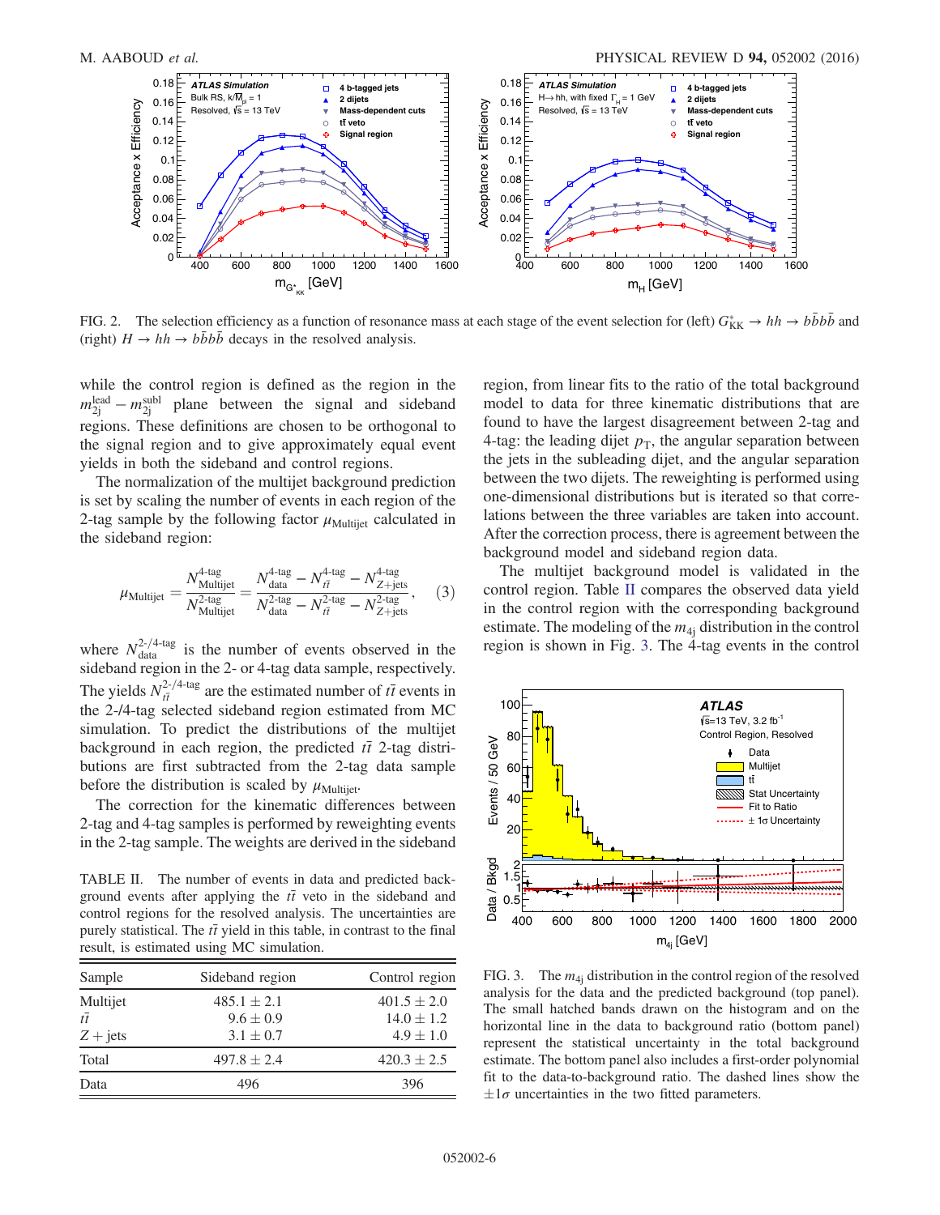FIG. 2. The selection efficiency as a function of resonance mass at each stage of the event selection for (left) $G^*_{\rm KK} \to hh \to b\bar{b}b\bar{b}$ and (right) $H \to hh \to b\bar{b}b\bar{b}$ decays in the resolved analysis.

while the control region is defined as the region in the $m_{2j}^{\rm lead} - m_{2j}^{\rm subl}$ plane between the signal and sideband regions. These definitions are chosen to be orthogonal to the signal region and to give approximately equal event yields in both the sideband and control regions.

The normalization of the multijet background prediction is set by scaling the number of events in each region of the 2-tag sample by the following factor $\mu_{\rm Multijet}$ calculated in the sideband region:

$$\mu_{\rm Multijet} = \frac{N^{\text{4-tag}}_{\rm Multijet}}{N^{\text{2-tag}}_{\rm Multijet}} = \frac{N^{\text{4-tag}}_{\rm data} - N^{\text{4-tag}}_{t\bar{t}} - N^{\text{4-tag}}_{Z+\rm jets}}{N^{\text{2-tag}}_{\rm data} - N^{\text{2-tag}}_{t\bar{t}} - N^{\text{2-tag}}_{Z+\rm jets}}, \quad (3)$$

where $N^{\text{2-/4-tag}}_{\rm data}$ is the number of events observed in the sideband region in the 2- or 4-tag data sample, respectively. The yields $N^{\text{2-/4-tag}}_{t\bar{t}}$ are the estimated number of $t\bar{t}$ events in the 2-/4-tag selected sideband region estimated from MC simulation. To predict the distributions of the multijet background in each region, the predicted $t\bar{t}$ 2-tag distributions are first subtracted from the 2-tag data sample before the distribution is scaled by $\mu_{\rm Multijet}$.

The correction for the kinematic differences between 2-tag and 4-tag samples is performed by reweighting events in the 2-tag sample. The weights are derived in the sideband region, from linear fits to the ratio of the total background model to data for three kinematic distributions that are found to have the largest disagreement between 2-tag and 4-tag: the leading dijet $p_{\rm T}$, the angular separation between the jets in the subleading dijet, and the angular separation between the two dijets. The reweighting is performed using one-dimensional distributions but is iterated so that correlations between the three variables are taken into account. After the correction process, there is agreement between the background model and sideband region data.

The multijet background model is validated in the control region. Table II compares the observed data yield in the control region with the corresponding background estimate. The modeling of the $m_{4j}$ distribution in the control region is shown in Fig. 3. The 4-tag events in the control

TABLE II. The number of events in data and predicted background events after applying the $t\bar{t}$ veto in the sideband and control regions for the resolved analysis. The uncertainties are purely statistical. The $t\bar{t}$ yield in this table, in contrast to the final result, is estimated using MC simulation.

| Sample | Sideband region | Control region |
|---|---|---|
| Multijet | $485.1 \pm 2.1$ | $401.5 \pm 2.0$ |
| $t\bar{t}$ | $9.6 \pm 0.9$ | $14.0 \pm 1.2$ |
| $Z+$jets | $3.1 \pm 0.7$ | $4.9 \pm 1.0$ |
| Total | $497.8 \pm 2.4$ | $420.3 \pm 2.5$ |
| Data | 496 | 396 |

FIG. 3. The $m_{4j}$ distribution in the control region of the resolved analysis for the data and the predicted background (top panel). The small hatched bands drawn on the histogram and on the horizontal line in the data to background ratio (bottom panel) represent the statistical uncertainty in the total background estimate. The bottom panel also includes a first-order polynomial fit to the data-to-background ratio. The dashed lines show the $\pm 1\sigma$ uncertainties in the two fitted parameters.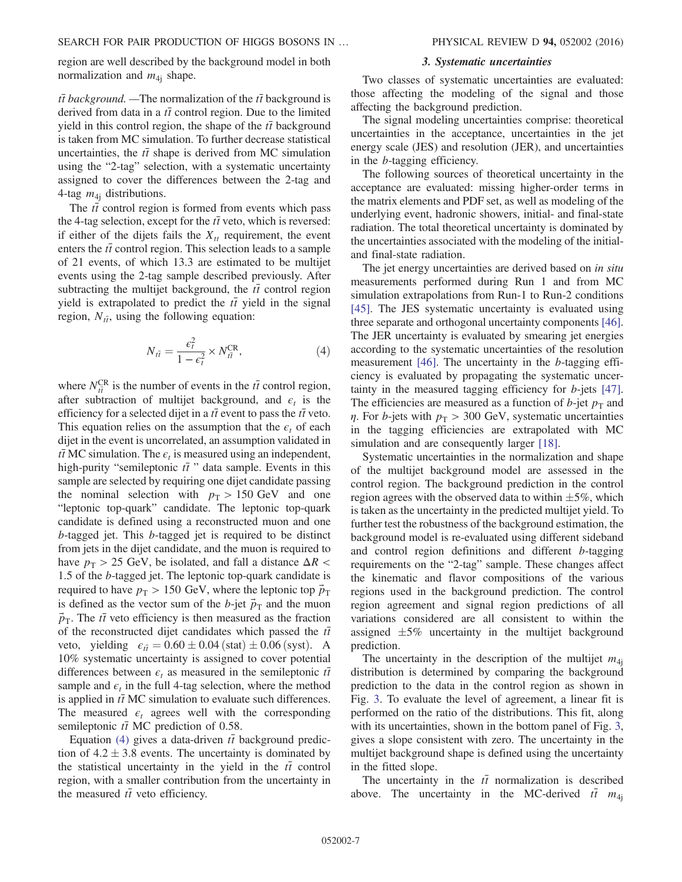region are well described by the background model in both normalization and $m_{4j}$ shape.

*$t\bar{t}$ background.* —The normalization of the $t\bar{t}$ background is derived from data in a $t\bar{t}$ control region. Due to the limited yield in this control region, the shape of the $t\bar{t}$ background is taken from MC simulation. To further decrease statistical uncertainties, the $t\bar{t}$ shape is derived from MC simulation using the "2-tag" selection, with a systematic uncertainty assigned to cover the differences between the 2-tag and 4-tag $m_{4j}$ distributions.

The $t\bar{t}$ control region is formed from events which pass the 4-tag selection, except for the $t\bar{t}$ veto, which is reversed: if either of the dijets fails the $X_{tt}$ requirement, the event enters the $t\bar{t}$ control region. This selection leads to a sample of 21 events, of which 13.3 are estimated to be multijet events using the 2-tag sample described previously. After subtracting the multijet background, the $t\bar{t}$ control region yield is extrapolated to predict the $t\bar{t}$ yield in the signal region, $N_{t\bar{t}}$, using the following equation:

$$N_{t\bar{t}} = \frac{\epsilon_t^2}{1-\epsilon_t^2} \times N_{t\bar{t}}^{\mathrm{CR}}, \tag{4}$$

where $N_{t\bar{t}}^{\mathrm{CR}}$ is the number of events in the $t\bar{t}$ control region, after subtraction of multijet background, and $\epsilon_t$ is the efficiency for a selected dijet in a $t\bar{t}$ event to pass the $t\bar{t}$ veto. This equation relies on the assumption that the $\epsilon_t$ of each dijet in the event is uncorrelated, an assumption validated in $t\bar{t}$ MC simulation. The $\epsilon_t$ is measured using an independent, high-purity "semileptonic $t\bar{t}$ " data sample. Events in this sample are selected by requiring one dijet candidate passing the nominal selection with $p_T > 150$ GeV and one "leptonic top-quark" candidate. The leptonic top-quark candidate is defined using a reconstructed muon and one $b$-tagged jet. This $b$-tagged jet is required to be distinct from jets in the dijet candidate, and the muon is required to have $p_T > 25$ GeV, be isolated, and fall a distance $\Delta R < 1.5$ of the $b$-tagged jet. The leptonic top-quark candidate is required to have $p_T > 150$ GeV, where the leptonic top $\vec{p}_T$ is defined as the vector sum of the $b$-jet $\vec{p}_T$ and the muon $\vec{p}_T$. The $t\bar{t}$ veto efficiency is then measured as the fraction of the reconstructed dijet candidates which passed the $t\bar{t}$ veto, yielding $\epsilon_{t\bar{t}} = 0.60 \pm 0.04\,(\mathrm{stat}) \pm 0.06\,(\mathrm{syst})$. A 10% systematic uncertainty is assigned to cover potential differences between $\epsilon_t$ as measured in the semileptonic $t\bar{t}$ sample and $\epsilon_t$ in the full 4-tag selection, where the method is applied in $t\bar{t}$ MC simulation to evaluate such differences. The measured $\epsilon_t$ agrees well with the corresponding semileptonic $t\bar{t}$ MC prediction of 0.58.

Equation (4) gives a data-driven $t\bar{t}$ background prediction of $4.2 \pm 3.8$ events. The uncertainty is dominated by the statistical uncertainty in the yield in the $t\bar{t}$ control region, with a smaller contribution from the uncertainty in the measured $t\bar{t}$ veto efficiency.

### 3. Systematic uncertainties

Two classes of systematic uncertainties are evaluated: those affecting the modeling of the signal and those affecting the background prediction.

The signal modeling uncertainties comprise: theoretical uncertainties in the acceptance, uncertainties in the jet energy scale (JES) and resolution (JER), and uncertainties in the $b$-tagging efficiency.

The following sources of theoretical uncertainty in the acceptance are evaluated: missing higher-order terms in the matrix elements and PDF set, as well as modeling of the underlying event, hadronic showers, initial- and final-state radiation. The total theoretical uncertainty is dominated by the uncertainties associated with the modeling of the initial- and final-state radiation.

The jet energy uncertainties are derived based on *in situ* measurements performed during Run 1 and from MC simulation extrapolations from Run-1 to Run-2 conditions [45]. The JES systematic uncertainty is evaluated using three separate and orthogonal uncertainty components [46]. The JER uncertainty is evaluated by smearing jet energies according to the systematic uncertainties of the resolution measurement [46]. The uncertainty in the $b$-tagging efficiency is evaluated by propagating the systematic uncertainty in the measured tagging efficiency for $b$-jets [47]. The efficiencies are measured as a function of $b$-jet $p_T$ and $\eta$. For $b$-jets with $p_T > 300$ GeV, systematic uncertainties in the tagging efficiencies are extrapolated with MC simulation and are consequently larger [18].

Systematic uncertainties in the normalization and shape of the multijet background model are assessed in the control region. The background prediction in the control region agrees with the observed data to within $\pm 5\%$, which is taken as the uncertainty in the predicted multijet yield. To further test the robustness of the background estimation, the background model is re-evaluated using different sideband and control region definitions and different $b$-tagging requirements on the "2-tag" sample. These changes affect the kinematic and flavor compositions of the various regions used in the background prediction. The control region agreement and signal region predictions of all variations considered are all consistent to within the assigned $\pm 5\%$ uncertainty in the multijet background prediction.

The uncertainty in the description of the multijet $m_{4j}$ distribution is determined by comparing the background prediction to the data in the control region as shown in Fig. 3. To evaluate the level of agreement, a linear fit is performed on the ratio of the distributions. This fit, along with its uncertainties, shown in the bottom panel of Fig. 3, gives a slope consistent with zero. The uncertainty in the multijet background shape is defined using the uncertainty in the fitted slope.

The uncertainty in the $t\bar{t}$ normalization is described above. The uncertainty in the MC-derived $t\bar{t}$ $m_{4j}$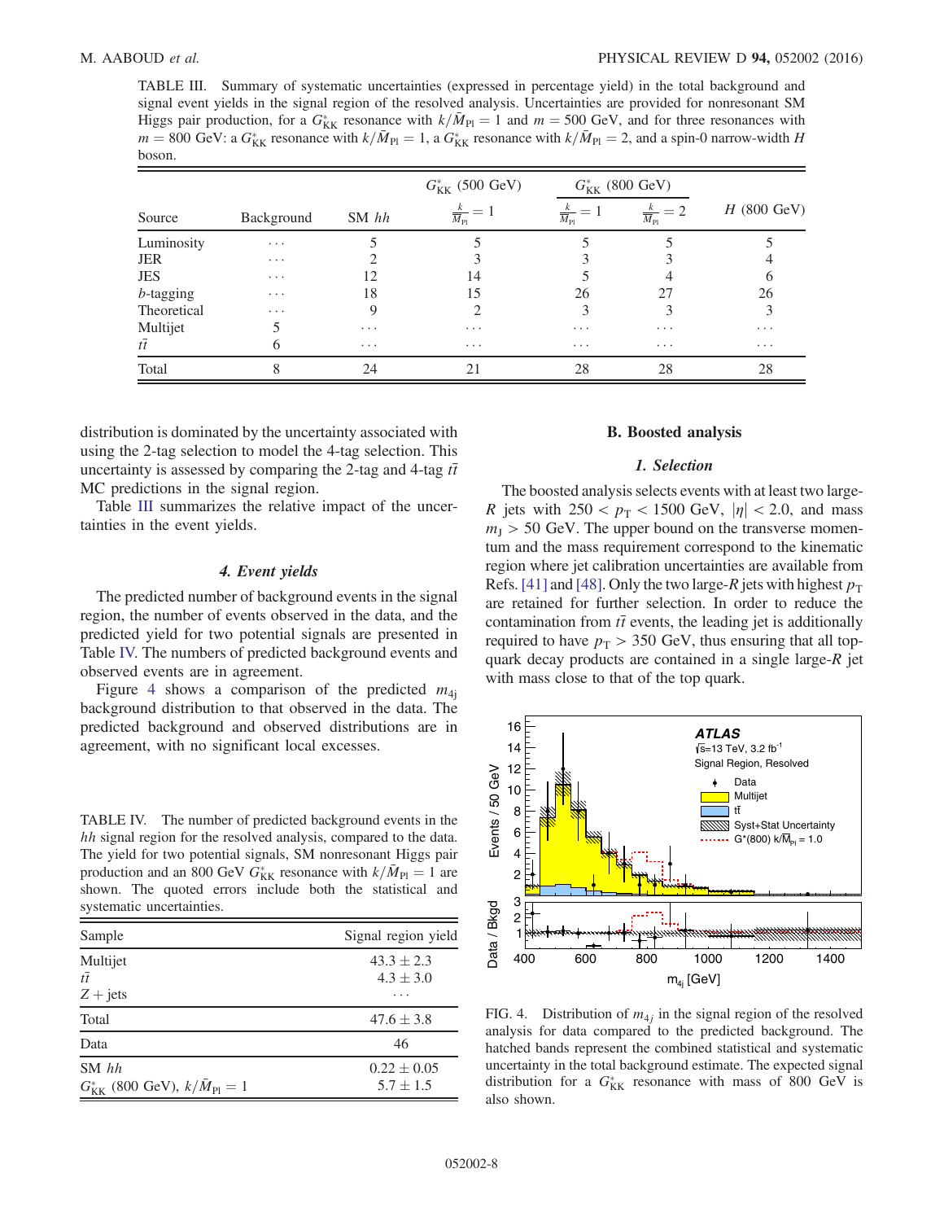TABLE III. Summary of systematic uncertainties (expressed in percentage yield) in the total background and signal event yields in the signal region of the resolved analysis. Uncertainties are provided for nonresonant SM Higgs pair production, for a $G^*_{\mathrm{KK}}$ resonance with $k/\bar{M}_{\mathrm{Pl}} = 1$ and $m = 500$ GeV, and for three resonances with $m = 800$ GeV: a $G^*_{\mathrm{KK}}$ resonance with $k/\bar{M}_{\mathrm{Pl}} = 1$, a $G^*_{\mathrm{KK}}$ resonance with $k/\bar{M}_{\mathrm{Pl}} = 2$, and a spin-0 narrow-width $H$ boson.

| Source | Background | SM $hh$ | $G^*_{\mathrm{KK}}$ (500 GeV) | $G^*_{\mathrm{KK}}$ (800 GeV) | | $H$ (800 GeV) |
|---|---|---|---|---|---|---|
| | | | $\frac{k}{\bar{M}_{\mathrm{Pl}}} = 1$ | $\frac{k}{\bar{M}_{\mathrm{Pl}}} = 1$ | $\frac{k}{\bar{M}_{\mathrm{Pl}}} = 2$ | |
| Luminosity | ... | 5 | 5 | 5 | 5 | 5 |
| JER | ... | 2 | 3 | 3 | 3 | 4 |
| JES | ... | 12 | 14 | 5 | 4 | 6 |
| $b$-tagging | ... | 18 | 15 | 26 | 27 | 26 |
| Theoretical | ... | 9 | 2 | 3 | 3 | 3 |
| Multijet | 5 | ... | ... | ... | ... | ... |
| $t\bar{t}$ | 6 | ... | ... | ... | ... | ... |
| Total | 8 | 24 | 21 | 28 | 28 | 28 |

distribution is dominated by the uncertainty associated with using the 2-tag selection to model the 4-tag selection. This uncertainty is assessed by comparing the 2-tag and 4-tag $t\bar{t}$ MC predictions in the signal region.

Table III summarizes the relative impact of the uncertainties in the event yields.

#### 4. Event yields

The predicted number of background events in the signal region, the number of events observed in the data, and the predicted yield for two potential signals are presented in Table IV. The numbers of predicted background events and observed events are in agreement.

Figure 4 shows a comparison of the predicted $m_{4j}$ background distribution to that observed in the data. The predicted background and observed distributions are in agreement, with no significant local excesses.

TABLE IV. The number of predicted background events in the $hh$ signal region for the resolved analysis, compared to the data. The yield for two potential signals, SM nonresonant Higgs pair production and an 800 GeV $G^*_{\mathrm{KK}}$ resonance with $k/\bar{M}_{\mathrm{Pl}} = 1$ are shown. The quoted errors include both the statistical and systematic uncertainties.

| Sample | Signal region yield |
|---|---|
| Multijet | $43.3 \pm 2.3$ |
| $t\bar{t}$ | $4.3 \pm 3.0$ |
| $Z +$jets | ... |
| Total | $47.6 \pm 3.8$ |
| Data | 46 |
| SM $hh$ | $0.22 \pm 0.05$ |
| $G^*_{\mathrm{KK}}$ (800 GeV), $k/\bar{M}_{\mathrm{Pl}} = 1$ | $5.7 \pm 1.5$ |

### B. Boosted analysis

#### 1. Selection

The boosted analysis selects events with at least two large-$R$ jets with $250 < p_{\mathrm{T}} < 1500$ GeV, $|\eta| < 2.0$, and mass $m_{\mathrm{J}} > 50$ GeV. The upper bound on the transverse momentum and the mass requirement correspond to the kinematic region where jet calibration uncertainties are available from Refs. [41] and [48]. Only the two large-$R$ jets with highest $p_{\mathrm{T}}$ are retained for further selection. In order to reduce the contamination from $t\bar{t}$ events, the leading jet is additionally required to have $p_{\mathrm{T}} > 350$ GeV, thus ensuring that all top-quark decay products are contained in a single large-$R$ jet with mass close to that of the top quark.

FIG. 4. Distribution of $m_{4j}$ in the signal region of the resolved analysis for data compared to the predicted background. The hatched bands represent the combined statistical and systematic uncertainty in the total background estimate. The expected signal distribution for a $G^*_{\mathrm{KK}}$ resonance with mass of 800 GeV is also shown.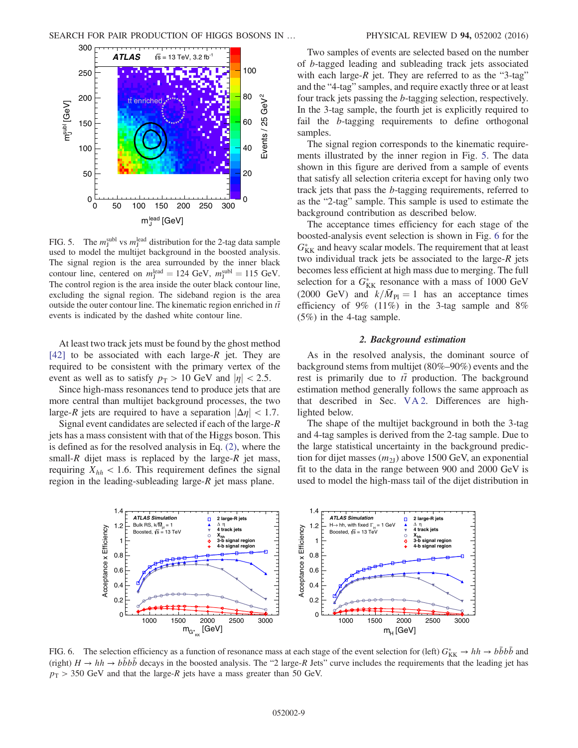FIG. 5. The $m_J^{\rm subl}$ vs $m_J^{\rm lead}$ distribution for the 2-tag data sample used to model the multijet background in the boosted analysis. The signal region is the area surrounded by the inner black contour line, centered on $m_J^{\rm lead} = 124$ GeV, $m_J^{\rm subl} = 115$ GeV. The control region is the area inside the outer black contour line, excluding the signal region. The sideband region is the area outside the outer contour line. The kinematic region enriched in $t\bar{t}$ events is indicated by the dashed white contour line.

At least two track jets must be found by the ghost method [42] to be associated with each large-$R$ jet. They are required to be consistent with the primary vertex of the event as well as to satisfy $p_{\rm T} > 10$ GeV and $|\eta| < 2.5$.

Since high-mass resonances tend to produce jets that are more central than multijet background processes, the two large-$R$ jets are required to have a separation $|\Delta\eta| < 1.7$.

Signal event candidates are selected if each of the large-$R$ jets has a mass consistent with that of the Higgs boson. This is defined as for the resolved analysis in Eq. (2), where the small-$R$ dijet mass is replaced by the large-$R$ jet mass, requiring $X_{hh} < 1.6$. This requirement defines the signal region in the leading-subleading large-$R$ jet mass plane.

Two samples of events are selected based on the number of $b$-tagged leading and subleading track jets associated with each large-$R$ jet. They are referred to as the "3-tag" and the "4-tag" samples, and require exactly three or at least four track jets passing the $b$-tagging selection, respectively. In the 3-tag sample, the fourth jet is explicitly required to fail the $b$-tagging requirements to define orthogonal samples.

The signal region corresponds to the kinematic requirements illustrated by the inner region in Fig. 5. The data shown in this figure are derived from a sample of events that satisfy all selection criteria except for having only two track jets that pass the $b$-tagging requirements, referred to as the "2-tag" sample. This sample is used to estimate the background contribution as described below.

The acceptance times efficiency for each stage of the boosted-analysis event selection is shown in Fig. 6 for the $G^*_{\rm KK}$ and heavy scalar models. The requirement that at least two individual track jets be associated to the large-$R$ jets becomes less efficient at high mass due to merging. The full selection for a $G^*_{\rm KK}$ resonance with a mass of 1000 GeV (2000 GeV) and $k/\bar{M}_{\rm Pl} = 1$ has an acceptance times efficiency of 9% (11%) in the 3-tag sample and 8% (5%) in the 4-tag sample.

### 2. Background estimation

As in the resolved analysis, the dominant source of background stems from multijet (80%–90%) events and the rest is primarily due to $t\bar{t}$ production. The background estimation method generally follows the same approach as that described in Sec. V A 2. Differences are highlighted below.

The shape of the multijet background in both the 3-tag and 4-tag samples is derived from the 2-tag sample. Due to the large statistical uncertainty in the background prediction for dijet masses ($m_{2J}$) above 1500 GeV, an exponential fit to the data in the range between 900 and 2000 GeV is used to model the high-mass tail of the dijet distribution in

FIG. 6. The selection efficiency as a function of resonance mass at each stage of the event selection for (left) $G^*_{\rm KK} \to hh \to b\bar{b}b\bar{b}$ and (right) $H \to hh \to b\bar{b}b\bar{b}$ decays in the boosted analysis. The "2 large-$R$ Jets" curve includes the requirements that the leading jet has $p_{\rm T} > 350$ GeV and that the large-$R$ jets have a mass greater than 50 GeV.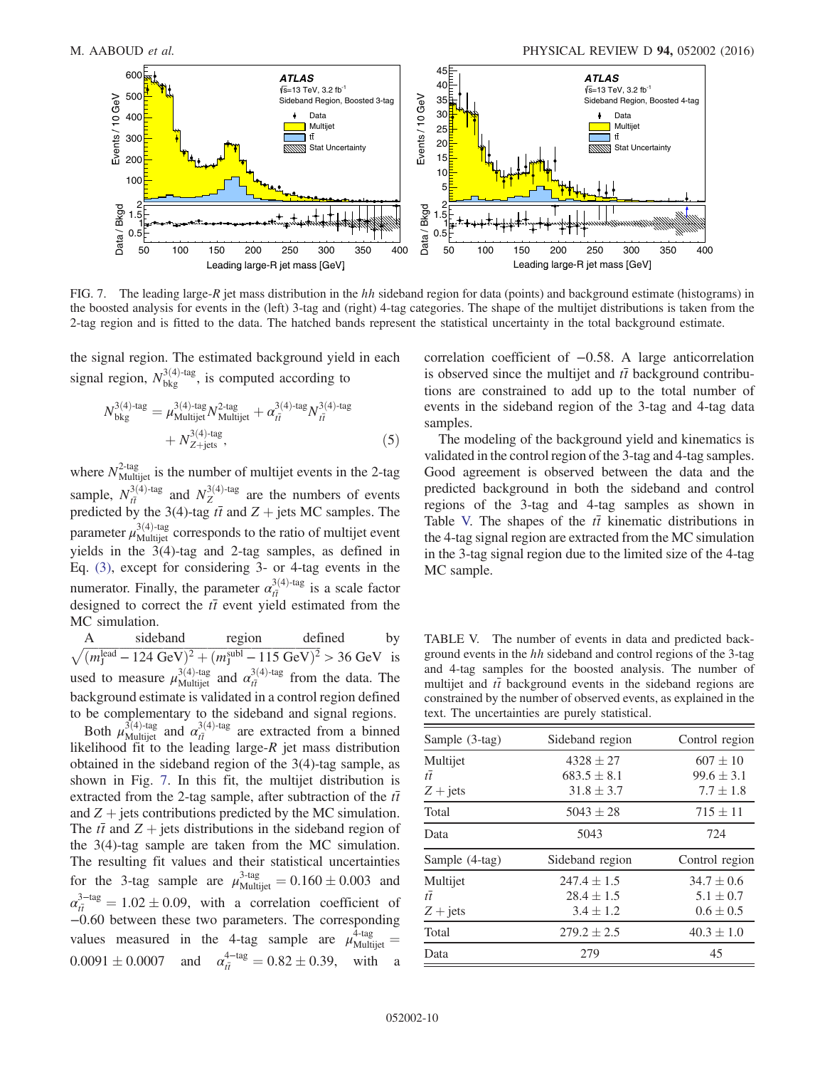FIG. 7. The leading large-$R$ jet mass distribution in the $hh$ sideband region for data (points) and background estimate (histograms) in the boosted analysis for events in the (left) 3-tag and (right) 4-tag categories. The shape of the multijet distributions is taken from the 2-tag region and is fitted to the data. The hatched bands represent the statistical uncertainty in the total background estimate.

the signal region. The estimated background yield in each signal region, $N_{\rm bkg}^{3(4)\text{-tag}}$, is computed according to

$$N_{\rm bkg}^{3(4)\text{-tag}} = \mu_{\rm Multijet}^{3(4)\text{-tag}} N_{\rm Multijet}^{2\text{-tag}} + \alpha_{t\bar{t}}^{3(4)\text{-tag}} N_{t\bar{t}}^{3(4)\text{-tag}} + N_{Z+\text{jets}}^{3(4)\text{-tag}}, \tag{5}$$

where $N_{\rm Multijet}^{2\text{-tag}}$ is the number of multijet events in the 2-tag sample, $N_{t\bar{t}}^{3(4)\text{-tag}}$ and $N_{Z}^{3(4)\text{-tag}}$ are the numbers of events predicted by the 3(4)-tag $t\bar{t}$ and $Z+$jets MC samples. The parameter $\mu_{\rm Multijet}^{3(4)\text{-tag}}$ corresponds to the ratio of multijet event yields in the 3(4)-tag and 2-tag samples, as defined in Eq. (3), except for considering 3- or 4-tag events in the numerator. Finally, the parameter $\alpha_{t\bar{t}}^{3(4)\text{-tag}}$ is a scale factor designed to correct the $t\bar{t}$ event yield estimated from the MC simulation.

A sideband region defined by $\sqrt{(m_{\rm J}^{\rm lead} - 124~\text{GeV})^2 + (m_{\rm J}^{\rm subl} - 115~\text{GeV})^2} > 36~\text{GeV}$ is used to measure $\mu_{\rm Multijet}^{3(4)\text{-tag}}$ and $\alpha_{t\bar{t}}^{3(4)\text{-tag}}$ from the data. The background estimate is validated in a control region defined to be complementary to the sideband and signal regions.

Both $\mu_{\rm Multijet}^{3(4)\text{-tag}}$ and $\alpha_{t\bar{t}}^{3(4)\text{-tag}}$ are extracted from a binned likelihood fit to the leading large-$R$ jet mass distribution obtained in the sideband region of the 3(4)-tag sample, as shown in Fig. 7. In this fit, the multijet distribution is extracted from the 2-tag sample, after subtraction of the $t\bar{t}$ and $Z+$jets contributions predicted by the MC simulation. The $t\bar{t}$ and $Z+$jets distributions in the sideband region of the 3(4)-tag sample are taken from the MC simulation. The resulting fit values and their statistical uncertainties for the 3-tag sample are $\mu_{\rm Multijet}^{3\text{-tag}} = 0.160 \pm 0.003$ and $\alpha_{t\bar{t}}^{3\text{-tag}} = 1.02 \pm 0.09$, with a correlation coefficient of $-0.60$ between these two parameters. The corresponding values measured in the 4-tag sample are $\mu_{\rm Multijet}^{4\text{-tag}} = 0.0091 \pm 0.0007$ and $\alpha_{t\bar{t}}^{4\text{-tag}} = 0.82 \pm 0.39$, with a correlation coefficient of $-0.58$. A large anticorrelation is observed since the multijet and $t\bar{t}$ background contributions are constrained to add up to the total number of events in the sideband region of the 3-tag and 4-tag data samples.

The modeling of the background yield and kinematics is validated in the control region of the 3-tag and 4-tag samples. Good agreement is observed between the data and the predicted background in both the sideband and control regions of the 3-tag and 4-tag samples as shown in Table V. The shapes of the $t\bar{t}$ kinematic distributions in the 4-tag signal region are extracted from the MC simulation in the 3-tag signal region due to the limited size of the 4-tag MC sample.

TABLE V. The number of events in data and predicted background events in the $hh$ sideband and control regions of the 3-tag and 4-tag samples for the boosted analysis. The number of multijet and $t\bar{t}$ background events in the sideband regions are constrained by the number of observed events, as explained in the text. The uncertainties are purely statistical.

| Sample (3-tag) | Sideband region | Control region |
|---|---|---|
| Multijet | $4328 \pm 27$ | $607 \pm 10$ |
| $t\bar{t}$ | $683.5 \pm 8.1$ | $99.6 \pm 3.1$ |
| $Z+$jets | $31.8 \pm 3.7$ | $7.7 \pm 1.8$ |
| Total | $5043 \pm 28$ | $715 \pm 11$ |
| Data | 5043 | 724 |
| **Sample (4-tag)** | **Sideband region** | **Control region** |
| Multijet | $247.4 \pm 1.5$ | $34.7 \pm 0.6$ |
| $t\bar{t}$ | $28.4 \pm 1.5$ | $5.1 \pm 0.7$ |
| $Z+$jets | $3.4 \pm 1.2$ | $0.6 \pm 0.5$ |
| Total | $279.2 \pm 2.5$ | $40.3 \pm 1.0$ |
| Data | 279 | 45 |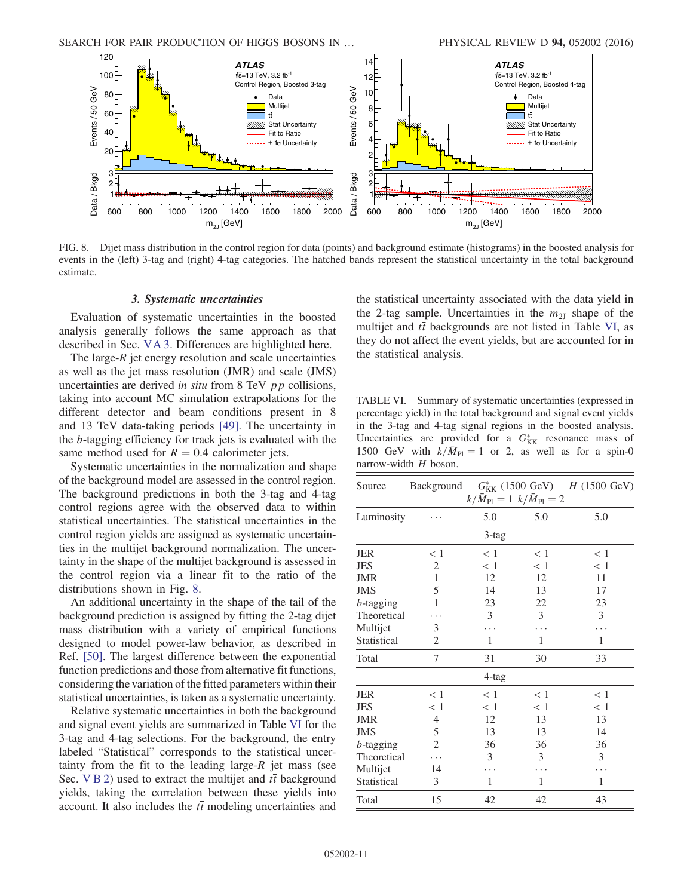FIG. 8. Dijet mass distribution in the control region for data (points) and background estimate (histograms) in the boosted analysis for events in the (left) 3-tag and (right) 4-tag categories. The hatched bands represent the statistical uncertainty in the total background estimate.

### 3. Systematic uncertainties

Evaluation of systematic uncertainties in the boosted analysis generally follows the same approach as that described in Sec. VA 3. Differences are highlighted here.

The large-$R$ jet energy resolution and scale uncertainties as well as the jet mass resolution (JMR) and scale (JMS) uncertainties are derived *in situ* from 8 TeV $pp$ collisions, taking into account MC simulation extrapolations for the different detector and beam conditions present in 8 and 13 TeV data-taking periods [49]. The uncertainty in the $b$-tagging efficiency for track jets is evaluated with the same method used for $R = 0.4$ calorimeter jets.

Systematic uncertainties in the normalization and shape of the background model are assessed in the control region. The background predictions in both the 3-tag and 4-tag control regions agree with the observed data to within statistical uncertainties. The statistical uncertainties in the control region yields are assigned as systematic uncertainties in the multijet background normalization. The uncertainty in the shape of the multijet background is assessed in the control region via a linear fit to the ratio of the distributions shown in Fig. 8.

An additional uncertainty in the shape of the tail of the background prediction is assigned by fitting the 2-tag dijet mass distribution with a variety of empirical functions designed to model power-law behavior, as described in Ref. [50]. The largest difference between the exponential function predictions and those from alternative fit functions, considering the variation of the fitted parameters within their statistical uncertainties, is taken as a systematic uncertainty.

Relative systematic uncertainties in both the background and signal event yields are summarized in Table VI for the 3-tag and 4-tag selections. For the background, the entry labeled "Statistical" corresponds to the statistical uncertainty from the fit to the leading large-$R$ jet mass (see Sec. V B 2) used to extract the multijet and $t\bar{t}$ background yields, taking the correlation between these yields into account. It also includes the $t\bar{t}$ modeling uncertainties and the statistical uncertainty associated with the data yield in the 2-tag sample. Uncertainties in the $m_{2J}$ shape of the multijet and $t\bar{t}$ backgrounds are not listed in Table VI, as they do not affect the event yields, but are accounted for in the statistical analysis.

TABLE VI. Summary of systematic uncertainties (expressed in percentage yield) in the total background and signal event yields in the 3-tag and 4-tag signal regions in the boosted analysis. Uncertainties are provided for a $G^*_{\mathrm{KK}}$ resonance mass of 1500 GeV with $k/\bar{M}_{\mathrm{Pl}} = 1$ or 2, as well as for a spin-0 narrow-width $H$ boson.

| Source | Background | $G^*_{\mathrm{KK}}$ (1500 GeV) $k/\bar{M}_{\mathrm{Pl}} = 1$ | $G^*_{\mathrm{KK}}$ (1500 GeV) $k/\bar{M}_{\mathrm{Pl}} = 2$ | $H$ (1500 GeV) |
|---|---|---|---|---|
| Luminosity | ... | 5.0 | 5.0 | 5.0 |
| | | 3-tag | | |
| JER | < 1 | < 1 | < 1 | < 1 |
| JES | 2 | < 1 | < 1 | < 1 |
| JMR | 1 | 12 | 12 | 11 |
| JMS | 5 | 14 | 13 | 17 |
| $b$-tagging | 1 | 23 | 22 | 23 |
| Theoretical | ... | 3 | 3 | 3 |
| Multijet | 3 | ... | ... | ... |
| Statistical | 2 | 1 | 1 | 1 |
| Total | 7 | 31 | 30 | 33 |
| | | 4-tag | | |
| JER | < 1 | < 1 | < 1 | < 1 |
| JES | < 1 | < 1 | < 1 | < 1 |
| JMR | 4 | 12 | 13 | 13 |
| JMS | 5 | 13 | 13 | 14 |
| $b$-tagging | 2 | 36 | 36 | 36 |
| Theoretical | ... | 3 | 3 | 3 |
| Multijet | 14 | ... | ... | ... |
| Statistical | 3 | 1 | 1 | 1 |
| Total | 15 | 42 | 42 | 43 |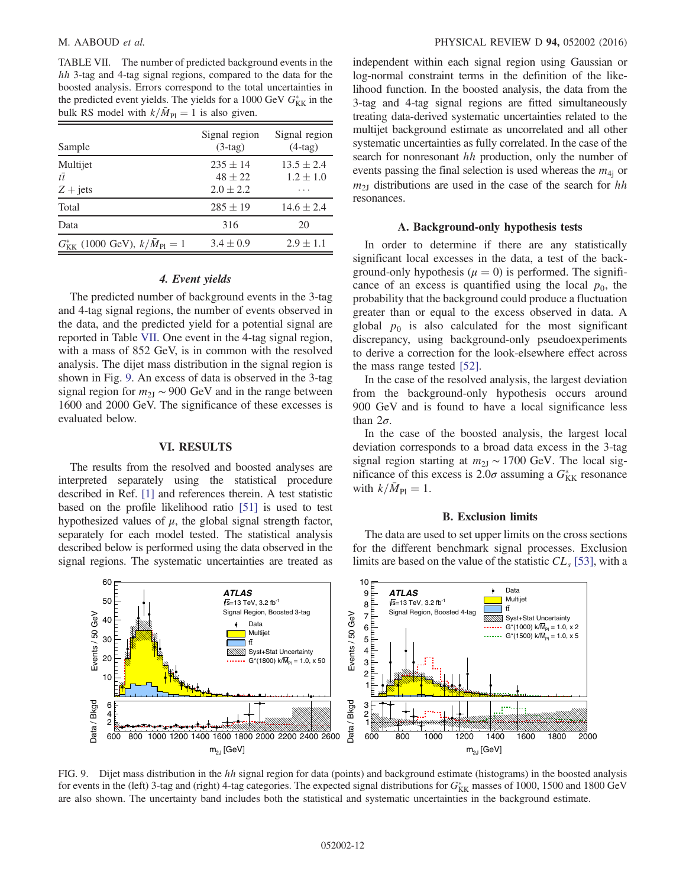TABLE VII. The number of predicted background events in the $hh$ 3-tag and 4-tag signal regions, compared to the data for the boosted analysis. Errors correspond to the total uncertainties in the predicted event yields. The yields for a 1000 GeV $G^*_{\rm KK}$ in the bulk RS model with $k/\bar{M}_{\rm Pl} = 1$ is also given.

| Sample | Signal region (3-tag) | Signal region (4-tag) |
| --- | --- | --- |
| Multijet | $235 \pm 14$ | $13.5 \pm 2.4$ |
| $t\bar{t}$ | $48 \pm 22$ | $1.2 \pm 1.0$ |
| $Z$ + jets | $2.0 \pm 2.2$ | ... |
| Total | $285 \pm 19$ | $14.6 \pm 2.4$ |
| Data | 316 | 20 |
| $G^*_{\rm KK}$ (1000 GeV), $k/\bar{M}_{\rm Pl} = 1$ | $3.4 \pm 0.9$ | $2.9 \pm 1.1$ |

#### *4. Event yields*

The predicted number of background events in the 3-tag and 4-tag signal regions, the number of events observed in the data, and the predicted yield for a potential signal are reported in Table VII. One event in the 4-tag signal region, with a mass of 852 GeV, is in common with the resolved analysis. The dijet mass distribution in the signal region is shown in Fig. 9. An excess of data is observed in the 3-tag signal region for $m_{2\rm J} \sim 900$ GeV and in the range between 1600 and 2000 GeV. The significance of these excesses is evaluated below.

## VI. RESULTS

The results from the resolved and boosted analyses are interpreted separately using the statistical procedure described in Ref. [1] and references therein. A test statistic based on the profile likelihood ratio [51] is used to test hypothesized values of $\mu$, the global signal strength factor, separately for each model tested. The statistical analysis described below is performed using the data observed in the signal regions. The systematic uncertainties are treated as independent within each signal region using Gaussian or log-normal constraint terms in the definition of the likelihood function. In the boosted analysis, the data from the 3-tag and 4-tag signal regions are fitted simultaneously treating data-derived systematic uncertainties related to the multijet background estimate as uncorrelated and all other systematic uncertainties as fully correlated. In the case of the search for nonresonant $hh$ production, only the number of events passing the final selection is used whereas the $m_{4\rm j}$ or $m_{2\rm J}$ distributions are used in the case of the search for $hh$ resonances.

### A. Background-only hypothesis tests

In order to determine if there are any statistically significant local excesses in the data, a test of the background-only hypothesis ($\mu = 0$) is performed. The significance of an excess is quantified using the local $p_0$, the probability that the background could produce a fluctuation greater than or equal to the excess observed in data. A global $p_0$ is also calculated for the most significant discrepancy, using background-only pseudoexperiments to derive a correction for the look-elsewhere effect across the mass range tested [52].

In the case of the resolved analysis, the largest deviation from the background-only hypothesis occurs around 900 GeV and is found to have a local significance less than $2\sigma$.

In the case of the boosted analysis, the largest local deviation corresponds to a broad data excess in the 3-tag signal region starting at $m_{2\rm J} \sim 1700$ GeV. The local significance of this excess is $2.0\sigma$ assuming a $G^*_{\rm KK}$ resonance with $k/\bar{M}_{\rm Pl} = 1$.

### B. Exclusion limits

The data are used to set upper limits on the cross sections for the different benchmark signal processes. Exclusion limits are based on the value of the statistic $CL_s$ [53], with a

FIG. 9. Dijet mass distribution in the $hh$ signal region for data (points) and background estimate (histograms) in the boosted analysis for events in the (left) 3-tag and (right) 4-tag categories. The expected signal distributions for $G^*_{\rm KK}$ masses of 1000, 1500 and 1800 GeV are also shown. The uncertainty band includes both the statistical and systematic uncertainties in the background estimate.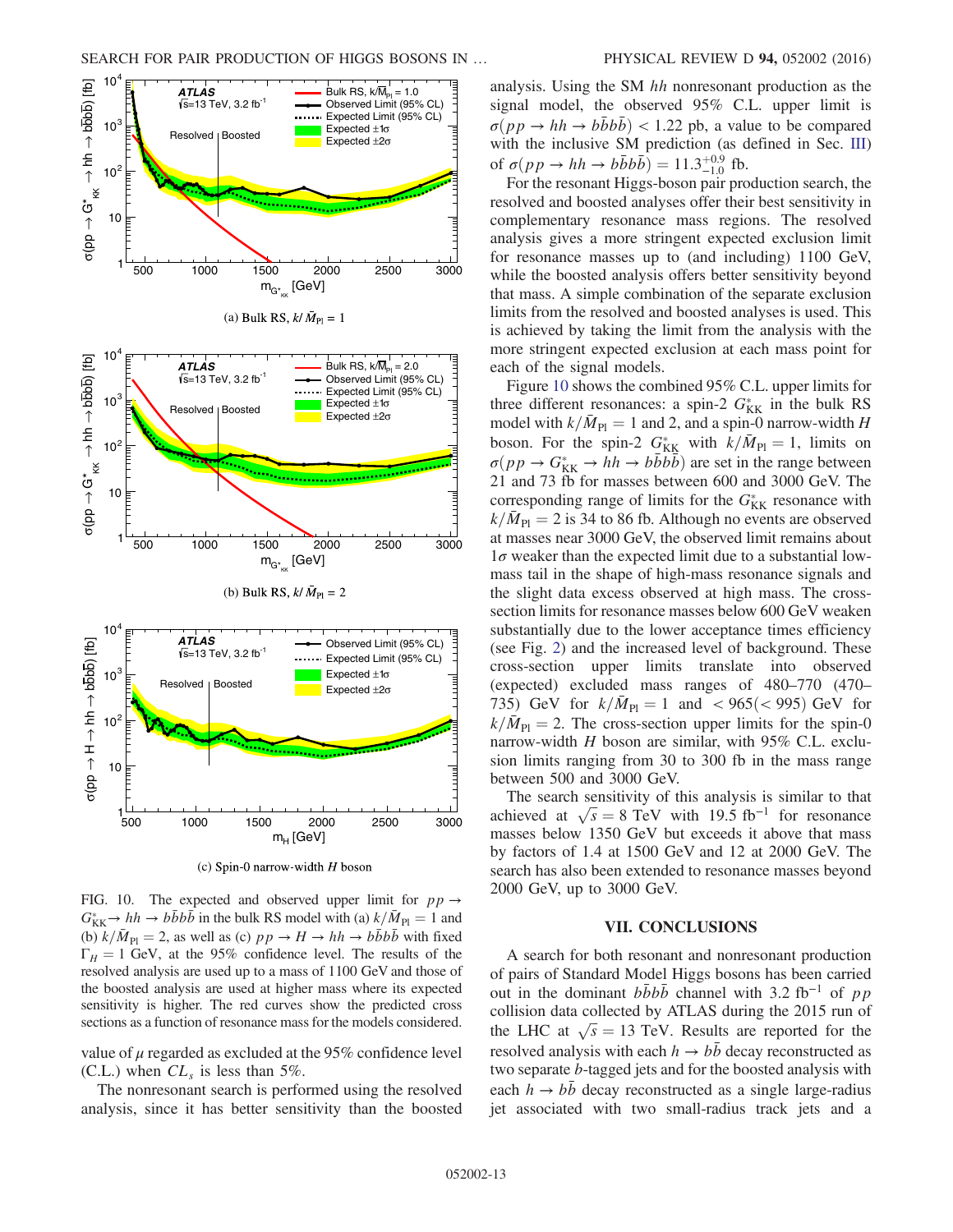(a) Bulk RS, $k/\bar{M}_{\rm Pl} = 1$

(b) Bulk RS, $k/\bar{M}_{\rm Pl} = 2$

(c) Spin-0 narrow-width $H$ boson

FIG. 10. The expected and observed upper limit for $pp \to G^*_{\rm KK} \to hh \to b\bar{b}b\bar{b}$ in the bulk RS model with (a) $k/\bar{M}_{\rm Pl} = 1$ and (b) $k/\bar{M}_{\rm Pl} = 2$, as well as (c) $pp \to H \to hh \to b\bar{b}b\bar{b}$ with fixed $\Gamma_H = 1$ GeV, at the 95% confidence level. The results of the resolved analysis are used up to a mass of 1100 GeV and those of the boosted analysis are used at higher mass where its expected sensitivity is higher. The red curves show the predicted cross sections as a function of resonance mass for the models considered.

value of $\mu$ regarded as excluded at the 95% confidence level (C.L.) when $CL_s$ is less than 5%.

The nonresonant search is performed using the resolved analysis, since it has better sensitivity than the boosted analysis. Using the SM $hh$ nonresonant production as the signal model, the observed 95% C.L. upper limit is $\sigma(pp \to hh \to b\bar{b}b\bar{b}) < 1.22$ pb, a value to be compared with the inclusive SM prediction (as defined in Sec. III) of $\sigma(pp \to hh \to b\bar{b}b\bar{b}) = 11.3^{+0.9}_{-1.0}$ fb.

For the resonant Higgs-boson pair production search, the resolved and boosted analyses offer their best sensitivity in complementary resonance mass regions. The resolved analysis gives a more stringent expected exclusion limit for resonance masses up to (and including) 1100 GeV, while the boosted analysis offers better sensitivity beyond that mass. A simple combination of the separate exclusion limits from the resolved and boosted analyses is used. This is achieved by taking the limit from the analysis with the more stringent expected exclusion at each mass point for each of the signal models.

Figure 10 shows the combined 95% C.L. upper limits for three different resonances: a spin-2 $G^*_{\rm KK}$ in the bulk RS model with $k/\bar{M}_{\rm Pl} = 1$ and 2, and a spin-0 narrow-width $H$ boson. For the spin-2 $G^*_{\rm KK}$ with $k/\bar{M}_{\rm Pl} = 1$, limits on $\sigma(pp \to G^*_{\rm KK} \to hh \to b\bar{b}b\bar{b})$ are set in the range between 21 and 73 fb for masses between 600 and 3000 GeV. The corresponding range of limits for the $G^*_{\rm KK}$ resonance with $k/\bar{M}_{\rm Pl} = 2$ is 34 to 86 fb. Although no events are observed at masses near 3000 GeV, the observed limit remains about $1\sigma$ weaker than the expected limit due to a substantial low-mass tail in the shape of high-mass resonance signals and the slight data excess observed at high mass. The cross-section limits for resonance masses below 600 GeV weaken substantially due to the lower acceptance times efficiency (see Fig. 2) and the increased level of background. These cross-section upper limits translate into observed (expected) excluded mass ranges of 480–770 (470–735) GeV for $k/\bar{M}_{\rm Pl} = 1$ and $< 965 (< 995)$ GeV for $k/\bar{M}_{\rm Pl} = 2$. The cross-section upper limits for the spin-0 narrow-width $H$ boson are similar, with 95% C.L. exclusion limits ranging from 30 to 300 fb in the mass range between 500 and 3000 GeV.

The search sensitivity of this analysis is similar to that achieved at $\sqrt{s} = 8$ TeV with 19.5 fb$^{-1}$ for resonance masses below 1350 GeV but exceeds it above that mass by factors of 1.4 at 1500 GeV and 12 at 2000 GeV. The search has also been extended to resonance masses beyond 2000 GeV, up to 3000 GeV.

## VII. CONCLUSIONS

A search for both resonant and nonresonant production of pairs of Standard Model Higgs bosons has been carried out in the dominant $b\bar{b}b\bar{b}$ channel with 3.2 fb$^{-1}$ of $pp$ collision data collected by ATLAS during the 2015 run of the LHC at $\sqrt{s} = 13$ TeV. Results are reported for the resolved analysis with each $h \to b\bar{b}$ decay reconstructed as two separate $b$-tagged jets and for the boosted analysis with each $h \to b\bar{b}$ decay reconstructed as a single large-radius jet associated with two small-radius track jets and a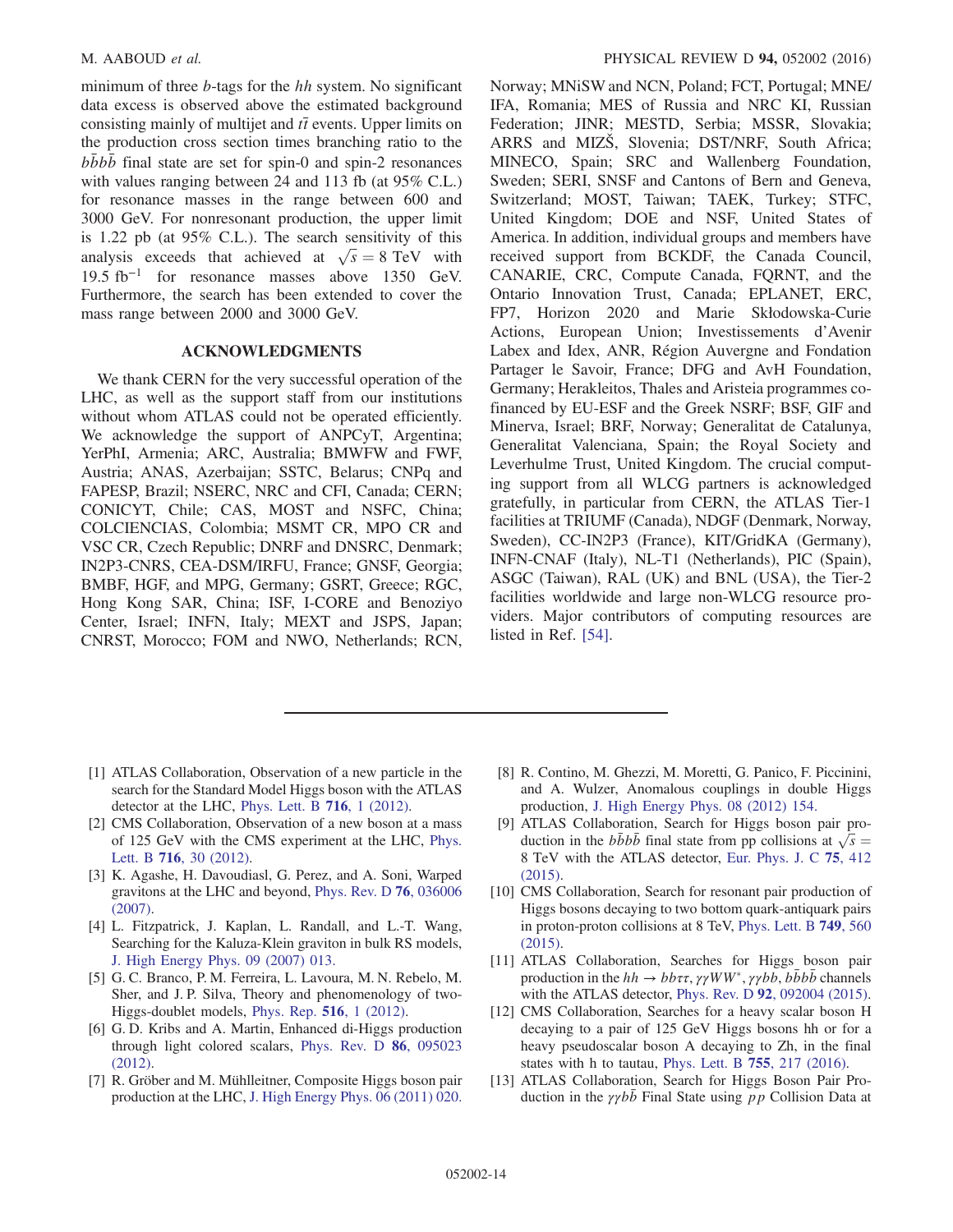minimum of three $b$-tags for the $hh$ system. No significant data excess is observed above the estimated background consisting mainly of multijet and $t\bar{t}$ events. Upper limits on the production cross section times branching ratio to the $b\bar{b}b\bar{b}$ final state are set for spin-0 and spin-2 resonances with values ranging between 24 and 113 fb (at 95% C.L.) for resonance masses in the range between 600 and 3000 GeV. For nonresonant production, the upper limit is 1.22 pb (at 95% C.L.). The search sensitivity of this analysis exceeds that achieved at $\sqrt{s} = 8$ TeV with 19.5 fb$^{-1}$ for resonance masses above 1350 GeV. Furthermore, the search has been extended to cover the mass range between 2000 and 3000 GeV.

## ACKNOWLEDGMENTS

We thank CERN for the very successful operation of the LHC, as well as the support staff from our institutions without whom ATLAS could not be operated efficiently. We acknowledge the support of ANPCyT, Argentina; YerPhI, Armenia; ARC, Australia; BMWFW and FWF, Austria; ANAS, Azerbaijan; SSTC, Belarus; CNPq and FAPESP, Brazil; NSERC, NRC and CFI, Canada; CERN; CONICYT, Chile; CAS, MOST and NSFC, China; COLCIENCIAS, Colombia; MSMT CR, MPO CR and VSC CR, Czech Republic; DNRF and DNSRC, Denmark; IN2P3-CNRS, CEA-DSM/IRFU, France; GNSF, Georgia; BMBF, HGF, and MPG, Germany; GSRT, Greece; RGC, Hong Kong SAR, China; ISF, I-CORE and Benoziyo Center, Israel; INFN, Italy; MEXT and JSPS, Japan; CNRST, Morocco; FOM and NWO, Netherlands; RCN, Norway; MNiSW and NCN, Poland; FCT, Portugal; MNE/IFA, Romania; MES of Russia and NRC KI, Russian Federation; JINR; MESTD, Serbia; MSSR, Slovakia; ARRS and MIZŠ, Slovenia; DST/NRF, South Africa; MINECO, Spain; SRC and Wallenberg Foundation, Sweden; SERI, SNSF and Cantons of Bern and Geneva, Switzerland; MOST, Taiwan; TAEK, Turkey; STFC, United Kingdom; DOE and NSF, United States of America. In addition, individual groups and members have received support from BCKDF, the Canada Council, CANARIE, CRC, Compute Canada, FQRNT, and the Ontario Innovation Trust, Canada; EPLANET, ERC, FP7, Horizon 2020 and Marie Skłodowska-Curie Actions, European Union; Investissements d'Avenir Labex and Idex, ANR, Région Auvergne and Fondation Partager le Savoir, France; DFG and AvH Foundation, Germany; Herakleitos, Thales and Aristeia programmes co-financed by EU-ESF and the Greek NSRF; BSF, GIF and Minerva, Israel; BRF, Norway; Generalitat de Catalunya, Generalitat Valenciana, Spain; the Royal Society and Leverhulme Trust, United Kingdom. The crucial computing support from all WLCG partners is acknowledged gratefully, in particular from CERN, the ATLAS Tier-1 facilities at TRIUMF (Canada), NDGF (Denmark, Norway, Sweden), CC-IN2P3 (France), KIT/GridKA (Germany), INFN-CNAF (Italy), NL-T1 (Netherlands), PIC (Spain), ASGC (Taiwan), RAL (UK) and BNL (USA), the Tier-2 facilities worldwide and large non-WLCG resource providers. Major contributors of computing resources are listed in Ref. [54].

---

[1] ATLAS Collaboration, Observation of a new particle in the search for the Standard Model Higgs boson with the ATLAS detector at the LHC, Phys. Lett. B **716**, 1 (2012).

[2] CMS Collaboration, Observation of a new boson at a mass of 125 GeV with the CMS experiment at the LHC, Phys. Lett. B **716**, 30 (2012).

[3] K. Agashe, H. Davoudiasl, G. Perez, and A. Soni, Warped gravitons at the LHC and beyond, Phys. Rev. D **76**, 036006 (2007).

[4] L. Fitzpatrick, J. Kaplan, L. Randall, and L.-T. Wang, Searching for the Kaluza-Klein graviton in bulk RS models, J. High Energy Phys. 09 (2007) 013.

[5] G. C. Branco, P. M. Ferreira, L. Lavoura, M. N. Rebelo, M. Sher, and J. P. Silva, Theory and phenomenology of two-Higgs-doublet models, Phys. Rep. **516**, 1 (2012).

[6] G. D. Kribs and A. Martin, Enhanced di-Higgs production through light colored scalars, Phys. Rev. D **86**, 095023 (2012).

[7] R. Gröber and M. Mühlleitner, Composite Higgs boson pair production at the LHC, J. High Energy Phys. 06 (2011) 020.

[8] R. Contino, M. Ghezzi, M. Moretti, G. Panico, F. Piccinini, and A. Wulzer, Anomalous couplings in double Higgs production, J. High Energy Phys. 08 (2012) 154.

[9] ATLAS Collaboration, Search for Higgs boson pair production in the $b\bar{b}b\bar{b}$ final state from pp collisions at $\sqrt{s} = 8$ TeV with the ATLAS detector, Eur. Phys. J. C **75**, 412 (2015).

[10] CMS Collaboration, Search for resonant pair production of Higgs bosons decaying to two bottom quark-antiquark pairs in proton-proton collisions at 8 TeV, Phys. Lett. B **749**, 560 (2015).

[11] ATLAS Collaboration, Searches for Higgs boson pair production in the $hh \to bb\tau\tau, \gamma\gamma WW^*, \gamma\gamma bb, b\bar{b}b\bar{b}$ channels with the ATLAS detector, Phys. Rev. D **92**, 092004 (2015).

[12] CMS Collaboration, Searches for a heavy scalar boson H decaying to a pair of 125 GeV Higgs bosons hh or for a heavy pseudoscalar boson A decaying to Zh, in the final states with h to tautau, Phys. Lett. B **755**, 217 (2016).

[13] ATLAS Collaboration, Search for Higgs Boson Pair Production in the $\gamma\gamma b\bar{b}$ Final State using $pp$ Collision Data at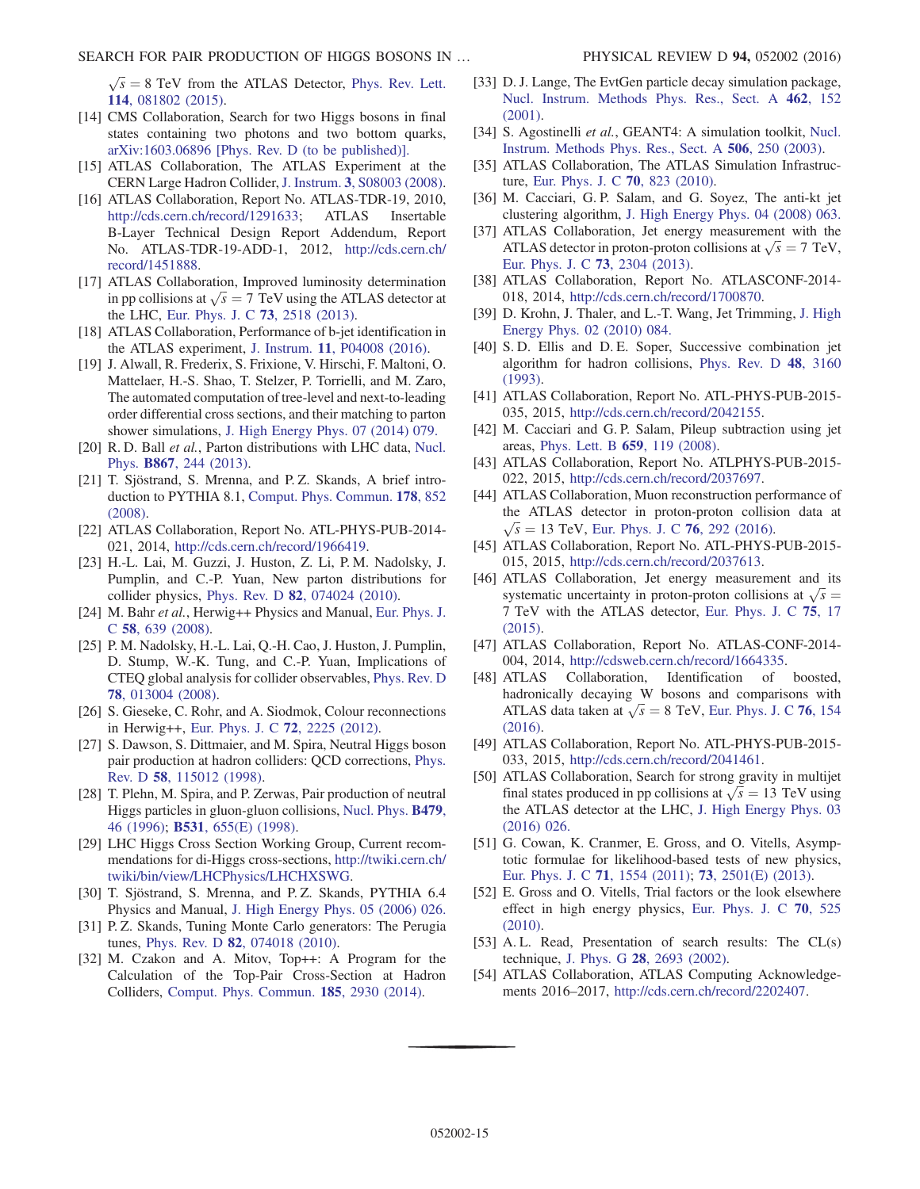$\sqrt{s} = 8$ TeV from the ATLAS Detector, Phys. Rev. Lett. **114**, 081802 (2015).

[14] CMS Collaboration, Search for two Higgs bosons in final states containing two photons and two bottom quarks, arXiv:1603.06896 [Phys. Rev. D (to be published)].

[15] ATLAS Collaboration, The ATLAS Experiment at the CERN Large Hadron Collider, J. Instrum. **3**, S08003 (2008).

[16] ATLAS Collaboration, Report No. ATLAS-TDR-19, 2010, http://cds.cern.ch/record/1291633; ATLAS Insertable B-Layer Technical Design Report Addendum, Report No. ATLAS-TDR-19-ADD-1, 2012, http://cds.cern.ch/record/1451888.

[17] ATLAS Collaboration, Improved luminosity determination in pp collisions at $\sqrt{s} = 7$ TeV using the ATLAS detector at the LHC, Eur. Phys. J. C **73**, 2518 (2013).

[18] ATLAS Collaboration, Performance of b-jet identification in the ATLAS experiment, J. Instrum. **11**, P04008 (2016).

[19] J. Alwall, R. Frederix, S. Frixione, V. Hirschi, F. Maltoni, O. Mattelaer, H.-S. Shao, T. Stelzer, P. Torrielli, and M. Zaro, The automated computation of tree-level and next-to-leading order differential cross sections, and their matching to parton shower simulations, J. High Energy Phys. 07 (2014) 079.

[20] R. D. Ball *et al.*, Parton distributions with LHC data, Nucl. Phys. **B867**, 244 (2013).

[21] T. Sjöstrand, S. Mrenna, and P. Z. Skands, A brief introduction to PYTHIA 8.1, Comput. Phys. Commun. **178**, 852 (2008).

[22] ATLAS Collaboration, Report No. ATL-PHYS-PUB-2014-021, 2014, http://cds.cern.ch/record/1966419.

[23] H.-L. Lai, M. Guzzi, J. Huston, Z. Li, P. M. Nadolsky, J. Pumplin, and C.-P. Yuan, New parton distributions for collider physics, Phys. Rev. D **82**, 074024 (2010).

[24] M. Bahr *et al.*, Herwig++ Physics and Manual, Eur. Phys. J. C **58**, 639 (2008).

[25] P. M. Nadolsky, H.-L. Lai, Q.-H. Cao, J. Huston, J. Pumplin, D. Stump, W.-K. Tung, and C.-P. Yuan, Implications of CTEQ global analysis for collider observables, Phys. Rev. D **78**, 013004 (2008).

[26] S. Gieseke, C. Rohr, and A. Siodmok, Colour reconnections in Herwig++, Eur. Phys. J. C **72**, 2225 (2012).

[27] S. Dawson, S. Dittmaier, and M. Spira, Neutral Higgs boson pair production at hadron colliders: QCD corrections, Phys. Rev. D **58**, 115012 (1998).

[28] T. Plehn, M. Spira, and P. Zerwas, Pair production of neutral Higgs particles in gluon-gluon collisions, Nucl. Phys. **B479**, 46 (1996); **B531**, 655(E) (1998).

[29] LHC Higgs Cross Section Working Group, Current recommendations for di-Higgs cross-sections, http://twiki.cern.ch/twiki/bin/view/LHCPhysics/LHCHXSWG.

[30] T. Sjöstrand, S. Mrenna, and P. Z. Skands, PYTHIA 6.4 Physics and Manual, J. High Energy Phys. 05 (2006) 026.

[31] P. Z. Skands, Tuning Monte Carlo generators: The Perugia tunes, Phys. Rev. D **82**, 074018 (2010).

[32] M. Czakon and A. Mitov, Top++: A Program for the Calculation of the Top-Pair Cross-Section at Hadron Colliders, Comput. Phys. Commun. **185**, 2930 (2014).

[33] D. J. Lange, The EvtGen particle decay simulation package, Nucl. Instrum. Methods Phys. Res., Sect. A **462**, 152 (2001).

[34] S. Agostinelli *et al.*, GEANT4: A simulation toolkit, Nucl. Instrum. Methods Phys. Res., Sect. A **506**, 250 (2003).

[35] ATLAS Collaboration, The ATLAS Simulation Infrastructure, Eur. Phys. J. C **70**, 823 (2010).

[36] M. Cacciari, G. P. Salam, and G. Soyez, The anti-kt jet clustering algorithm, J. High Energy Phys. 04 (2008) 063.

[37] ATLAS Collaboration, Jet energy measurement with the ATLAS detector in proton-proton collisions at $\sqrt{s} = 7$ TeV, Eur. Phys. J. C **73**, 2304 (2013).

[38] ATLAS Collaboration, Report No. ATLASCONF-2014-018, 2014, http://cds.cern.ch/record/1700870.

[39] D. Krohn, J. Thaler, and L.-T. Wang, Jet Trimming, J. High Energy Phys. 02 (2010) 084.

[40] S. D. Ellis and D. E. Soper, Successive combination jet algorithm for hadron collisions, Phys. Rev. D **48**, 3160 (1993).

[41] ATLAS Collaboration, Report No. ATL-PHYS-PUB-2015-035, 2015, http://cds.cern.ch/record/2042155.

[42] M. Cacciari and G. P. Salam, Pileup subtraction using jet areas, Phys. Lett. B **659**, 119 (2008).

[43] ATLAS Collaboration, Report No. ATLPHYS-PUB-2015-022, 2015, http://cds.cern.ch/record/2037697.

[44] ATLAS Collaboration, Muon reconstruction performance of the ATLAS detector in proton-proton collision data at $\sqrt{s} = 13$ TeV, Eur. Phys. J. C **76**, 292 (2016).

[45] ATLAS Collaboration, Report No. ATL-PHYS-PUB-2015-015, 2015, http://cds.cern.ch/record/2037613.

[46] ATLAS Collaboration, Jet energy measurement and its systematic uncertainty in proton-proton collisions at $\sqrt{s} = 7$ TeV with the ATLAS detector, Eur. Phys. J. C **75**, 17 (2015).

[47] ATLAS Collaboration, Report No. ATLAS-CONF-2014-004, 2014, http://cdsweb.cern.ch/record/1664335.

[48] ATLAS Collaboration, Identification of boosted, hadronically decaying W bosons and comparisons with ATLAS data taken at $\sqrt{s} = 8$ TeV, Eur. Phys. J. C **76**, 154 (2016).

[49] ATLAS Collaboration, Report No. ATL-PHYS-PUB-2015-033, 2015, http://cds.cern.ch/record/2041461.

[50] ATLAS Collaboration, Search for strong gravity in multijet final states produced in pp collisions at $\sqrt{s} = 13$ TeV using the ATLAS detector at the LHC, J. High Energy Phys. 03 (2016) 026.

[51] G. Cowan, K. Cranmer, E. Gross, and O. Vitells, Asymptotic formulae for likelihood-based tests of new physics, Eur. Phys. J. C **71**, 1554 (2011); **73**, 2501(E) (2013).

[52] E. Gross and O. Vitells, Trial factors or the look elsewhere effect in high energy physics, Eur. Phys. J. C **70**, 525 (2010).

[53] A. L. Read, Presentation of search results: The CL(s) technique, J. Phys. G **28**, 2693 (2002).

[54] ATLAS Collaboration, ATLAS Computing Acknowledgements 2016–2017, http://cds.cern.ch/record/2202407.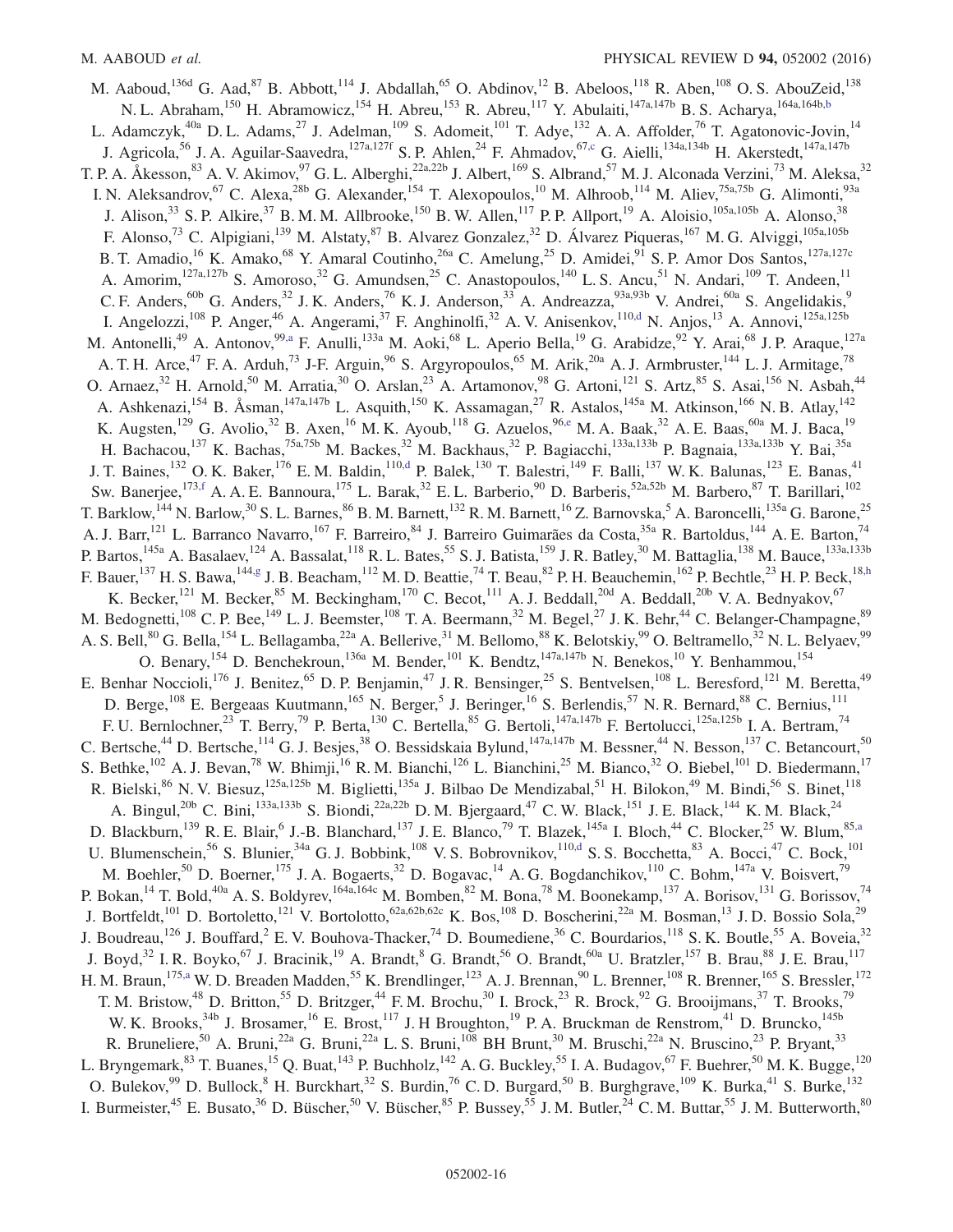M. Aaboud,[136d] G. Aad,[87] B. Abbott,[114] J. Abdallah,[65] O. Abdinov,[12] B. Abeloos,[118] R. Aben,[108] O. S. AbouZeid,[138] N. L. Abraham,[150] H. Abramowicz,[154] H. Abreu,[153] R. Abreu,[117] Y. Abulaiti,[147a,147b] B. S. Acharya,[164a,164b,b] L. Adamczyk,[40a] D. L. Adams,[27] J. Adelman,[109] S. Adomeit,[101] T. Adye,[132] A. A. Affolder,[76] T. Agatonovic-Jovin,[14] J. Agricola,[56] J. A. Aguilar-Saavedra,[127a,127f] S. P. Ahlen,[24] F. Ahmadov,[67,c] G. Aielli,[134a,134b] H. Akerstedt,[147a,147b] T. P. A. Åkesson,[83] A. V. Akimov,[97] G. L. Alberghi,[22a,22b] J. Albert,[169] S. Albrand,[57] M. J. Alconada Verzini,[73] M. Aleksa,[32] I. N. Aleksandrov,[67] C. Alexa,[28b] G. Alexander,[154] T. Alexopoulos,[10] M. Alhroob,[114] M. Aliev,[75a,75b] G. Alimonti,[93a] J. Alison,[33] S. P. Alkire,[37] B. M. M. Allbrooke,[150] B. W. Allen,[117] P. P. Allport,[19] A. Aloisio,[105a,105b] A. Alonso,[38] F. Alonso,[73] C. Alpigiani,[139] M. Alstaty,[87] B. Alvarez Gonzalez,[32] D. Álvarez Piqueras,[167] M. G. Alviggi,[105a,105b] B. T. Amadio,[16] K. Amako,[68] Y. Amaral Coutinho,[26a] C. Amelung,[25] D. Amidei,[91] S. P. Amor Dos Santos,[127a,127c] A. Amorim,[127a,127b] S. Amoroso,[32] G. Amundsen,[25] C. Anastopoulos,[140] L. S. Ancu,[51] N. Andari,[109] T. Andeen,[11] C. F. Anders,[60b] G. Anders,[32] J. K. Anders,[76] K. J. Anderson,[33] A. Andreazza,[93a,93b] V. Andrei,[60a] S. Angelidakis,[9] I. Angelozzi,[108] P. Anger,[46] A. Angerami,[37] F. Anghinolfi,[32] A. V. Anisenkov,[110,d] N. Anjos,[13] A. Annovi,[125a,125b] M. Antonelli,[49] A. Antonov,[99,a] F. Anulli,[133a] M. Aoki,[68] L. Aperio Bella,[19] G. Arabidze,[92] Y. Arai,[68] J. P. Araque,[127a] A. T. H. Arce,[47] F. A. Arduh,[73] J-F. Arguin,[96] S. Argyropoulos,[65] M. Arik,[20a] A. J. Armbruster,[144] L. J. Armitage,[78] O. Arnaez,[32] H. Arnold,[50] M. Arratia,[30] O. Arslan,[23] A. Artamonov,[98] G. Artoni,[121] S. Artz,[85] S. Asai,[156] N. Asbah,[44] A. Ashkenazi,[154] B. Åsman,[147a,147b] L. Asquith,[150] K. Assamagan,[27] R. Astalos,[145a] M. Atkinson,[166] N. B. Atlay,[142] K. Augsten,[129] G. Avolio,[32] B. Axen,[16] M. K. Ayoub,[118] G. Azuelos,[96,e] M. A. Baak,[32] A. E. Baas,[60a] M. J. Baca,[19] H. Bachacou,[137] K. Bachas,[75a,75b] M. Backes,[32] M. Backhaus,[32] P. Bagiacchi,[133a,133b] P. Bagnaia,[133a,133b] Y. Bai,[35a] J. T. Baines,[132] O. K. Baker,[176] E. M. Baldin,[110,d] P. Balek,[130] T. Balestri,[149] F. Balli,[137] W. K. Balunas,[123] E. Banas,[41] Sw. Banerjee,[173,f] A. A. E. Bannoura,[175] L. Barak,[32] E. L. Barberio,[90] D. Barberis,[52a,52b] M. Barbero,[87] T. Barillari,[102] T. Barklow,[144] N. Barlow,[30] S. L. Barnes,[86] B. M. Barnett,[132] R. M. Barnett,[16] Z. Barnovska,[5] A. Baroncelli,[135a] G. Barone,[25] A. J. Barr,[121] L. Barranco Navarro,[167] F. Barreiro,[84] J. Barreiro Guimarães da Costa,[35a] R. Bartoldus,[144] A. E. Barton,[74] P. Bartos,[145a] A. Basalaev,[124] A. Bassalat,[118] R. L. Bates,[55] S. J. Batista,[159] J. R. Batley,[30] M. Battaglia,[138] M. Bauce,[133a,133b] F. Bauer,[137] H. S. Bawa,[144,g] J. B. Beacham,[112] M. D. Beattie,[74] T. Beau,[82] P. H. Beauchemin,[162] P. Bechtle,[23] H. P. Beck,[18,h] K. Becker,[121] M. Becker,[85] M. Beckingham,[170] C. Becot,[111] A. J. Beddall,[20d] A. Beddall,[20b] V. A. Bednyakov,[67] M. Bedognetti,[108] C. P. Bee,[149] L. J. Beemster,[108] T. A. Beermann,[32] M. Begel,[27] J. K. Behr,[44] C. Belanger-Champagne,[89] A. S. Bell,[80] G. Bella,[154] L. Bellagamba,[22a] A. Bellerive,[31] M. Bellomo,[88] K. Belotskiy,[99] O. Beltramello,[32] N. L. Belyaev,[99] O. Benary,[154] D. Benchekroun,[136a] M. Bender,[101] K. Bendtz,[147a,147b] N. Benekos,[10] Y. Benhammou,[154] E. Benhar Noccioli,[176] J. Benitez,[65] D. P. Benjamin,[47] J. R. Bensinger,[25] S. Bentvelsen,[108] L. Beresford,[121] M. Beretta,[49] D. Berge,[108] E. Bergeaas Kuutmann,[165] N. Berger,[5] J. Beringer,[16] S. Berlendis,[57] N. R. Bernard,[88] C. Bernius,[111] F. U. Bernlochner,[23] T. Berry,[79] P. Berta,[130] C. Bertella,[85] G. Bertoli,[147a,147b] F. Bertolucci,[125a,125b] I. A. Bertram,[74] C. Bertsche,[44] D. Bertsche,[114] G. J. Besjes,[38] O. Bessidskaia Bylund,[147a,147b] M. Bessner,[44] N. Besson,[137] C. Betancourt,[50] S. Bethke,[102] A. J. Bevan,[78] W. Bhimji,[16] R. M. Bianchi,[126] L. Bianchini,[25] M. Bianco,[32] O. Biebel,[101] D. Biedermann,[17] R. Bielski,[86] N. V. Biesuz,[125a,125b] M. Biglietti,[135a] J. Bilbao De Mendizabal,[51] H. Bilokon,[49] M. Bindi,[56] S. Binet,[118] A. Bingul,[20b] C. Bini,[133a,133b] S. Biondi,[22a,22b] D. M. Bjergaard,[47] C. W. Black,[151] J. E. Black,[144] K. M. Black,[24] D. Blackburn,[139] R. E. Blair,[6] J.-B. Blanchard,[137] J. E. Blanco,[79] T. Blazek,[145a] I. Bloch,[44] C. Blocker,[25] W. Blum,[85,a] U. Blumenschein,[56] S. Blunier,[34a] G. J. Bobbink,[108] V. S. Bobrovnikov,[110,d] S. S. Bocchetta,[83] A. Bocci,[47] C. Bock,[101] M. Boehler,[50] D. Boerner,[175] J. A. Bogaerts,[32] D. Bogavac,[14] A. G. Bogdanchikov,[110] C. Bohm,[147a] V. Boisvert,[79] P. Bokan,[14] T. Bold,[40a] A. S. Boldyrev,[164a,164c] M. Bomben,[82] M. Bona,[78] M. Boonekamp,[137] A. Borisov,[131] G. Borissov,[74] J. Bortfeldt,[101] D. Bortoletto,[121] V. Bortolotto,[62a,62b,62c] K. Bos,[108] D. Boscherini,[22a] M. Bosman,[13] J. D. Bossio Sola,[29] J. Boudreau,[126] J. Bouffard,[2] E. V. Bouhova-Thacker,[74] D. Boumediene,[36] C. Bourdarios,[118] S. K. Boutle,[55] A. Boveia,[32] J. Boyd,[32] I. R. Boyko,[67] J. Bracinik,[19] A. Brandt,[8] G. Brandt,[56] O. Brandt,[60a] U. Bratzler,[157] B. Brau,[88] J. E. Brau,[117] H. M. Braun,[175,a] W. D. Breaden Madden,[55] K. Brendlinger,[123] A. J. Brennan,[90] L. Brenner,[108] R. Brenner,[165] S. Bressler,[172] T. M. Bristow,[48] D. Britton,[55] D. Britzger,[44] F. M. Brochu,[30] I. Brock,[23] R. Brock,[92] G. Brooijmans,[37] T. Brooks,[79] W. K. Brooks,[34b] J. Brosamer,[16] E. Brost,[117] J. H Broughton,[19] P. A. Bruckman de Renstrom,[41] D. Bruncko,[145b] R. Bruneliere,[50] A. Bruni,[22a] G. Bruni,[22a] L. S. Bruni,[108] BH Brunt,[30] M. Bruschi,[22a] N. Bruscino,[23] P. Bryant,[33] L. Bryngemark,[83] T. Buanes,[15] Q. Buat,[143] P. Buchholz,[142] A. G. Buckley,[55] I. A. Budagov,[67] F. Buehrer,[50] M. K. Bugge,[120] O. Bulekov,[99] D. Bullock,[8] H. Burckhart,[32] S. Burdin,[76] C. D. Burgard,[50] B. Burghgrave,[109] K. Burka,[41] S. Burke,[132] I. Burmeister,[45] E. Busato,[36] D. Büscher,[50] V. Büscher,[85] P. Bussey,[55] J. M. Butler,[24] C. M. Buttar,[55] J. M. Butterworth,[80]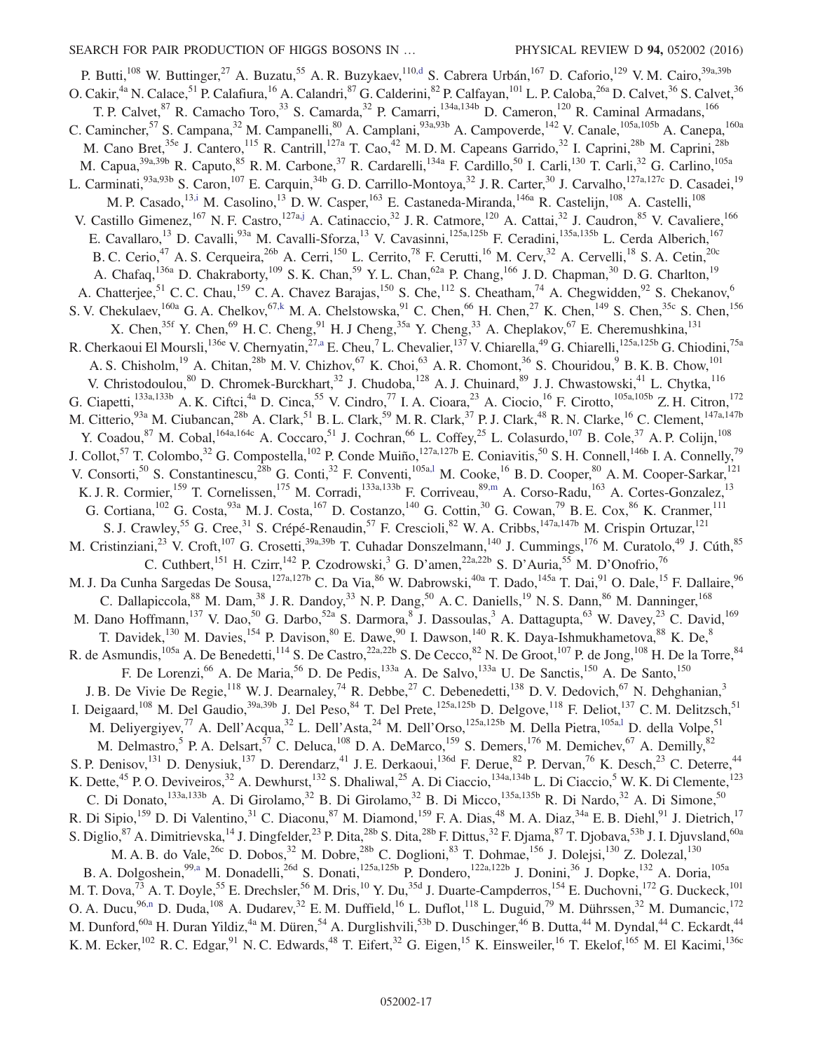P. Butti,[108] W. Buttinger,[27] A. Buzatu,[55] A. R. Buzykaev,[110,d] S. Cabrera Urbán,[167] D. Caforio,[129] V. M. Cairo,[39a,39b] O. Cakir,[4a] N. Calace,[51] P. Calafiura,[16] A. Calandri,[87] G. Calderini,[82] P. Calfayan,[101] L. P. Caloba,[26a] D. Calvet,[36] S. Calvet,[36] T. P. Calvet,[87] R. Camacho Toro,[33] S. Camarda,[32] P. Camarri,[134a,134b] D. Cameron,[120] R. Caminal Armadans,[166] C. Camincher,[57] S. Campana,[32] M. Campanelli,[80] A. Camplani,[93a,93b] A. Campoverde,[142] V. Canale,[105a,105b] A. Canepa,[160a] M. Cano Bret,[35e] J. Cantero,[115] R. Cantrill,[127a] T. Cao,[42] M. D. M. Capeans Garrido,[32] I. Caprini,[28b] M. Caprini,[28b] M. Capua,[39a,39b] R. Caputo,[85] R. M. Carbone,[37] R. Cardarelli,[134a] F. Cardillo,[50] I. Carli,[130] T. Carli,[32] G. Carlino,[105a] L. Carminati,[93a,93b] S. Caron,[107] E. Carquin,[34b] G. D. Carrillo-Montoya,[32] J. R. Carter,[30] J. Carvalho,[127a,127c] D. Casadei,[19] M. P. Casado,[13,i] M. Casolino,[13] D. W. Casper,[163] E. Castaneda-Miranda,[146a] R. Castelijn,[108] A. Castelli,[108] V. Castillo Gimenez,[167] N. F. Castro,[127a,j] A. Catinaccio,[32] J. R. Catmore,[120] A. Cattai,[32] J. Caudron,[85] V. Cavaliere,[166] E. Cavallaro,[13] D. Cavalli,[93a] M. Cavalli-Sforza,[13] V. Cavasinni,[125a,125b] F. Ceradini,[135a,135b] L. Cerda Alberich,[167] B. C. Cerio,[47] A. S. Cerqueira,[26b] A. Cerri,[150] L. Cerrito,[78] F. Cerutti,[16] M. Cerv,[32] A. Cervelli,[18] S. A. Cetin,[20c] A. Chafaq,[136a] D. Chakraborty,[109] S. K. Chan,[59] Y. L. Chan,[62a] P. Chang,[166] J. D. Chapman,[30] D. G. Charlton,[19] A. Chatterjee,[51] C. C. Chau,[159] C. A. Chavez Barajas,[150] S. Che,[112] S. Cheatham,[74] A. Chegwidden,[92] S. Chekanov,[6] S. V. Chekulaev,[160a] G. A. Chelkov,[67,k] M. A. Chelstowska,[91] C. Chen,[66] H. Chen,[27] K. Chen,[149] S. Chen,[35c] S. Chen,[156] X. Chen,[35f] Y. Chen,[69] H. C. Cheng,[91] H. J Cheng,[35a] Y. Cheng,[33] A. Cheplakov,[67] E. Cheremushkina,[131] R. Cherkaoui El Moursli,[136e] V. Chernyatin,[27,a] E. Cheu,[7] L. Chevalier,[137] V. Chiarella,[49] G. Chiarelli,[125a,125b] G. Chiodini,[75a] A. S. Chisholm,[19] A. Chitan,[28b] M. V. Chizhov,[67] K. Choi,[63] A. R. Chomont,[36] S. Chouridou,[9] B. K. B. Chow,[101] V. Christodoulou,[80] D. Chromek-Burckhart,[32] J. Chudoba,[128] A. J. Chuinard,[89] J. J. Chwastowski,[41] L. Chytka,[116] G. Ciapetti,[133a,133b] A. K. Ciftci,[4a] D. Cinca,[55] V. Cindro,[77] I. A. Cioara,[23] A. Ciocio,[16] F. Cirotto,[105a,105b] Z. H. Citron,[172] M. Citterio,[93a] M. Ciubancan,[28b] A. Clark,[51] B. L. Clark,[59] M. R. Clark,[37] P. J. Clark,[48] R. N. Clarke,[16] C. Clement,[147a,147b] Y. Coadou,[87] M. Cobal,[164a,164c] A. Coccaro,[51] J. Cochran,[66] L. Coffey,[25] L. Colasurdo,[107] B. Cole,[37] A. P. Colijn,[108] J. Collot,[57] T. Colombo,[32] G. Compostella,[102] P. Conde Muiño,[127a,127b] E. Coniavitis,[50] S. H. Connell,[146b] I. A. Connelly,[79] V. Consorti,[50] S. Constantinescu,[28b] G. Conti,[32] F. Conventi,[105a,l] M. Cooke,[16] B. D. Cooper,[80] A. M. Cooper-Sarkar,[121] K. J. R. Cormier,[159] T. Cornelissen,[175] M. Corradi,[133a,133b] F. Corriveau,[89,m] A. Corso-Radu,[163] A. Cortes-Gonzalez,[13] G. Cortiana,[102] G. Costa,[93a] M. J. Costa,[167] D. Costanzo,[140] G. Cottin,[30] G. Cowan,[79] B. E. Cox,[86] K. Cranmer,[111] S. J. Crawley,[55] G. Cree,[31] S. Crépé-Renaudin,[57] F. Crescioli,[82] W. A. Cribbs,[147a,147b] M. Crispin Ortuzar,[121] M. Cristinziani,[23] V. Croft,[107] G. Crosetti,[39a,39b] T. Cuhadar Donszelmann,[140] J. Cummings,[176] M. Curatolo,[49] J. Cúth,[85] C. Cuthbert,[151] H. Czirr,[142] P. Czodrowski,[3] G. D'amen,[22a,22b] S. D'Auria,[55] M. D'Onofrio,[76] M. J. Da Cunha Sargedas De Sousa,[127a,127b] C. Da Via,[86] W. Dabrowski,[40a] T. Dado,[145a] T. Dai,[91] O. Dale,[15] F. Dallaire,[96] C. Dallapiccola,[88] M. Dam,[38] J. R. Dandoy,[33] N. P. Dang,[50] A. C. Daniells,[19] N. S. Dann,[86] M. Danninger,[168] M. Dano Hoffmann,[137] V. Dao,[50] G. Darbo,[52a] S. Darmora,[8] J. Dassoulas,[3] A. Dattagupta,[63] W. Davey,[23] C. David,[169] T. Davidek,[130] M. Davies,[154] P. Davison,[80] E. Dawe,[90] I. Dawson,[140] R. K. Daya-Ishmukhametova,[88] K. De,[8] R. de Asmundis,[105a] A. De Benedetti,[114] S. De Castro,[22a,22b] S. De Cecco,[82] N. De Groot,[107] P. de Jong,[108] H. De la Torre,[84] F. De Lorenzi,[66] A. De Maria,[56] D. De Pedis,[133a] A. De Salvo,[133a] U. De Sanctis,[150] A. De Santo,[150] J. B. De Vivie De Regie,[118] W. J. Dearnaley,[74] R. Debbe,[27] C. Debenedetti,[138] D. V. Dedovich,[67] N. Dehghanian,[3] I. Deigaard,[108] M. Del Gaudio,[39a,39b] J. Del Peso,[84] T. Del Prete,[125a,125b] D. Delgove,[118] F. Deliot,[137] C. M. Delitzsch,[51] M. Deliyergiyev,[77] A. Dell'Acqua,[32] L. Dell'Asta,[24] M. Dell'Orso,[125a,125b] M. Della Pietra,[105a,l] D. della Volpe,[51] M. Delmastro,[5] P. A. Delsart,[57] C. Deluca,[108] D. A. DeMarco,[159] S. Demers,[176] M. Demichev,[67] A. Demilly,[82] S. P. Denisov,[131] D. Denysiuk,[137] D. Derendarz,[41] J. E. Derkaoui,[136d] F. Derue,[82] P. Dervan,[76] K. Desch,[23] C. Deterre,[44] K. Dette,[45] P. O. Deviveiros,[32] A. Dewhurst,[132] S. Dhaliwal,[25] A. Di Ciaccio,[134a,134b] L. Di Ciaccio,[5] W. K. Di Clemente,[123] C. Di Donato,[133a,133b] A. Di Girolamo,[32] B. Di Girolamo,[32] B. Di Micco,[135a,135b] R. Di Nardo,[32] A. Di Simone,[50] R. Di Sipio,[159] D. Di Valentino,[31] C. Diaconu,[87] M. Diamond,[159] F. A. Dias,[48] M. A. Diaz,[34a] E. B. Diehl,[91] J. Dietrich,[17] S. Diglio,[87] A. Dimitrievska,[14] J. Dingfelder,[23] P. Dita,[28b] S. Dita,[28b] F. Dittus,[32] F. Djama,[87] T. Djobava,[53b] J. I. Djuvsland,[60a] M. A. B. do Vale,[26c] D. Dobos,[32] M. Dobre,[28b] C. Doglioni,[83] T. Dohmae,[156] J. Dolejsi,[130] Z. Dolezal,[130] B. A. Dolgoshein,[99,a] M. Donadelli,[26d] S. Donati,[125a,125b] P. Dondero,[122a,122b] J. Donini,[36] J. Dopke,[132] A. Doria,[105a] M. T. Dova,[73] A. T. Doyle,[55] E. Drechsler,[56] M. Dris,[10] Y. Du,[35d] J. Duarte-Campderros,[154] E. Duchovni,[172] G. Duckeck,[101] O. A. Ducu,[96,n] D. Duda,[108] A. Dudarev,[32] E. M. Duffield,[16] L. Duflot,[118] L. Duguid,[79] M. Dührssen,[32] M. Dumancic,[172] M. Dunford,[60a] H. Duran Yildiz,[4a] M. Düren,[54] A. Durglishvili,[53b] D. Duschinger,[46] B. Dutta,[44] M. Dyndal,[44] C. Eckardt,[44] K. M. Ecker,[102] R. C. Edgar,[91] N. C. Edwards,[48] T. Eifert,[32] G. Eigen,[15] K. Einsweiler,[16] T. Ekelof,[165] M. El Kacimi,[136c]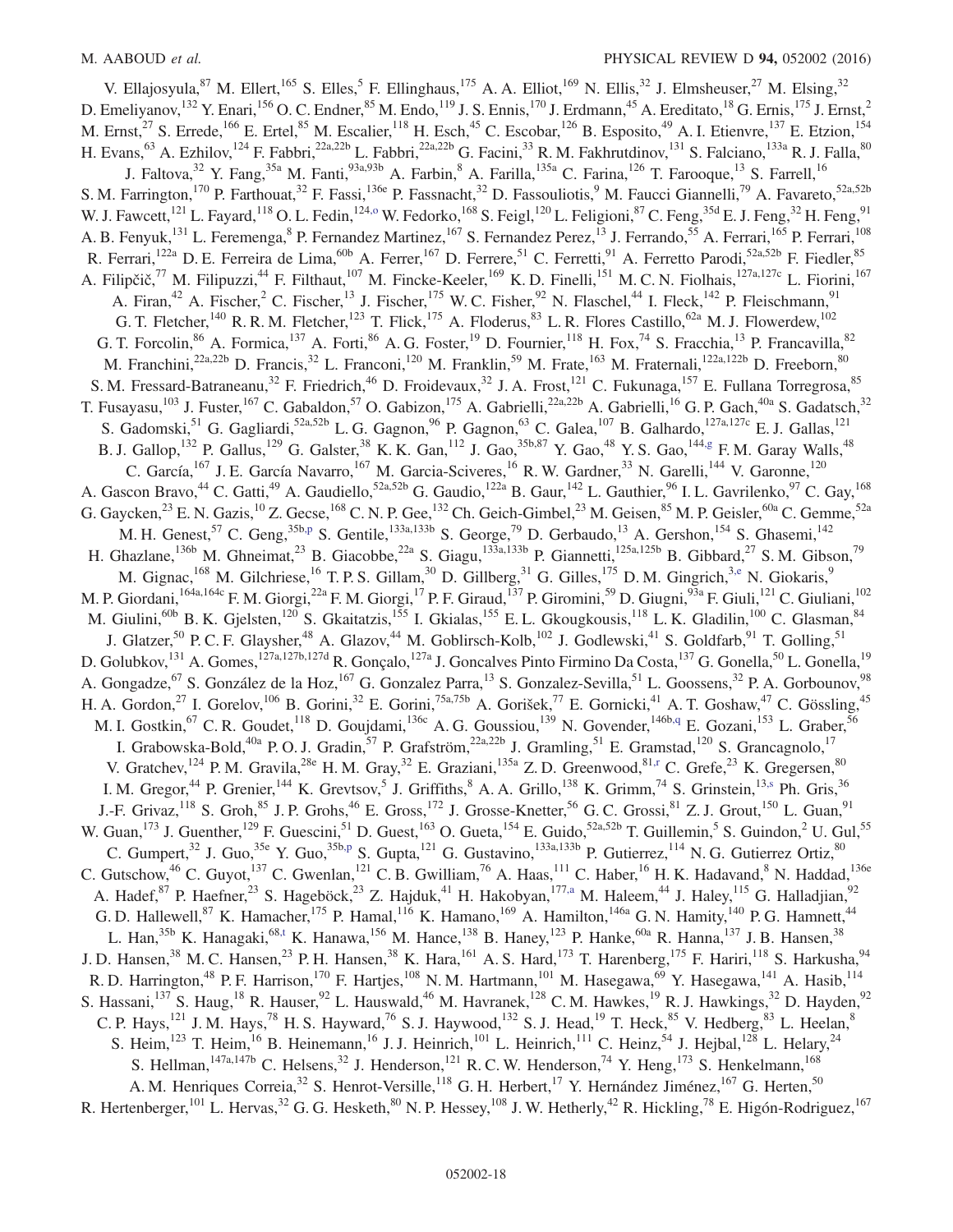V. Ellajosyula,[87] M. Ellert,[165] S. Elles,[5] F. Ellinghaus,[175] A. A. Elliot,[169] N. Ellis,[32] J. Elmsheuser,[27] M. Elsing,[32] D. Emeliyanov,[132] Y. Enari,[156] O. C. Endner,[85] M. Endo,[119] J. S. Ennis,[170] J. Erdmann,[45] A. Ereditato,[18] G. Ernis,[175] J. Ernst,[2] M. Ernst,[27] S. Errede,[166] E. Ertel,[85] M. Escalier,[118] H. Esch,[45] C. Escobar,[126] B. Esposito,[49] A. I. Etienvre,[137] E. Etzion,[154] H. Evans,[63] A. Ezhilov,[124] F. Fabbri,[22a,22b] L. Fabbri,[22a,22b] G. Facini,[33] R. M. Fakhrutdinov,[131] S. Falciano,[133a] R. J. Falla,[80] J. Faltova,[32] Y. Fang,[35a] M. Fanti,[93a,93b] A. Farbin,[8] A. Farilla,[135a] C. Farina,[126] T. Farooque,[13] S. Farrell,[16] S. M. Farrington,[170] P. Farthouat,[32] F. Fassi,[136e] P. Fassnacht,[32] D. Fassouliotis,[9] M. Faucci Giannelli,[79] A. Favareto,[52a,52b] W. J. Fawcett,[121] L. Fayard,[118] O. L. Fedin,[124,o] W. Fedorko,[168] S. Feigl,[120] L. Feligioni,[87] C. Feng,[35d] E. J. Feng,[32] H. Feng,[91] A. B. Fenyuk,[131] L. Feremenga,[8] P. Fernandez Martinez,[167] S. Fernandez Perez,[13] J. Ferrando,[55] A. Ferrari,[165] P. Ferrari,[108] R. Ferrari,[122a] D. E. Ferreira de Lima,[60b] A. Ferrer,[167] D. Ferrere,[51] C. Ferretti,[91] A. Ferretto Parodi,[52a,52b] F. Fiedler,[85] A. Filipčič,[77] M. Filipuzzi,[44] F. Filthaut,[107] M. Fincke-Keeler,[169] K. D. Finelli,[151] M. C. N. Fiolhais,[127a,127c] L. Fiorini,[167] A. Firan,[42] A. Fischer,[2] C. Fischer,[13] J. Fischer,[175] W. C. Fisher,[92] N. Flaschel,[44] I. Fleck,[142] P. Fleischmann,[91] G. T. Fletcher,[140] R. R. M. Fletcher,[123] T. Flick,[175] A. Floderus,[83] L. R. Flores Castillo,[62a] M. J. Flowerdew,[102] G. T. Forcolin,[86] A. Formica,[137] A. Forti,[86] A. G. Foster,[19] D. Fournier,[118] H. Fox,[74] S. Fracchia,[13] P. Francavilla,[82] M. Franchini,[22a,22b] D. Francis,[32] L. Franconi,[120] M. Franklin,[59] M. Frate,[163] M. Fraternali,[122a,122b] D. Freeborn,[80] S. M. Fressard-Batraneanu,[32] F. Friedrich,[46] D. Froidevaux,[32] J. A. Frost,[121] C. Fukunaga,[157] E. Fullana Torregrosa,[85] T. Fusayasu,[103] J. Fuster,[167] C. Gabaldon,[57] O. Gabizon,[175] A. Gabrielli,[22a,22b] A. Gabrielli,[16] G. P. Gach,[40a] S. Gadatsch,[32] S. Gadomski,[51] G. Gagliardi,[52a,52b] L. G. Gagnon,[96] P. Gagnon,[63] C. Galea,[107] B. Galhardo,[127a,127c] E. J. Gallas,[121] B. J. Gallop,[132] P. Gallus,[129] G. Galster,[38] K. K. Gan,[112] J. Gao,[35b,87] Y. Gao,[48] Y. S. Gao,[144,g] F. M. Garay Walls,[48] C. García,[167] J. E. García Navarro,[167] M. Garcia-Sciveres,[16] R. W. Gardner,[33] N. Garelli,[144] V. Garonne,[120] A. Gascon Bravo,[44] C. Gatti,[49] A. Gaudiello,[52a,52b] G. Gaudio,[122a] B. Gaur,[142] L. Gauthier,[96] I. L. Gavrilenko,[97] C. Gay,[168] G. Gaycken,[23] E. N. Gazis,[10] Z. Gecse,[168] C. N. P. Gee,[132] Ch. Geich-Gimbel,[23] M. Geisen,[85] M. P. Geisler,[60a] C. Gemme,[52a] M. H. Genest,[57] C. Geng,[35b,p] S. Gentile,[133a,133b] S. George,[79] D. Gerbaudo,[13] A. Gershon,[154] S. Ghasemi,[142] H. Ghazlane,[136b] M. Ghneimat,[23] B. Giacobbe,[22a] S. Giagu,[133a,133b] P. Giannetti,[125a,125b] B. Gibbard,[27] S. M. Gibson,[79] M. Gignac,[168] M. Gilchriese,[16] T. P. S. Gillam,[30] D. Gillberg,[31] G. Gilles,[175] D. M. Gingrich,[3,e] N. Giokaris,[9] M. P. Giordani,[164a,164c] F. M. Giorgi,[22a] F. M. Giorgi,[17] P. F. Giraud,[137] P. Giromini,[59] D. Giugni,[93a] F. Giuli,[121] C. Giuliani,[102] M. Giulini,[60b] B. K. Gjelsten,[120] S. Gkaitatzis,[155] I. Gkialas,[155] E. L. Gkougkousis,[118] L. K. Gladilin,[100] C. Glasman,[84] J. Glatzer,[50] P. C. F. Glaysher,[48] A. Glazov,[44] M. Goblirsch-Kolb,[102] J. Godlewski,[41] S. Goldfarb,[91] T. Golling,[51] D. Golubkov,[131] A. Gomes,[127a,127b,127d] R. Gonçalo,[127a] J. Goncalves Pinto Firmino Da Costa,[137] G. Gonella,[50] L. Gonella,[19] A. Gongadze,[67] S. González de la Hoz,[167] G. Gonzalez Parra,[13] S. Gonzalez-Sevilla,[51] L. Goossens,[32] P. A. Gorbounov,[98] H. A. Gordon,[27] I. Gorelov,[106] B. Gorini,[32] E. Gorini,[75a,75b] A. Gorišek,[77] E. Gornicki,[41] A. T. Goshaw,[47] C. Gössling,[45] M. I. Gostkin,[67] C. R. Goudet,[118] D. Goujdami,[136c] A. G. Goussiou,[139] N. Govender,[146b,q] E. Gozani,[153] L. Graber,[56] I. Grabowska-Bold,[40a] P. O. J. Gradin,[57] P. Grafström,[22a,22b] J. Gramling,[51] E. Gramstad,[120] S. Grancagnolo,[17] V. Gratchev,[124] P. M. Gravila,[28e] H. M. Gray,[32] E. Graziani,[135a] Z. D. Greenwood,[81,r] C. Grefe,[23] K. Gregersen,[80] I. M. Gregor,[44] P. Grenier,[144] K. Grevtsov,[5] J. Griffiths,[8] A. A. Grillo,[138] K. Grimm,[74] S. Grinstein,[13,s] Ph. Gris,[36] J.-F. Grivaz,[118] S. Groh,[85] J. P. Grohs,[46] E. Gross,[172] J. Grosse-Knetter,[56] G. C. Grossi,[81] Z. J. Grout,[150] L. Guan,[91] W. Guan,[173] J. Guenther,[129] F. Guescini,[51] D. Guest,[163] O. Gueta,[154] E. Guido,[52a,52b] T. Guillemin,[5] S. Guindon,[2] U. Gul,[55] C. Gumpert,[32] J. Guo,[35e] Y. Guo,[35b,p] S. Gupta,[121] G. Gustavino,[133a,133b] P. Gutierrez,[114] N. G. Gutierrez Ortiz,[80] C. Gutschow,[46] C. Guyot,[137] C. Gwenlan,[121] C. B. Gwilliam,[76] A. Haas,[111] C. Haber,[16] H. K. Hadavand,[8] N. Haddad,[136e] A. Hadef,[87] P. Haefner,[23] S. Hageböck,[23] Z. Hajduk,[41] H. Hakobyan,[177,a] M. Haleem,[44] J. Haley,[115] G. Halladjian,[92] G. D. Hallewell,[87] K. Hamacher,[175] P. Hamal,[116] K. Hamano,[169] A. Hamilton,[146a] G. N. Hamity,[140] P. G. Hamnett,[44] L. Han,[35b] K. Hanagaki,[68,t] K. Hanawa,[156] M. Hance,[138] B. Haney,[123] P. Hanke,[60a] R. Hanna,[137] J. B. Hansen,[38] J. D. Hansen,[38] M. C. Hansen,[23] P. H. Hansen,[38] K. Hara,[161] A. S. Hard,[173] T. Harenberg,[175] F. Hariri,[118] S. Harkusha,[94] R. D. Harrington,[48] P. F. Harrison,[170] F. Hartjes,[108] N. M. Hartmann,[101] M. Hasegawa,[69] Y. Hasegawa,[141] A. Hasib,[114] S. Hassani,[137] S. Haug,[18] R. Hauser,[92] L. Hauswald,[46] M. Havranek,[128] C. M. Hawkes,[19] R. J. Hawkings,[32] D. Hayden,[92] C. P. Hays,[121] J. M. Hays,[78] H. S. Hayward,[76] S. J. Haywood,[132] S. J. Head,[19] T. Heck,[85] V. Hedberg,[83] L. Heelan,[8] S. Heim,[123] T. Heim,[16] B. Heinemann,[16] J. J. Heinrich,[101] L. Heinrich,[111] C. Heinz,[54] J. Hejbal,[128] L. Helary,[24] S. Hellman,[147a,147b] C. Helsens,[32] J. Henderson,[121] R. C. W. Henderson,[74] Y. Heng,[173] S. Henkelmann,[168] A. M. Henriques Correia,[32] S. Henrot-Versille,[118] G. H. Herbert,[17] Y. Hernández Jiménez,[167] G. Herten,[50] R. Hertenberger,[101] L. Hervas,[32] G. G. Hesketh,[80] N. P. Hessey,[108] J. W. Hetherly,[42] R. Hickling,[78] E. Higón-Rodriguez,[167]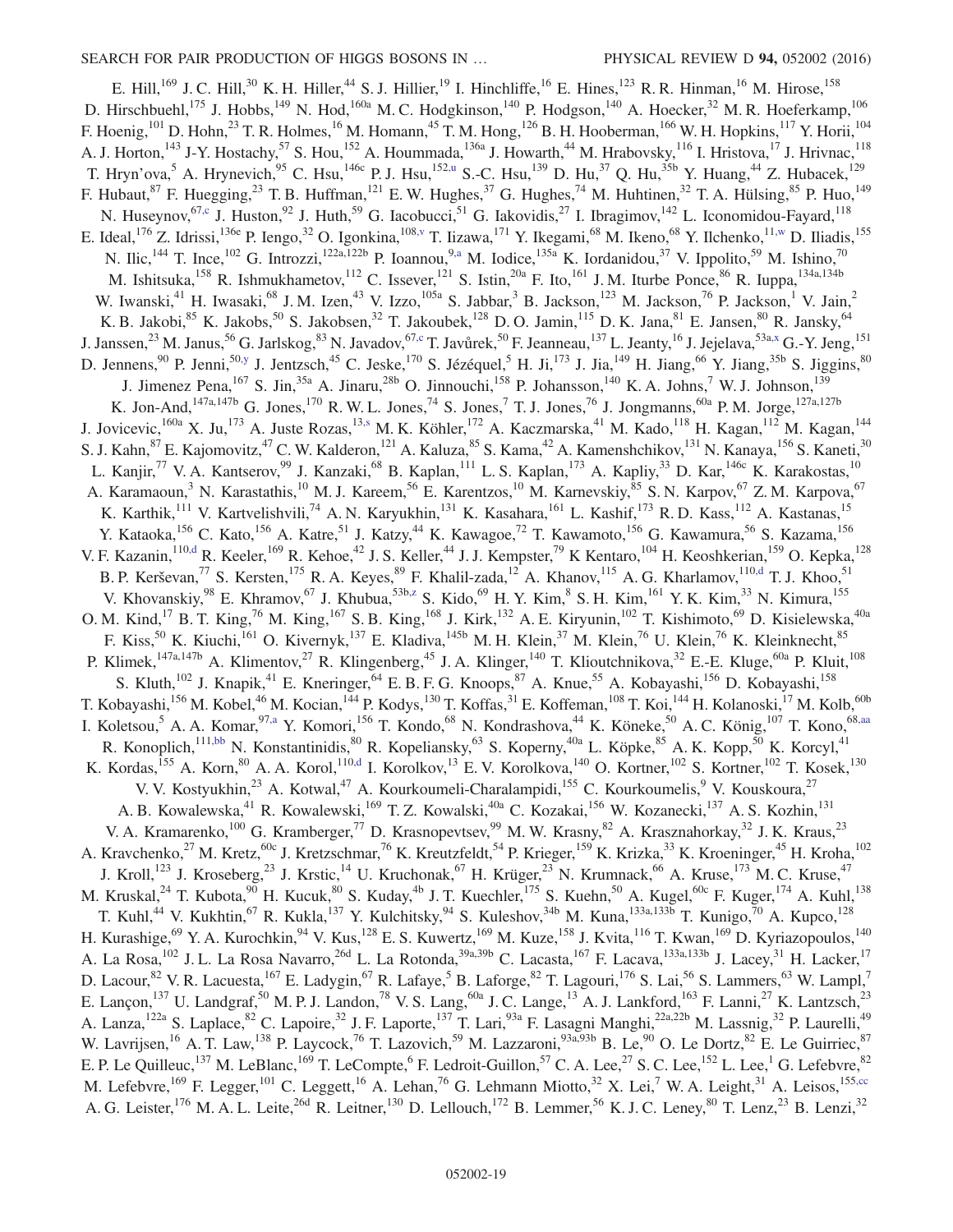E. Hill,[169] J. C. Hill,[30] K. H. Hiller,[44] S. J. Hillier,[19] I. Hinchliffe,[16] E. Hines,[123] R. R. Hinman,[16] M. Hirose,[158] D. Hirschbuehl,[175] J. Hobbs,[149] N. Hod,[160a] M. C. Hodgkinson,[140] P. Hodgson,[140] A. Hoecker,[32] M. R. Hoeferkamp,[106] F. Hoenig,[101] D. Hohn,[23] T. R. Holmes,[16] M. Homann,[45] T. M. Hong,[126] B. H. Hooberman,[166] W. H. Hopkins,[117] Y. Horii,[104] A. J. Horton,[143] J-Y. Hostachy,[57] S. Hou,[152] A. Hoummada,[136a] J. Howarth,[44] M. Hrabovsky,[116] I. Hristova,[17] J. Hrivnac,[118] T. Hryn'ova,[5] A. Hrynevich,[95] C. Hsu,[146c] P. J. Hsu,[152,u] S.-C. Hsu,[139] D. Hu,[37] Q. Hu,[35b] Y. Huang,[44] Z. Hubacek,[129] F. Hubaut,[87] F. Huegging,[23] T. B. Huffman,[121] E. W. Hughes,[37] G. Hughes,[74] M. Huhtinen,[32] T. A. Hülsing,[85] P. Huo,[149] N. Huseynov,[67,c] J. Huston,[92] J. Huth,[59] G. Iacobucci,[51] G. Iakovidis,[27] I. Ibragimov,[142] L. Iconomidou-Fayard,[118] E. Ideal,[176] Z. Idrissi,[136e] P. Iengo,[32] O. Igonkina,[108,v] T. Iizawa,[171] Y. Ikegami,[68] M. Ikeno,[68] Y. Ilchenko,[11,w] D. Iliadis,[155] N. Ilic,[144] T. Ince,[102] G. Introzzi,[122a,122b] P. Ioannou,[9,a] M. Iodice,[135a] K. Iordanidou,[37] V. Ippolito,[59] M. Ishino,[70] M. Ishitsuka,[158] R. Ishmukhametov,[112] C. Issever,[121] S. Istin,[20a] F. Ito,[161] J. M. Iturbe Ponce,[86] R. Iuppa,[134a,134b] W. Iwanski,[41] H. Iwasaki,[68] J. M. Izen,[43] V. Izzo,[105a] S. Jabbar,[3] B. Jackson,[123] M. Jackson,[76] P. Jackson,[1] V. Jain,[2] K. B. Jakobi,[85] K. Jakobs,[50] S. Jakobsen,[32] T. Jakoubek,[128] D. O. Jamin,[115] D. K. Jana,[81] E. Jansen,[80] R. Jansky,[64] J. Janssen,[23] M. Janus,[56] G. Jarlskog,[83] N. Javadov,[67,c] T. Javůrek,[50] F. Jeanneau,[137] L. Jeanty,[16] J. Jejelava,[53a,x] G.-Y. Jeng,[151] D. Jennens,[90] P. Jenni,[50,y] J. Jentzsch,[45] C. Jeske,[170] S. Jézéquel,[5] H. Ji,[173] J. Jia,[149] H. Jiang,[66] Y. Jiang,[35b] S. Jiggins,[80] J. Jimenez Pena,[167] S. Jin,[35a] A. Jinaru,[28b] O. Jinnouchi,[158] P. Johansson,[140] K. A. Johns,[7] W. J. Johnson,[139] K. Jon-And,[147a,147b] G. Jones,[170] R. W. L. Jones,[74] S. Jones,[7] T. J. Jones,[76] J. Jongmanns,[60a] P. M. Jorge,[127a,127b] J. Jovicevic,[160a] X. Ju,[173] A. Juste Rozas,[13,s] M. K. Köhler,[172] A. Kaczmarska,[41] M. Kado,[118] H. Kagan,[112] M. Kagan,[144] S. J. Kahn,[87] E. Kajomovitz,[47] C. W. Kalderon,[121] A. Kaluza,[85] S. Kama,[42] A. Kamenshchikov,[131] N. Kanaya,[156] S. Kaneti,[30] L. Kanjir,[77] V. A. Kantserov,[99] J. Kanzaki,[68] B. Kaplan,[111] L. S. Kaplan,[173] A. Kapliy,[33] D. Kar,[146c] K. Karakostas,[10] A. Karamaoun,[3] N. Karastathis,[10] M. J. Kareem,[56] E. Karentzos,[10] M. Karnevskiy,[85] S. N. Karpov,[67] Z. M. Karpova,[67] K. Karthik,[111] V. Kartvelishvili,[74] A. N. Karyukhin,[131] K. Kasahara,[161] L. Kashif,[173] R. D. Kass,[112] A. Kastanas,[15] Y. Kataoka,[156] C. Kato,[156] A. Katre,[51] J. Katzy,[44] K. Kawagoe,[72] T. Kawamoto,[156] G. Kawamura,[56] S. Kazama,[156] V. F. Kazanin,[110,d] R. Keeler,[169] R. Kehoe,[42] J. S. Keller,[44] J. J. Kempster,[79] K Kentaro,[104] H. Keoshkerian,[159] O. Kepka,[128] B. P. Kerševan,[77] S. Kersten,[175] R. A. Keyes,[89] F. Khalil-zada,[12] A. Khanov,[115] A. G. Kharlamov,[110,d] T. J. Khoo,[51] V. Khovanskiy,[98] E. Khramov,[67] J. Khubua,[53b,z] S. Kido,[69] H. Y. Kim,[8] S. H. Kim,[161] Y. K. Kim,[33] N. Kimura,[155] O. M. Kind,[17] B. T. King,[76] M. King,[167] S. B. King,[168] J. Kirk,[132] A. E. Kiryunin,[102] T. Kishimoto,[69] D. Kisielewska,[40a] F. Kiss,[50] K. Kiuchi,[161] O. Kivernyk,[137] E. Kladiva,[145b] M. H. Klein,[37] M. Klein,[76] U. Klein,[76] K. Kleinknecht,[85] P. Klimek,[147a,147b] A. Klimentov,[27] R. Klingenberg,[45] J. A. Klinger,[140] T. Klioutchnikova,[32] E.-E. Kluge,[60a] P. Kluit,[108] S. Kluth,[102] J. Knapik,[41] E. Kneringer,[64] E. B. F. G. Knoops,[87] A. Knue,[55] A. Kobayashi,[156] D. Kobayashi,[158] T. Kobayashi,[156] M. Kobel,[46] M. Kocian,[144] P. Kodys,[130] T. Koffas,[31] E. Koffeman,[108] T. Koi,[144] H. Kolanoski,[17] M. Kolb,[60b] I. Koletsou,[5] A. A. Komar,[97,a] Y. Komori,[156] T. Kondo,[68] N. Kondrashova,[44] K. Köneke,[50] A. C. König,[107] T. Kono,[68,aa] R. Konoplich,[111,bb] N. Konstantinidis,[80] R. Kopeliansky,[63] S. Koperny,[40a] L. Köpke,[85] A. K. Kopp,[50] K. Korcyl,[41] K. Kordas,[155] A. Korn,[80] A. A. Korol,[110,d] I. Korolkov,[13] E. V. Korolkova,[140] O. Kortner,[102] S. Kortner,[102] T. Kosek,[130] V. V. Kostyukhin,[23] A. Kotwal,[47] A. Kourkoumeli-Charalampidi,[155] C. Kourkoumelis,[9] V. Kouskoura,[27] A. B. Kowalewska,[41] R. Kowalewski,[169] T. Z. Kowalski,[40a] C. Kozakai,[156] W. Kozanecki,[137] A. S. Kozhin,[131] V. A. Kramarenko,[100] G. Kramberger,[77] D. Krasnopevtsev,[99] M. W. Krasny,[82] A. Krasznahorkay,[32] J. K. Kraus,[23] A. Kravchenko,[27] M. Kretz,[60c] J. Kretzschmar,[76] K. Kreutzfeldt,[54] P. Krieger,[159] K. Krizka,[33] K. Kroeninger,[45] H. Kroha,[102] J. Kroll,[123] J. Kroseberg,[23] J. Krstic,[14] U. Kruchonak,[67] H. Krüger,[23] N. Krumnack,[66] A. Kruse,[173] M. C. Kruse,[47] M. Kruskal,[24] T. Kubota,[90] H. Kucuk,[80] S. Kuday,[4b] J. T. Kuechler,[175] S. Kuehn,[50] A. Kugel,[60c] F. Kuger,[174] A. Kuhl,[138] T. Kuhl,[44] V. Kukhtin,[67] R. Kukla,[137] Y. Kulchitsky,[94] S. Kuleshov,[34b] M. Kuna,[133a,133b] T. Kunigo,[70] A. Kupco,[128] H. Kurashige,[69] Y. A. Kurochkin,[94] V. Kus,[128] E. S. Kuwertz,[169] M. Kuze,[158] J. Kvita,[116] T. Kwan,[169] D. Kyriazopoulos,[140] A. La Rosa,[102] J. L. La Rosa Navarro,[26d] L. La Rotonda,[39a,39b] C. Lacasta,[167] F. Lacava,[133a,133b] J. Lacey,[31] H. Lacker,[17] D. Lacour,[82] V. R. Lacuesta,[167] E. Ladygin,[67] R. Lafaye,[5] B. Laforge,[82] T. Lagouri,[176] S. Lai,[56] S. Lammers,[63] W. Lampl,[7] E. Lançon,[137] U. Landgraf,[50] M. P. J. Landon,[78] V. S. Lang,[60a] J. C. Lange,[13] A. J. Lankford,[163] F. Lanni,[27] K. Lantzsch,[23] A. Lanza,[122a] S. Laplace,[82] C. Lapoire,[32] J. F. Laporte,[137] T. Lari,[93a] F. Lasagni Manghi,[22a,22b] M. Lassnig,[32] P. Laurelli,[49] W. Lavrijsen,[16] A. T. Law,[138] P. Laycock,[76] T. Lazovich,[59] M. Lazzaroni,[93a,93b] B. Le,[90] O. Le Dortz,[82] E. Le Guirriec,[87] E. P. Le Quilleuc,[137] M. LeBlanc,[169] T. LeCompte,[6] F. Ledroit-Guillon,[57] C. A. Lee,[27] S. C. Lee,[152] L. Lee,[1] G. Lefebvre,[82] M. Lefebvre,[169] F. Legger,[101] C. Leggett,[16] A. Lehan,[76] G. Lehmann Miotto,[32] X. Lei,[7] W. A. Leight,[31] A. Leisos,[155,cc] A. G. Leister,[176] M. A. L. Leite,[26d] R. Leitner,[130] D. Lellouch,[172] B. Lemmer,[56] K. J. C. Leney,[80] T. Lenz,[23] B. Lenzi,[32]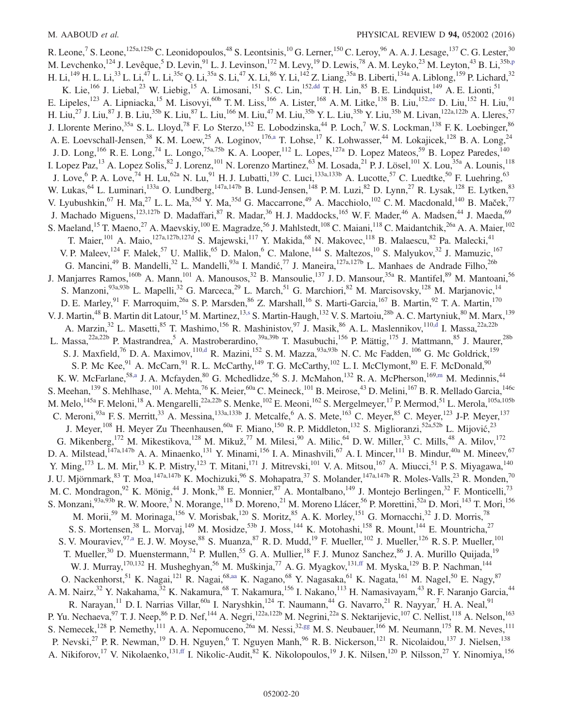R. Leone,[7] S. Leone,[125a,125b] C. Leonidopoulos,[48] S. Leontsinis,[10] G. Lerner,[150] C. Leroy,[96] A. A. J. Lesage,[137] C. G. Lester,[30] M. Levchenko,[124] J. Levêque,[5] D. Levin,[91] L. J. Levinson,[172] M. Levy,[19] D. Lewis,[78] A. M. Leyko,[23] M. Leyton,[43] B. Li,[35b,p] H. Li,[149] H. L. Li,[33] L. Li,[47] L. Li,[35e] Q. Li,[35a] S. Li,[47] X. Li,[86] Y. Li,[142] Z. Liang,[35a] B. Liberti,[134a] A. Liblong,[159] P. Lichard,[32] K. Lie,[166] J. Liebal,[23] W. Liebig,[15] A. Limosani,[151] S. C. Lin,[152,dd] T. H. Lin,[85] B. E. Lindquist,[149] A. E. Lionti,[51] E. Lipeles,[123] A. Lipniacka,[15] M. Lisovyi,[60b] T. M. Liss,[166] A. Lister,[168] A. M. Litke,[138] B. Liu,[152,ee] D. Liu,[152] H. Liu,[91] H. Liu,[27] J. Liu,[87] J. B. Liu,[35b] K. Liu,[87] L. Liu,[166] M. Liu,[47] M. Liu,[35b] Y. L. Liu,[35b] Y. Liu,[35b] M. Livan,[122a,122b] A. Lleres,[57] J. Llorente Merino,[35a] S. L. Lloyd,[78] F. Lo Sterzo,[152] E. Lobodzinska,[44] P. Loch,[7] W. S. Lockman,[138] F. K. Loebinger,[86] A. E. Loevschall-Jensen,[38] K. M. Loew,[25] A. Loginov,[176,a] T. Lohse,[17] K. Lohwasser,[44] M. Lokajicek,[128] B. A. Long,[24] J. D. Long,[166] R. E. Long,[74] L. Longo,[75a,75b] K. A. Looper,[112] L. Lopes,[127a] D. Lopez Mateos,[59] B. Lopez Paredes,[140] I. Lopez Paz,[13] A. Lopez Solis,[82] J. Lorenz,[101] N. Lorenzo Martinez,[63] M. Losada,[21] P. J. Lösel,[101] X. Lou,[35a] A. Lounis,[118] J. Love,[6] P. A. Love,[74] H. Lu,[62a] N. Lu,[91] H. J. Lubatti,[139] C. Luci,[133a,133b] A. Lucotte,[57] C. Luedtke,[50] F. Luehring,[63] W. Lukas,[64] L. Luminari,[133a] O. Lundberg,[147a,147b] B. Lund-Jensen,[148] P. M. Luzi,[82] D. Lynn,[27] R. Lysak,[128] E. Lytken,[83] V. Lyubushkin,[67] H. Ma,[27] L. L. Ma,[35d] Y. Ma,[35d] G. Maccarrone,[49] A. Macchiolo,[102] C. M. Macdonald,[140] B. Maček,[77] J. Machado Miguens,[123,127b] D. Madaffari,[87] R. Madar,[36] H. J. Maddocks,[165] W. F. Mader,[46] A. Madsen,[44] J. Maeda,[69] S. Maeland,[15] T. Maeno,[27] A. Maevskiy,[100] E. Magradze,[56] J. Mahlstedt,[108] C. Maiani,[118] C. Maidantchik,[26a] A. A. Maier,[102] T. Maier,[101] A. Maio,[127a,127b,127d] S. Majewski,[117] Y. Makida,[68] N. Makovec,[118] B. Malaescu,[82] Pa. Malecki,[41] V. P. Maleev,[124] F. Malek,[57] U. Mallik,[65] D. Malon,[6] C. Malone,[144] S. Maltezos,[10] S. Malyukov,[32] J. Mamuzic,[167] G. Mancini,[49] B. Mandelli,[32] L. Mandelli,[93a] I. Mandić,[77] J. Maneira,[127a,127b] L. Manhaes de Andrade Filho,[26b] J. Manjarres Ramos,[160b] A. Mann,[101] A. Manousos,[32] B. Mansoulie,[137] J. D. Mansour,[35a] R. Mantifel,[89] M. Mantoani,[56] S. Manzoni,[93a,93b] L. Mapelli,[32] G. Marceca,[29] L. March,[51] G. Marchiori,[82] M. Marcisovsky,[128] M. Marjanovic,[14] D. E. Marley,[91] F. Marroquim,[26a] S. P. Marsden,[86] Z. Marshall,[16] S. Marti-Garcia,[167] B. Martin,[92] T. A. Martin,[170] V. J. Martin,[48] B. Martin dit Latour,[15] M. Martinez,[13,s] S. Martin-Haugh,[132] V. S. Martoiu,[28b] A. C. Martyniuk,[80] M. Marx,[139] A. Marzin,[32] L. Masetti,[85] T. Mashimo,[156] R. Mashinistov,[97] J. Masik,[86] A. L. Maslennikov,[110,d] I. Massa,[22a,22b] L. Massa,[22a,22b] P. Mastrandrea,[5] A. Mastroberardino,[39a,39b] T. Masubuchi,[156] P. Mättig,[175] J. Mattmann,[85] J. Maurer,[28b] S. J. Maxfield,[76] D. A. Maximov,[110,d] R. Mazini,[152] S. M. Mazza,[93a,93b] N. C. Mc Fadden,[106] G. Mc Goldrick,[159] S. P. Mc Kee,[91] A. McCarn,[91] R. L. McCarthy,[149] T. G. McCarthy,[102] L. I. McClymont,[80] E. F. McDonald,[90] K. W. McFarlane,[58,a] J. A. Mcfayden,[80] G. Mchedlidze,[56] S. J. McMahon,[132] R. A. McPherson,[169,m] M. Medinnis,[44] S. Meehan,[139] S. Mehlhase,[101] A. Mehta,[76] K. Meier,[60a] C. Meineck,[101] B. Meirose,[43] D. Melini,[167] B. R. Mellado Garcia,[146c] M. Melo,[145a] F. Meloni,[18] A. Mengarelli,[22a,22b] S. Menke,[102] E. Meoni,[162] S. Mergelmeyer,[17] P. Mermod,[51] L. Merola,[105a,105b] C. Meroni,[93a] F. S. Merritt,[33] A. Messina,[133a,133b] J. Metcalfe,[6] A. S. Mete,[163] C. Meyer,[85] C. Meyer,[123] J-P. Meyer,[137] J. Meyer,[108] H. Meyer Zu Theenhausen,[60a] F. Miano,[150] R. P. Middleton,[132] S. Miglioranzi,[52a,52b] L. Mijović,[23] G. Mikenberg,[172] M. Mikestikova,[128] M. Mikuž,[77] M. Milesi,[90] A. Milic,[64] D. W. Miller,[33] C. Mills,[48] A. Milov,[172] D. A. Milstead,[147a,147b] A. A. Minaenko,[131] Y. Minami,[156] I. A. Minashvili,[67] A. I. Mincer,[111] B. Mindur,[40a] M. Mineev,[67] Y. Ming,[173] L. M. Mir,[13] K. P. Mistry,[123] T. Mitani,[171] J. Mitrevski,[101] V. A. Mitsou,[167] A. Miucci,[51] P. S. Miyagawa,[140] J. U. Mjörnmark,[83] T. Moa,[147a,147b] K. Mochizuki,[96] S. Mohapatra,[37] S. Molander,[147a,147b] R. Moles-Valls,[23] R. Monden,[70] M. C. Mondragon,[92] K. Mönig,[44] J. Monk,[38] E. Monnier,[87] A. Montalbano,[149] J. Montejo Berlingen,[32] F. Monticelli,[73] S. Monzani,[93a,93b] R. W. Moore,[3] N. Morange,[118] D. Moreno,[21] M. Moreno Llácer,[56] P. Morettini,[52a] D. Mori,[143] T. Mori,[156] M. Morii,[59] M. Morinaga,[156] V. Morisbak,[120] S. Moritz,[85] A. K. Morley,[151] G. Mornacchi,[32] J. D. Morris,[78] S. S. Mortensen,[38] L. Morvaj,[149] M. Mosidze,[53b] J. Moss,[144] K. Motohashi,[158] R. Mount,[144] E. Mountricha,[27] S. V. Mouraviev,[97,a] E. J. W. Moyse,[88] S. Muanza,[87] R. D. Mudd,[19] F. Mueller,[102] J. Mueller,[126] R. S. P. Mueller,[101] T. Mueller,[30] D. Muenstermann,[74] P. Mullen,[55] G. A. Mullier,[18] F. J. Munoz Sanchez,[86] J. A. Murillo Quijada,[19] W. J. Murray,[170,132] H. Musheghyan,[56] M. Muškinja,[77] A. G. Myagkov,[131,ff] M. Myska,[129] B. P. Nachman,[144] O. Nackenhorst,[51] K. Nagai,[121] R. Nagai,[68,aa] K. Nagano,[68] Y. Nagasaka,[61] K. Nagata,[161] M. Nagel,[50] E. Nagy,[87] A. M. Nairz,[32] Y. Nakahama,[32] K. Nakamura,[68] T. Nakamura,[156] I. Nakano,[113] H. Namasivayam,[43] R. F. Naranjo Garcia,[44] R. Narayan,[11] D. I. Narrias Villar,[60a] I. Naryshkin,[124] T. Naumann,[44] G. Navarro,[21] R. Nayyar,[7] H. A. Neal,[91] P. Yu. Nechaeva,[97] T. J. Neep,[86] P. D. Nef,[144] A. Negri,[122a,122b] M. Negrini,[22a] S. Nektarijevic,[107] C. Nellist,[118] A. Nelson,[163] S. Nemecek,[128] P. Nemethy,[111] A. A. Nepomuceno,[26a] M. Nessi,[32,gg] M. S. Neubauer,[166] M. Neumann,[175] R. M. Neves,[111] P. Nevski,[27] P. R. Newman,[19] D. H. Nguyen,[6] T. Nguyen Manh,[96] R. B. Nickerson,[121] R. Nicolaidou,[137] J. Nielsen,[138] A. Nikiforov,[17] V. Nikolaenko,[131,ff] I. Nikolic-Audit,[82] K. Nikolopoulos,[19] J. K. Nilsen,[120] P. Nilsson,[27] Y. Ninomiya,[156]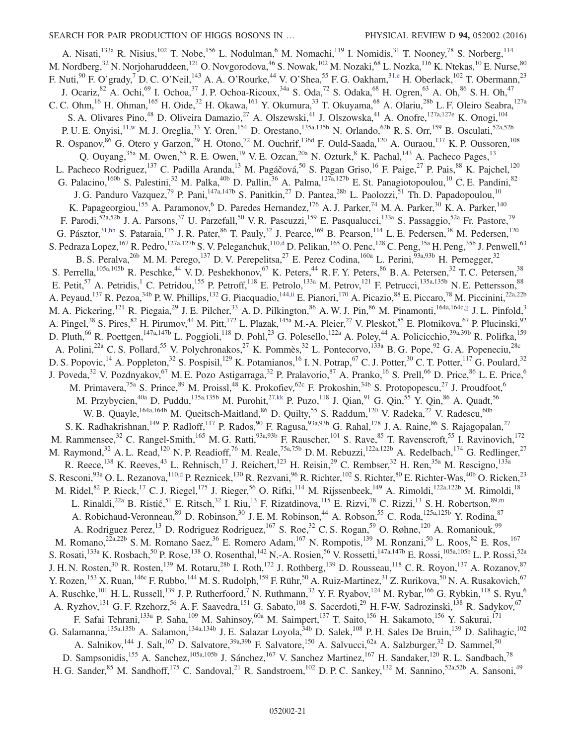A. Nisati,[133a] R. Nisius,[102] T. Nobe,[156] L. Nodulman,[6] M. Nomachi,[119] I. Nomidis,[31] T. Nooney,[78] S. Norberg,[114] M. Nordberg,[32] N. Norjoharuddeen,[121] O. Novgorodova,[46] S. Nowak,[102] M. Nozaki,[68] L. Nozka,[116] K. Ntekas,[10] E. Nurse,[80] F. Nuti,[90] F. O'grady,[7] D. C. O'Neil,[143] A. A. O'Rourke,[44] V. O'Shea,[55] F. G. Oakham,[31,e] H. Oberlack,[102] T. Obermann,[23] J. Ocariz,[82] A. Ochi,[69] I. Ochoa,[37] J. P. Ochoa-Ricoux,[34a] S. Oda,[72] S. Odaka,[68] H. Ogren,[63] A. Oh,[86] S. H. Oh,[47] C. C. Ohm,[16] H. Ohman,[165] H. Oide,[32] H. Okawa,[161] Y. Okumura,[33] T. Okuyama,[68] A. Olariu,[28b] L. F. Oleiro Seabra,[127a] S. A. Olivares Pino,[48] D. Oliveira Damazio,[27] A. Olszewski,[41] J. Olszowska,[41] A. Onofre,[127a,127e] K. Onogi,[104] P. U. E. Onyisi,[11,w] M. J. Oreglia,[33] Y. Oren,[154] D. Orestano,[135a,135b] N. Orlando,[62b] R. S. Orr,[159] B. Osculati,[52a,52b] R. Ospanov,[86] G. Otero y Garzon,[29] H. Otono,[72] M. Ouchrif,[136d] F. Ould-Saada,[120] A. Ouraou,[137] K. P. Oussoren,[108] Q. Ouyang,[35a] M. Owen,[55] R. E. Owen,[19] V. E. Ozcan,[20a] N. Ozturk,[8] K. Pachal,[143] A. Pacheco Pages,[13] L. Pacheco Rodriguez,[137] C. Padilla Aranda,[13] M. Pagáčová,[50] S. Pagan Griso,[16] F. Paige,[27] P. Pais,[88] K. Pajchel,[120] G. Palacino,[160b] S. Palestini,[32] M. Palka,[40b] D. Pallin,[36] A. Palma,[127a,127b] E. St. Panagiotopoulou,[10] C. E. Pandini,[82] J. G. Panduro Vazquez,[79] P. Pani,[147a,147b] S. Panitkin,[27] D. Pantea,[28b] L. Paolozzi,[51] Th. D. Papadopoulou,[10] K. Papageorgiou,[155] A. Paramonov,[6] D. Paredes Hernandez,[176] A. J. Parker,[74] M. A. Parker,[30] K. A. Parker,[140] F. Parodi,[52a,52b] J. A. Parsons,[37] U. Parzefall,[50] V. R. Pascuzzi,[159] E. Pasqualucci,[133a] S. Passaggio,[52a] Fr. Pastore,[79] G. Pásztor,[31,hh] S. Pataraia,[175] J. R. Pater,[86] T. Pauly,[32] J. Pearce,[169] B. Pearson,[114] L. E. Pedersen,[38] M. Pedersen,[120] S. Pedraza Lopez,[167] R. Pedro,[127a,127b] S. V. Peleganchuk,[110,d] D. Pelikan,[165] O. Penc,[128] C. Peng,[35a] H. Peng,[35b] J. Penwell,[63] B. S. Peralva,[26b] M. M. Perego,[137] D. V. Perepelitsa,[27] E. Perez Codina,[160a] L. Perini,[93a,93b] H. Pernegger,[32] S. Perrella,[105a,105b] R. Peschke,[44] V. D. Peshekhonov,[67] K. Peters,[44] R. F. Y. Peters,[86] B. A. Petersen,[32] T. C. Petersen,[38] E. Petit,[57] A. Petridis,[1] C. Petridou,[155] P. Petroff,[118] E. Petrolo,[133a] M. Petrov,[121] F. Petrucci,[135a,135b] N. E. Pettersson,[88] A. Peyaud,[137] R. Pezoa,[34b] P. W. Phillips,[132] G. Piacquadio,[144,ii] E. Pianori,[170] A. Picazio,[88] E. Piccaro,[78] M. Piccinini,[22a,22b] M. A. Pickering,[121] R. Piegaia,[29] J. E. Pilcher,[33] A. D. Pilkington,[86] A. W. J. Pin,[86] M. Pinamonti,[164a,164c,jj] J. L. Pinfold,[3] A. Pingel,[38] S. Pires,[82] H. Pirumov,[44] M. Pitt,[172] L. Plazak,[145a] M.-A. Pleier,[27] V. Pleskot,[85] E. Plotnikova,[67] P. Plucinski,[92] D. Pluth,[66] R. Poettgen,[147a,147b] L. Poggioli,[118] D. Pohl,[23] G. Polesello,[122a] A. Poley,[44] A. Policicchio,[39a,39b] R. Polifka,[159] A. Polini,[22a] C. S. Pollard,[55] V. Polychronakos,[27] K. Pommès,[32] L. Pontecorvo,[133a] B. G. Pope,[92] G. A. Popeneciu,[28c] D. S. Popovic,[14] A. Poppleton,[32] S. Pospisil,[129] K. Potamianos,[16] I. N. Potrap,[67] C. J. Potter,[30] C. T. Potter,[117] G. Poulard,[32] J. Poveda,[32] V. Pozdnyakov,[67] M. E. Pozo Astigarraga,[32] P. Pralavorio,[87] A. Pranko,[16] S. Prell,[66] D. Price,[86] L. E. Price,[6] M. Primavera,[75a] S. Prince,[89] M. Proissl,[48] K. Prokofiev,[62c] F. Prokoshin,[34b] S. Protopopescu,[27] J. Proudfoot,[6] M. Przybycien,[40a] D. Puddu,[135a,135b] M. Purohit,[27,kk] P. Puzo,[118] J. Qian,[91] G. Qin,[55] Y. Qin,[86] A. Quadt,[56] W. B. Quayle,[164a,164b] M. Queitsch-Maitland,[86] D. Quilty,[55] S. Raddum,[120] V. Radeka,[27] V. Radescu,[60b] S. K. Radhakrishnan,[149] P. Radloff,[117] P. Rados,[90] F. Ragusa,[93a,93b] G. Rahal,[178] J. A. Raine,[86] S. Rajagopalan,[27] M. Rammensee,[32] C. Rangel-Smith,[165] M. G. Ratti,[93a,93b] F. Rauscher,[101] S. Rave,[85] T. Ravenscroft,[55] I. Ravinovich,[172] M. Raymond,[32] A. L. Read,[120] N. P. Readioff,[76] M. Reale,[75a,75b] D. M. Rebuzzi,[122a,122b] A. Redelbach,[174] G. Redlinger,[27] R. Reece,[138] K. Reeves,[43] L. Rehnisch,[17] J. Reichert,[123] H. Reisin,[29] C. Rembser,[32] H. Ren,[35a] M. Rescigno,[133a] S. Resconi,[93a] O. L. Rezanova,[110,d] P. Reznicek,[130] R. Rezvani,[96] R. Richter,[102] S. Richter,[80] E. Richter-Was,[40b] O. Ricken,[23] M. Ridel,[82] P. Rieck,[17] C. J. Riegel,[175] J. Rieger,[56] O. Rifki,[114] M. Rijssenbeek,[149] A. Rimoldi,[122a,122b] M. Rimoldi,[18] L. Rinaldi,[22a] B. Ristić,[51] E. Ritsch,[32] I. Riu,[13] F. Rizatdinova,[115] E. Rizvi,[78] C. Rizzi,[13] S. H. Robertson,[89,m] A. Robichaud-Veronneau,[89] D. Robinson,[30] J. E. M. Robinson,[44] A. Robson,[55] C. Roda,[125a,125b] Y. Rodina,[87] A. Rodriguez Perez,[13] D. Rodriguez Rodriguez,[167] S. Roe,[32] C. S. Rogan,[59] O. Røhne,[120] A. Romaniouk,[99] M. Romano,[22a,22b] S. M. Romano Saez,[36] E. Romero Adam,[167] N. Rompotis,[139] M. Ronzani,[50] L. Roos,[82] E. Ros,[167] S. Rosati,[133a] K. Rosbach,[50] P. Rose,[138] O. Rosenthal,[142] N.-A. Rosien,[56] V. Rossetti,[147a,147b] E. Rossi,[105a,105b] L. P. Rossi,[52a] J. H. N. Rosten,[30] R. Rosten,[139] M. Rotaru,[28b] I. Roth,[172] J. Rothberg,[139] D. Rousseau,[118] C. R. Royon,[137] A. Rozanov,[87] Y. Rozen,[153] X. Ruan,[146c] F. Rubbo,[144] M. S. Rudolph,[159] F. Rühr,[50] A. Ruiz-Martinez,[31] Z. Rurikova,[50] N. A. Rusakovich,[67] A. Ruschke,[101] H. L. Russell,[139] J. P. Rutherfoord,[7] N. Ruthmann,[32] Y. F. Ryabov,[124] M. Rybar,[166] G. Rybkin,[118] S. Ryu,[6] A. Ryzhov,[131] G. F. Rzehorz,[56] A. F. Saavedra,[151] G. Sabato,[108] S. Sacerdoti,[29] H. F-W. Sadrozinski,[138] R. Sadykov,[67] F. Safai Tehrani,[133a] P. Saha,[109] M. Sahinsoy,[60a] M. Saimpert,[137] T. Saito,[156] H. Sakamoto,[156] Y. Sakurai,[171] G. Salamanna,[135a,135b] A. Salamon,[134a,134b] J. E. Salazar Loyola,[34b] D. Salek,[108] P. H. Sales De Bruin,[139] D. Salihagic,[102] A. Salnikov,[144] J. Salt,[167] D. Salvatore,[39a,39b] F. Salvatore,[150] A. Salvucci,[62a] A. Salzburger,[32] D. Sammel,[50] D. Sampsonidis,[155] A. Sanchez,[105a,105b] J. Sánchez,[167] V. Sanchez Martinez,[167] H. Sandaker,[120] R. L. Sandbach,[78] H. G. Sander,[85] M. Sandhoff,[175] C. Sandoval,[21] R. Sandstroem,[102] D. P. C. Sankey,[132] M. Sannino,[52a,52b] A. Sansoni,[49]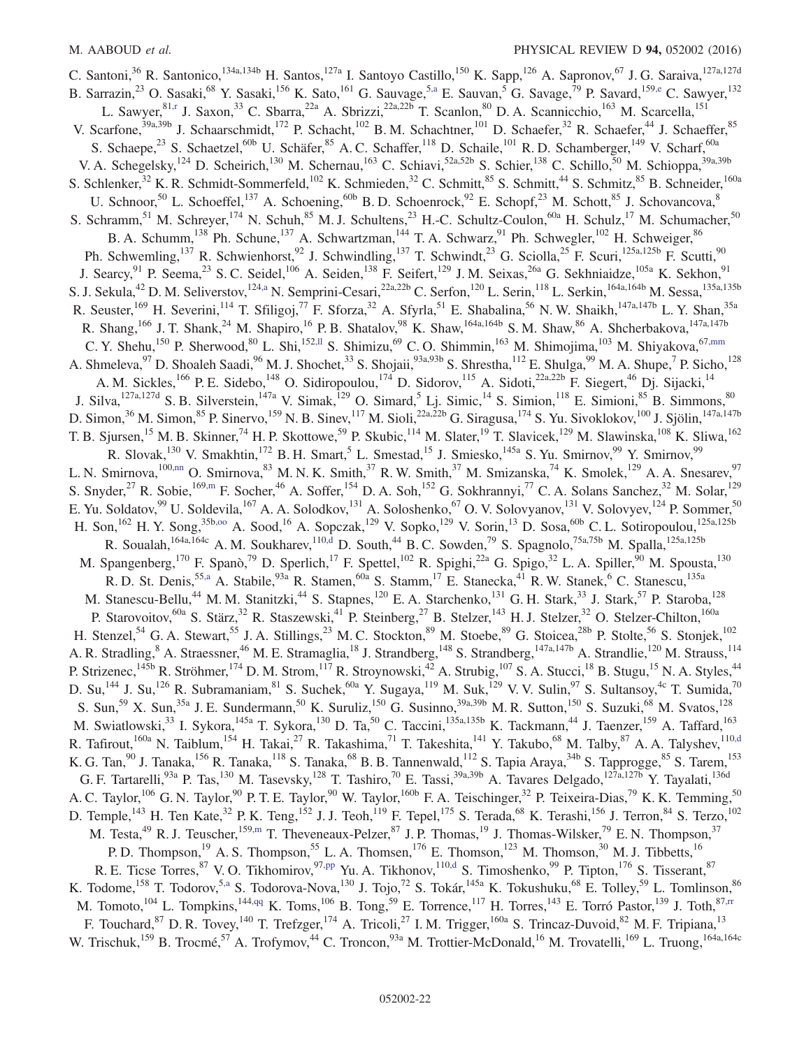C. Santoni,[36] R. Santonico,[134a,134b] H. Santos,[127a] I. Santoyo Castillo,[150] K. Sapp,[126] A. Sapronov,[67] J. G. Saraiva,[127a,127d] B. Sarrazin,[23] O. Sasaki,[68] Y. Sasaki,[156] K. Sato,[161] G. Sauvage,[5,a] E. Sauvan,[5] G. Savage,[79] P. Savard,[159,e] C. Sawyer,[132] L. Sawyer,[81,r] J. Saxon,[33] C. Sbarra,[22a] A. Sbrizzi,[22a,22b] T. Scanlon,[80] D. A. Scannicchio,[163] M. Scarcella,[151] V. Scarfone,[39a,39b] J. Schaarschmidt,[172] P. Schacht,[102] B. M. Schachtner,[101] D. Schaefer,[32] R. Schaefer,[44] J. Schaeffer,[85] S. Schaepe,[23] S. Schaetzel,[60b] U. Schäfer,[85] A. C. Schaffer,[118] D. Schaile,[101] R. D. Schamberger,[149] V. Scharf,[60a] V. A. Schegelsky,[124] D. Scheirich,[130] M. Schernau,[163] C. Schiavi,[52a,52b] S. Schier,[138] C. Schillo,[50] M. Schioppa,[39a,39b] S. Schlenker,[32] K. R. Schmidt-Sommerfeld,[102] K. Schmieden,[32] C. Schmitt,[85] S. Schmitt,[44] S. Schmitz,[85] B. Schneider,[160a] U. Schnoor,[50] L. Schoeffel,[137] A. Schoening,[60b] B. D. Schoenrock,[92] E. Schopf,[23] M. Schott,[85] J. Schovancova,[8] S. Schramm,[51] M. Schreyer,[174] N. Schuh,[85] M. J. Schultens,[23] H.-C. Schultz-Coulon,[60a] H. Schulz,[17] M. Schumacher,[50] B. A. Schumm,[138] Ph. Schune,[137] A. Schwartzman,[144] T. A. Schwarz,[91] Ph. Schwegler,[102] H. Schweiger,[86] Ph. Schwemling,[137] R. Schwienhorst,[92] J. Schwindling,[137] T. Schwindt,[23] G. Sciolla,[25] F. Scuri,[125a,125b] F. Scutti,[90] J. Searcy,[91] P. Seema,[23] S. C. Seidel,[106] A. Seiden,[138] F. Seifert,[129] J. M. Seixas,[26a] G. Sekhniaidze,[105a] K. Sekhon,[91] S. J. Sekula,[42] D. M. Seliverstov,[124,a] N. Semprini-Cesari,[22a,22b] C. Serfon,[120] L. Serin,[118] L. Serkin,[164a,164b] M. Sessa,[135a,135b] R. Seuster,[169] H. Severini,[114] T. Sfiligoj,[77] F. Sforza,[32] A. Sfyrla,[51] E. Shabalina,[56] N. W. Shaikh,[147a,147b] L. Y. Shan,[35a] R. Shang,[166] J. T. Shank,[24] M. Shapiro,[16] P. B. Shatalov,[98] K. Shaw,[164a,164b] S. M. Shaw,[86] A. Shcherbakova,[147a,147b] C. Y. Shehu,[150] P. Sherwood,[80] L. Shi,[152,ll] S. Shimizu,[69] C. O. Shimmin,[163] M. Shimojima,[103] M. Shiyakova,[67,mm] A. Shmeleva,[97] D. Shoaleh Saadi,[96] M. J. Shochet,[33] S. Shojaii,[93a,93b] S. Shrestha,[112] E. Shulga,[99] M. A. Shupe,[7] P. Sicho,[128] A. M. Sickles,[166] P. E. Sidebo,[148] O. Sidiropoulou,[174] D. Sidorov,[115] A. Sidoti,[22a,22b] F. Siegert,[46] Dj. Sijacki,[14] J. Silva,[127a,127d] S. B. Silverstein,[147a] V. Simak,[129] O. Simard,[5] Lj. Simic,[14] S. Simion,[118] E. Simioni,[85] B. Simmons,[80] D. Simon,[36] M. Simon,[85] P. Sinervo,[159] N. B. Sinev,[117] M. Sioli,[22a,22b] G. Siragusa,[174] S. Yu. Sivoklokov,[100] J. Sjölin,[147a,147b] T. B. Sjursen,[15] M. B. Skinner,[74] H. P. Skottowe,[59] P. Skubic,[114] M. Slater,[19] T. Slavicek,[129] M. Slawinska,[108] K. Sliwa,[162] R. Slovak,[130] V. Smakhtin,[172] B. H. Smart,[5] L. Smestad,[15] J. Smiesko,[145a] S. Yu. Smirnov,[99] Y. Smirnov,[99] L. N. Smirnova,[100,nn] O. Smirnova,[83] M. N. K. Smith,[37] R. W. Smith,[37] M. Smizanska,[74] K. Smolek,[129] A. A. Snesarev,[97] S. Snyder,[27] R. Sobie,[169,m] F. Socher,[46] A. Soffer,[154] D. A. Soh,[152] G. Sokhrannyi,[77] C. A. Solans Sanchez,[32] M. Solar,[129] E. Yu. Soldatov,[99] U. Soldevila,[167] A. A. Solodkov,[131] A. Soloshenko,[67] O. V. Solovyanov,[131] V. Solovyev,[124] P. Sommer,[50] H. Son,[162] H. Y. Song,[35b,oo] A. Sood,[16] A. Sopczak,[129] V. Sopko,[129] V. Sorin,[13] D. Sosa,[60b] C. L. Sotiropoulou,[125a,125b] R. Soualah,[164a,164c] A. M. Soukharev,[110,d] D. South,[44] B. C. Sowden,[79] S. Spagnolo,[75a,75b] M. Spalla,[125a,125b] M. Spangenberg,[170] F. Spanò,[79] D. Sperlich,[17] F. Spettel,[102] R. Spighi,[22a] G. Spigo,[32] L. A. Spiller,[90] M. Spousta,[130] R. D. St. Denis,[55,a] A. Stabile,[93a] R. Stamen,[60a] S. Stamm,[17] E. Stanecka,[41] R. W. Stanek,[6] C. Stanescu,[135a] M. Stanescu-Bellu,[44] M. M. Stanitzki,[44] S. Stapnes,[120] E. A. Starchenko,[131] G. H. Stark,[33] J. Stark,[57] P. Staroba,[128] P. Starovoitov,[60a] S. Stärz,[32] R. Staszewski,[41] P. Steinberg,[27] B. Stelzer,[143] H. J. Stelzer,[32] O. Stelzer-Chilton,[160a] H. Stenzel,[54] G. A. Stewart,[55] J. A. Stillings,[23] M. C. Stockton,[89] M. Stoebe,[89] G. Stoicea,[28b] P. Stolte,[56] S. Stonjek,[102] A. R. Stradling,[8] A. Straessner,[46] M. E. Stramaglia,[18] J. Strandberg,[148] S. Strandberg,[147a,147b] A. Strandlie,[120] M. Strauss,[114] P. Strizenec,[145b] R. Ströhmer,[174] D. M. Strom,[117] R. Stroynowski,[42] A. Strubig,[107] S. A. Stucci,[18] B. Stugu,[15] N. A. Styles,[44] D. Su,[144] J. Su,[126] R. Subramaniam,[81] S. Suchek,[60a] Y. Sugaya,[119] M. Suk,[129] V. V. Sulin,[97] S. Sultansoy,[4c] T. Sumida,[70] S. Sun,[59] X. Sun,[35a] J. E. Sundermann,[50] K. Suruliz,[150] G. Susinno,[39a,39b] M. R. Sutton,[150] S. Suzuki,[68] M. Svatos,[128] M. Swiatlowski,[33] I. Sykora,[145a] T. Sykora,[130] D. Ta,[50] C. Taccini,[135a,135b] K. Tackmann,[44] J. Taenzer,[159] A. Taffard,[163] R. Tafirout,[160a] N. Taiblum,[154] H. Takai,[27] R. Takashima,[71] T. Takeshita,[141] Y. Takubo,[68] M. Talby,[87] A. A. Talyshev,[110,d] K. G. Tan,[90] J. Tanaka,[156] R. Tanaka,[118] S. Tanaka,[68] B. B. Tannenwald,[112] S. Tapia Araya,[34b] S. Tapprogge,[85] S. Tarem,[153] G. F. Tartarelli,[93a] P. Tas,[130] M. Tasevsky,[128] T. Tashiro,[70] E. Tassi,[39a,39b] A. Tavares Delgado,[127a,127b] Y. Tayalati,[136d] A. C. Taylor,[106] G. N. Taylor,[90] P. T. E. Taylor,[90] W. Taylor,[160b] F. A. Teischinger,[32] P. Teixeira-Dias,[79] K. K. Temming,[50] D. Temple,[143] H. Ten Kate,[32] P. K. Teng,[152] J. J. Teoh,[119] F. Tepel,[175] S. Terada,[68] K. Terashi,[156] J. Terron,[84] S. Terzo,[102] M. Testa,[49] R. J. Teuscher,[159,m] T. Theveneaux-Pelzer,[87] J. P. Thomas,[19] J. Thomas-Wilsker,[79] E. N. Thompson,[37] P. D. Thompson,[19] A. S. Thompson,[55] L. A. Thomsen,[176] E. Thomson,[123] M. Thomson,[30] M. J. Tibbetts,[16] R. E. Ticse Torres,[87] V. O. Tikhomirov,[97,pp] Yu. A. Tikhonov,[110,d] S. Timoshenko,[99] P. Tipton,[176] S. Tisserant,[87] K. Todome,[158] T. Todorov,[5,a] S. Todorova-Nova,[130] J. Tojo,[72] S. Tokár,[145a] K. Tokushuku,[68] E. Tolley,[59] L. Tomlinson,[86] M. Tomoto,[104] L. Tompkins,[144,qq] K. Toms,[106] B. Tong,[59] E. Torrence,[117] H. Torres,[143] E. Torró Pastor,[139] J. Toth,[87,rr] F. Touchard,[87] D. R. Tovey,[140] T. Trefzger,[174] A. Tricoli,[27] I. M. Trigger,[160a] S. Trincaz-Duvoid,[82] M. F. Tripiana,[13] W. Trischuk,[159] B. Trocmé,[57] A. Trofymov,[44] C. Troncon,[93a] M. Trottier-McDonald,[16] M. Trovatelli,[169] L. Truong,[164a,164c]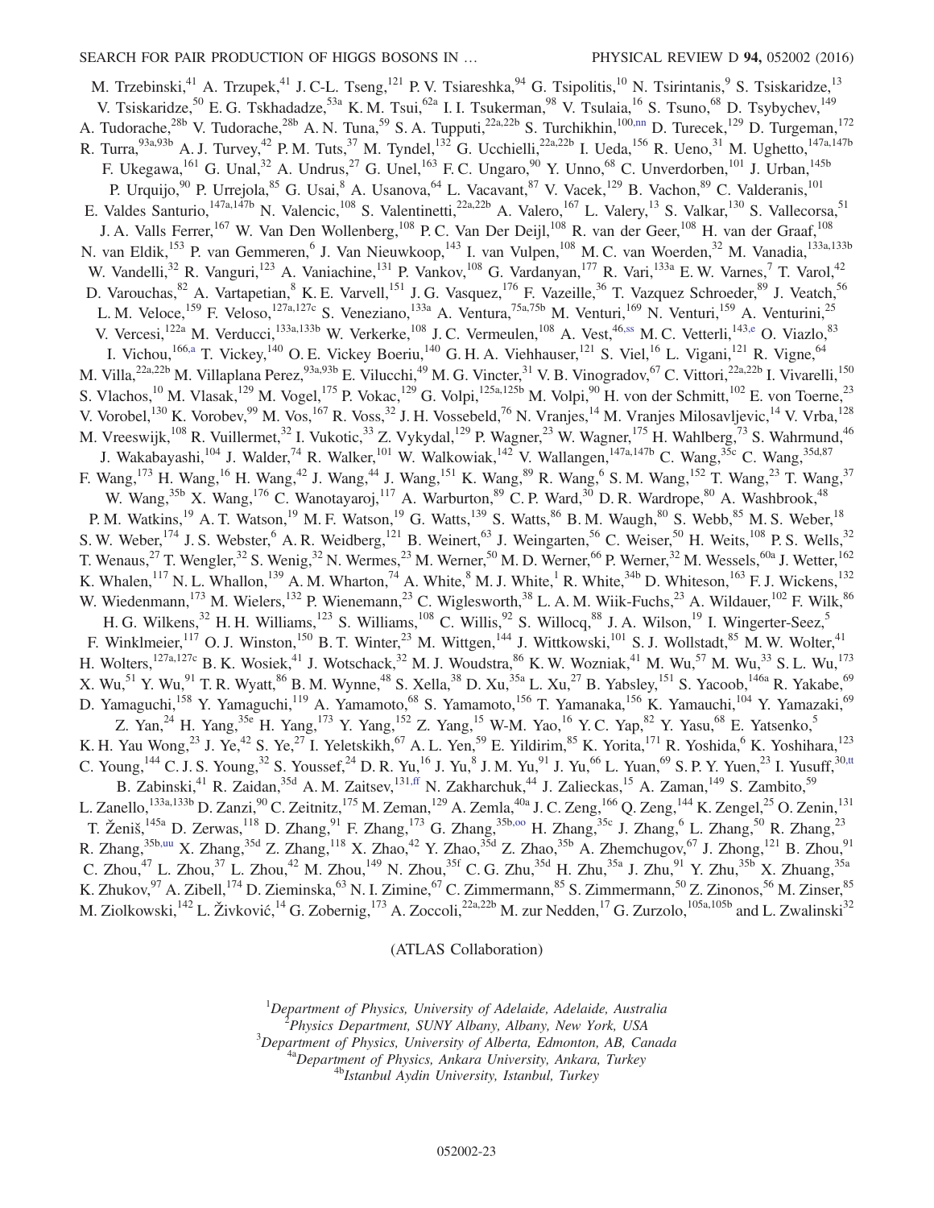M. Trzebinski,[41] A. Trzupek,[41] J. C-L. Tseng,[121] P. V. Tsiareshka,[94] G. Tsipolitis,[10] N. Tsirintanis,[9] S. Tsiskaridze,[13] V. Tsiskaridze,[50] E. G. Tskhadadze,[53a] K. M. Tsui,[62a] I. I. Tsukerman,[98] V. Tsulaia,[16] S. Tsuno,[68] D. Tsybychev,[149] A. Tudorache,[28b] V. Tudorache,[28b] A. N. Tuna,[59] S. A. Tupputi,[22a,22b] S. Turchikhin,[100,nn] D. Turecek,[129] D. Turgeman,[172] R. Turra,[93a,93b] A. J. Turvey,[42] P. M. Tuts,[37] M. Tyndel,[132] G. Ucchielli,[22a,22b] I. Ueda,[156] R. Ueno,[31] M. Ughetto,[147a,147b] F. Ukegawa,[161] G. Unal,[32] A. Undrus,[27] G. Unel,[163] F. C. Ungaro,[90] Y. Unno,[68] C. Unverdorben,[101] J. Urban,[145b] P. Urquijo,[90] P. Urrejola,[85] G. Usai,[8] A. Usanova,[64] L. Vacavant,[87] V. Vacek,[129] B. Vachon,[89] C. Valderanis,[101] E. Valdes Santurio,[147a,147b] N. Valencic,[108] S. Valentinetti,[22a,22b] A. Valero,[167] L. Valery,[13] S. Valkar,[130] S. Vallecorsa,[51] J. A. Valls Ferrer,[167] W. Van Den Wollenberg,[108] P. C. Van Der Deijl,[108] R. van der Geer,[108] H. van der Graaf,[108] N. van Eldik,[153] P. van Gemmeren,[6] J. Van Nieuwkoop,[143] I. van Vulpen,[108] M. C. van Woerden,[32] M. Vanadia,[133a,133b] W. Vandelli,[32] R. Vanguri,[123] A. Vaniachine,[131] P. Vankov,[108] G. Vardanyan,[177] R. Vari,[133a] E. W. Varnes,[7] T. Varol,[42] D. Varouchas,[82] A. Vartapetian,[8] K. E. Varvell,[151] J. G. Vasquez,[176] F. Vazeille,[36] T. Vazquez Schroeder,[89] J. Veatch,[56] L. M. Veloce,[159] F. Veloso,[127a,127c] S. Veneziano,[133a] A. Ventura,[75a,75b] M. Venturi,[169] N. Venturi,[159] A. Venturini,[25] V. Vercesi,[122a] M. Verducci,[133a,133b] W. Verkerke,[108] J. C. Vermeulen,[108] A. Vest,[46,ss] M. C. Vetterli,[143,e] O. Viazlo,[83] I. Vichou,[166,a] T. Vickey,[140] O. E. Vickey Boeriu,[140] G. H. A. Viehhauser,[121] S. Viel,[16] L. Vigani,[121] R. Vigne,[64] M. Villa,[22a,22b] M. Villaplana Perez,[93a,93b] E. Vilucchi,[49] M. G. Vincter,[31] V. B. Vinogradov,[67] C. Vittori,[22a,22b] I. Vivarelli,[150] S. Vlachos,[10] M. Vlasak,[129] M. Vogel,[175] P. Vokac,[129] G. Volpi,[125a,125b] M. Volpi,[90] H. von der Schmitt,[102] E. von Toerne,[23] V. Vorobel,[130] K. Vorobev,[99] M. Vos,[167] R. Voss,[32] J. H. Vossebeld,[76] N. Vranjes,[14] M. Vranjes Milosavljevic,[14] V. Vrba,[128] M. Vreeswijk,[108] R. Vuillermet,[32] I. Vukotic,[33] Z. Vykydal,[129] P. Wagner,[23] W. Wagner,[175] H. Wahlberg,[73] S. Wahrmund,[46] J. Wakabayashi,[104] J. Walder,[74] R. Walker,[101] W. Walkowiak,[142] V. Wallangen,[147a,147b] C. Wang,[35c] C. Wang,[35d,87] F. Wang,[173] H. Wang,[16] H. Wang,[42] J. Wang,[44] J. Wang,[151] K. Wang,[89] R. Wang,[6] S. M. Wang,[152] T. Wang,[23] T. Wang,[37] W. Wang,[35b] X. Wang,[176] C. Wanotayaroj,[117] A. Warburton,[89] C. P. Ward,[30] D. R. Wardrope,[80] A. Washbrook,[48] P. M. Watkins,[19] A. T. Watson,[19] M. F. Watson,[19] G. Watts,[139] S. Watts,[86] B. M. Waugh,[80] S. Webb,[85] M. S. Weber,[18] S. W. Weber,[174] J. S. Webster,[6] A. R. Weidberg,[121] B. Weinert,[63] J. Weingarten,[56] C. Weiser,[50] H. Weits,[108] P. S. Wells,[32] T. Wenaus,[27] T. Wengler,[32] S. Wenig,[32] N. Wermes,[23] M. Werner,[50] M. D. Werner,[66] P. Werner,[32] M. Wessels,[60a] J. Wetter,[162] K. Whalen,[117] N. L. Whallon,[139] A. M. Wharton,[74] A. White,[8] M. J. White,[1] R. White,[34b] D. Whiteson,[163] F. J. Wickens,[132] W. Wiedenmann,[173] M. Wielers,[132] P. Wienemann,[23] C. Wiglesworth,[38] L. A. M. Wiik-Fuchs,[23] A. Wildauer,[102] F. Wilk,[86] H. G. Wilkens,[32] H. H. Williams,[123] S. Williams,[108] C. Willis,[92] S. Willocq,[88] J. A. Wilson,[19] I. Wingerter-Seez,[5] F. Winklmeier,[117] O. J. Winston,[150] B. T. Winter,[23] M. Wittgen,[144] J. Wittkowski,[101] S. J. Wollstadt,[85] M. W. Wolter,[41] H. Wolters,[127a,127c] B. K. Wosiek,[41] J. Wotschack,[32] M. J. Woudstra,[86] K. W. Wozniak,[41] M. Wu,[57] M. Wu,[33] S. L. Wu,[173] X. Wu,[51] Y. Wu,[91] T. R. Wyatt,[86] B. M. Wynne,[48] S. Xella,[38] D. Xu,[35a] L. Xu,[27] B. Yabsley,[151] S. Yacoob,[146a] R. Yakabe,[69] D. Yamaguchi,[158] Y. Yamaguchi,[119] A. Yamamoto,[68] S. Yamamoto,[156] T. Yamanaka,[156] K. Yamauchi,[104] Y. Yamazaki,[69] Z. Yan,[24] H. Yang,[35e] H. Yang,[173] Y. Yang,[152] Z. Yang,[15] W-M. Yao,[16] Y. C. Yap,[82] Y. Yasu,[68] E. Yatsenko,[5] K. H. Yau Wong,[23] J. Ye,[42] S. Ye,[27] I. Yeletskikh,[67] A. L. Yen,[59] E. Yildirim,[85] K. Yorita,[171] R. Yoshida,[6] K. Yoshihara,[123] C. Young,[144] C. J. S. Young,[32] S. Youssef,[24] D. R. Yu,[16] J. Yu,[8] J. M. Yu,[91] J. Yu,[66] L. Yuan,[69] S. P. Y. Yuen,[23] I. Yusuff,[30,tt] B. Zabinski,[41] R. Zaidan,[35d] A. M. Zaitsev,[131,ff] N. Zakharchuk,[44] J. Zalieckas,[15] A. Zaman,[149] S. Zambito,[59] L. Zanello,[133a,133b] D. Zanzi,[90] C. Zeitnitz,[175] M. Zeman,[129] A. Zemla,[40a] J. C. Zeng,[166] Q. Zeng,[144] K. Zengel,[25] O. Zenin,[131] T. Ženiš,[145a] D. Zerwas,[118] D. Zhang,[91] F. Zhang,[173] G. Zhang,[35b,oo] H. Zhang,[35c] J. Zhang,[6] L. Zhang,[50] R. Zhang,[23] R. Zhang,[35b,uu] X. Zhang,[35d] Z. Zhang,[118] X. Zhao,[42] Y. Zhao,[35d] Z. Zhao,[35b] A. Zhemchugov,[67] J. Zhong,[121] B. Zhou,[91] C. Zhou,[47] L. Zhou,[37] L. Zhou,[42] M. Zhou,[149] N. Zhou,[35f] C. G. Zhu,[35d] H. Zhu,[35a] J. Zhu,[91] Y. Zhu,[35b] X. Zhuang,[35a] K. Zhukov,[97] A. Zibell,[174] D. Zieminska,[63] N. I. Zimine,[67] C. Zimmermann,[85] S. Zimmermann,[50] Z. Zinonos,[56] M. Zinser,[85] M. Ziolkowski,[142] L. Živković,[14] G. Zobernig,[173] A. Zoccoli,[22a,22b] M. zur Nedden,[17] G. Zurzolo,[105a,105b] and L. Zwalinski[32]

(ATLAS Collaboration)

[1] *Department of Physics, University of Adelaide, Adelaide, Australia*
[2] *Physics Department, SUNY Albany, Albany, New York, USA*
[3] *Department of Physics, University of Alberta, Edmonton, AB, Canada*
[4a] *Department of Physics, Ankara University, Ankara, Turkey*
[4b] *Istanbul Aydin University, Istanbul, Turkey*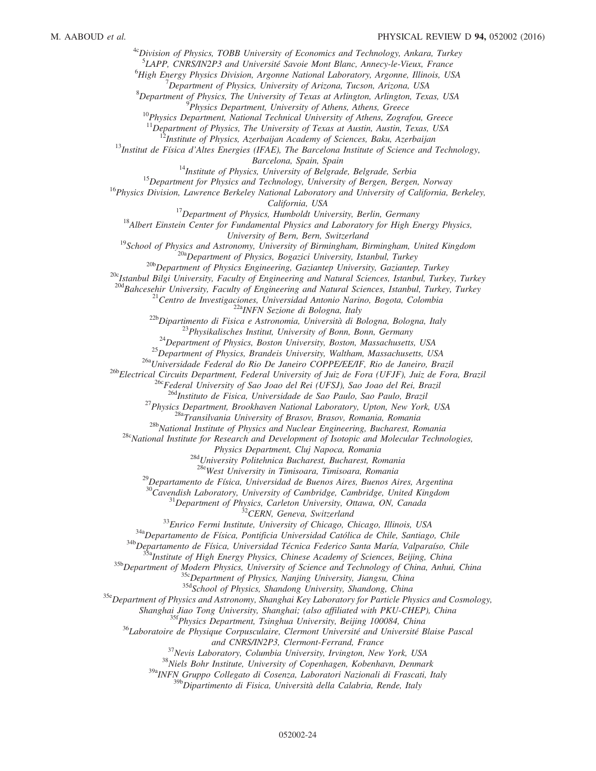[4c]Division of Physics, TOBB University of Economics and Technology, Ankara, Turkey
[5]LAPP, CNRS/IN2P3 and Université Savoie Mont Blanc, Annecy-le-Vieux, France
[6]High Energy Physics Division, Argonne National Laboratory, Argonne, Illinois, USA
[7]Department of Physics, University of Arizona, Tucson, Arizona, USA
[8]Department of Physics, The University of Texas at Arlington, Arlington, Texas, USA
[9]Physics Department, University of Athens, Athens, Greece
[10]Physics Department, National Technical University of Athens, Zografou, Greece
[11]Department of Physics, The University of Texas at Austin, Austin, Texas, USA
[12]Institute of Physics, Azerbaijan Academy of Sciences, Baku, Azerbaijan
[13]Institut de Física d'Altes Energies (IFAE), The Barcelona Institute of Science and Technology, Barcelona, Spain, Spain
[14]Institute of Physics, University of Belgrade, Belgrade, Serbia
[15]Department for Physics and Technology, University of Bergen, Bergen, Norway
[16]Physics Division, Lawrence Berkeley National Laboratory and University of California, Berkeley, California, USA
[17]Department of Physics, Humboldt University, Berlin, Germany
[18]Albert Einstein Center for Fundamental Physics and Laboratory for High Energy Physics, University of Bern, Bern, Switzerland
[19]School of Physics and Astronomy, University of Birmingham, Birmingham, United Kingdom
[20a]Department of Physics, Bogazici University, Istanbul, Turkey
[20b]Department of Physics Engineering, Gaziantep University, Gaziantep, Turkey
[20c]Istanbul Bilgi University, Faculty of Engineering and Natural Sciences, Istanbul, Turkey, Turkey
[20d]Bahcesehir University, Faculty of Engineering and Natural Sciences, Istanbul, Turkey, Turkey
[21]Centro de Investigaciones, Universidad Antonio Narino, Bogota, Colombia
[22a]INFN Sezione di Bologna, Italy
[22b]Dipartimento di Fisica e Astronomia, Università di Bologna, Bologna, Italy
[23]Physikalisches Institut, University of Bonn, Bonn, Germany
[24]Department of Physics, Boston University, Boston, Massachusetts, USA
[25]Department of Physics, Brandeis University, Waltham, Massachusetts, USA
[26a]Universidade Federal do Rio De Janeiro COPPE/EE/IF, Rio de Janeiro, Brazil
[26b]Electrical Circuits Department, Federal University of Juiz de Fora (UFJF), Juiz de Fora, Brazil
[26c]Federal University of Sao Joao del Rei (UFSJ), Sao Joao del Rei, Brazil
[26d]Instituto de Fisica, Universidade de Sao Paulo, Sao Paulo, Brazil
[27]Physics Department, Brookhaven National Laboratory, Upton, New York, USA
[28a]Transilvania University of Brasov, Brasov, Romania, Romania
[28b]National Institute of Physics and Nuclear Engineering, Bucharest, Romania
[28c]National Institute for Research and Development of Isotopic and Molecular Technologies, Physics Department, Cluj Napoca, Romania
[28d]University Politehnica Bucharest, Bucharest, Romania
[28e]West University in Timisoara, Timisoara, Romania
[29]Departamento de Física, Universidad de Buenos Aires, Buenos Aires, Argentina
[30]Cavendish Laboratory, University of Cambridge, Cambridge, United Kingdom
[31]Department of Physics, Carleton University, Ottawa, ON, Canada
[32]CERN, Geneva, Switzerland
[33]Enrico Fermi Institute, University of Chicago, Chicago, Illinois, USA
[34a]Departamento de Física, Pontificia Universidad Católica de Chile, Santiago, Chile
[34b]Departamento de Física, Universidad Técnica Federico Santa María, Valparaíso, Chile
[35a]Institute of High Energy Physics, Chinese Academy of Sciences, Beijing, China
[35b]Department of Modern Physics, University of Science and Technology of China, Anhui, China
[35c]Department of Physics, Nanjing University, Jiangsu, China
[35d]School of Physics, Shandong University, Shandong, China
[35e]Department of Physics and Astronomy, Shanghai Key Laboratory for Particle Physics and Cosmology, Shanghai Jiao Tong University, Shanghai; (also affiliated with PKU-CHEP), China
[35f]Physics Department, Tsinghua University, Beijing 100084, China
[36]Laboratoire de Physique Corpusculaire, Clermont Université and Université Blaise Pascal and CNRS/IN2P3, Clermont-Ferrand, France
[37]Nevis Laboratory, Columbia University, Irvington, New York, USA
[38]Niels Bohr Institute, University of Copenhagen, Kobenhavn, Denmark
[39a]INFN Gruppo Collegato di Cosenza, Laboratori Nazionali di Frascati, Italy
[39b]Dipartimento di Fisica, Università della Calabria, Rende, Italy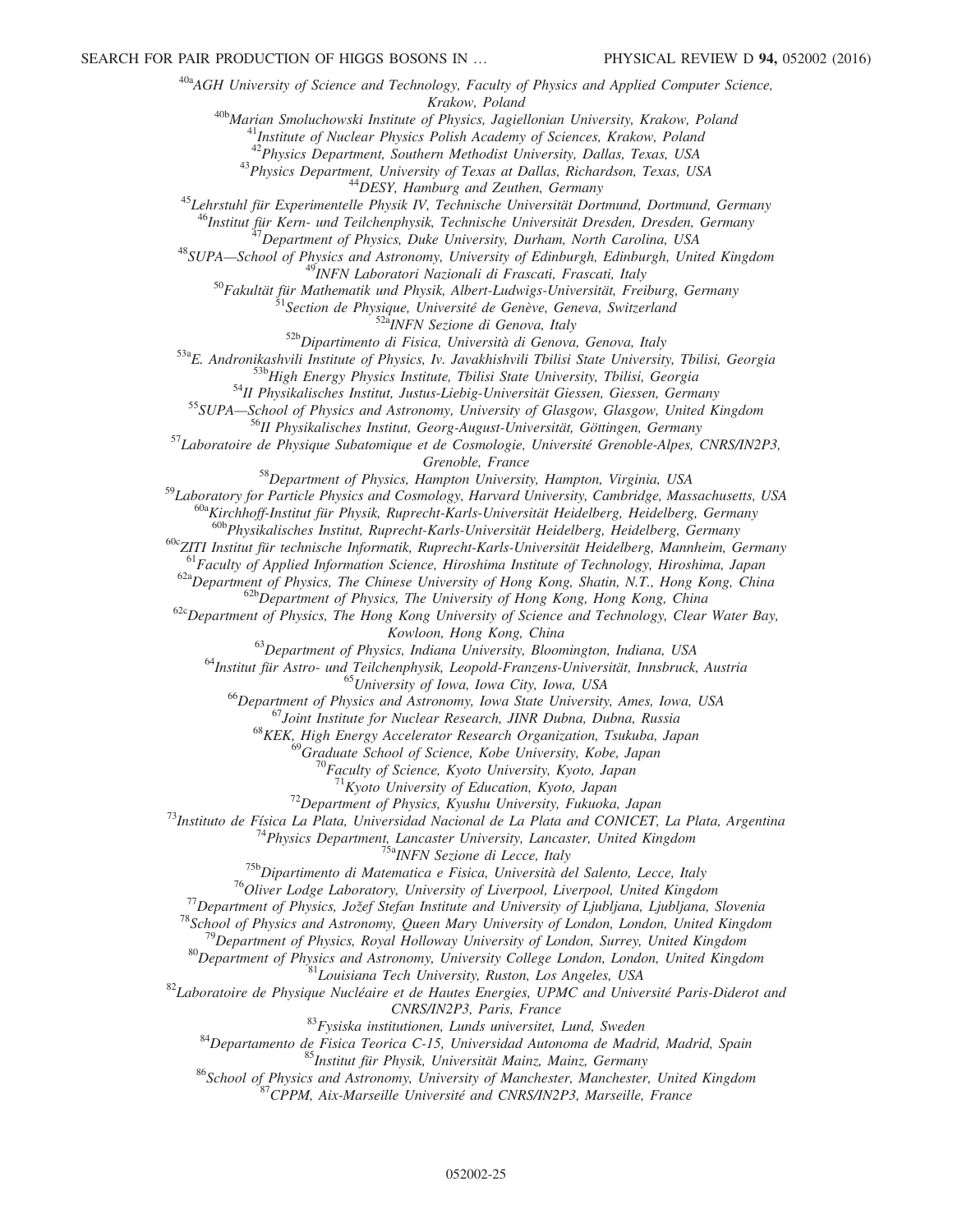[40a]AGH University of Science and Technology, Faculty of Physics and Applied Computer Science, Krakow, Poland

[40b]Marian Smoluchowski Institute of Physics, Jagiellonian University, Krakow, Poland

[41]Institute of Nuclear Physics Polish Academy of Sciences, Krakow, Poland

[42]Physics Department, Southern Methodist University, Dallas, Texas, USA

[43]Physics Department, University of Texas at Dallas, Richardson, Texas, USA

[44]DESY, Hamburg and Zeuthen, Germany

[45]Lehrstuhl für Experimentelle Physik IV, Technische Universität Dortmund, Dortmund, Germany

[46]Institut für Kern- und Teilchenphysik, Technische Universität Dresden, Dresden, Germany

[47]Department of Physics, Duke University, Durham, North Carolina, USA

[48]SUPA—School of Physics and Astronomy, University of Edinburgh, Edinburgh, United Kingdom

[49]INFN Laboratori Nazionali di Frascati, Frascati, Italy

[50]Fakultät für Mathematik und Physik, Albert-Ludwigs-Universität, Freiburg, Germany

[51]Section de Physique, Université de Genève, Geneva, Switzerland

[52a]INFN Sezione di Genova, Italy

[52b]Dipartimento di Fisica, Università di Genova, Genova, Italy

[53a]E. Andronikashvili Institute of Physics, Iv. Javakhishvili Tbilisi State University, Tbilisi, Georgia

[53b]High Energy Physics Institute, Tbilisi State University, Tbilisi, Georgia

[54]II Physikalisches Institut, Justus-Liebig-Universität Giessen, Giessen, Germany

[55]SUPA—School of Physics and Astronomy, University of Glasgow, Glasgow, United Kingdom

[56]II Physikalisches Institut, Georg-August-Universität, Göttingen, Germany

[57]Laboratoire de Physique Subatomique et de Cosmologie, Université Grenoble-Alpes, CNRS/IN2P3, Grenoble, France

[58]Department of Physics, Hampton University, Hampton, Virginia, USA

[59]Laboratory for Particle Physics and Cosmology, Harvard University, Cambridge, Massachusetts, USA

[60a]Kirchhoff-Institut für Physik, Ruprecht-Karls-Universität Heidelberg, Heidelberg, Germany

[60b]Physikalisches Institut, Ruprecht-Karls-Universität Heidelberg, Heidelberg, Germany

[60c]ZITI Institut für technische Informatik, Ruprecht-Karls-Universität Heidelberg, Mannheim, Germany

[61]Faculty of Applied Information Science, Hiroshima Institute of Technology, Hiroshima, Japan

[62a]Department of Physics, The Chinese University of Hong Kong, Shatin, N.T., Hong Kong, China

[62b]Department of Physics, The University of Hong Kong, Hong Kong, China

[62c]Department of Physics, The Hong Kong University of Science and Technology, Clear Water Bay, Kowloon, Hong Kong, China

[63]Department of Physics, Indiana University, Bloomington, Indiana, USA

[64]Institut für Astro- und Teilchenphysik, Leopold-Franzens-Universität, Innsbruck, Austria

[65]University of Iowa, Iowa City, Iowa, USA

[66]Department of Physics and Astronomy, Iowa State University, Ames, Iowa, USA

[67]Joint Institute for Nuclear Research, JINR Dubna, Dubna, Russia

[68]KEK, High Energy Accelerator Research Organization, Tsukuba, Japan

[69]Graduate School of Science, Kobe University, Kobe, Japan

[70]Faculty of Science, Kyoto University, Kyoto, Japan

[71]Kyoto University of Education, Kyoto, Japan

[72]Department of Physics, Kyushu University, Fukuoka, Japan

[73]Instituto de Física La Plata, Universidad Nacional de La Plata and CONICET, La Plata, Argentina

[74]Physics Department, Lancaster University, Lancaster, United Kingdom

[75a]INFN Sezione di Lecce, Italy

[75b]Dipartimento di Matematica e Fisica, Università del Salento, Lecce, Italy

[76]Oliver Lodge Laboratory, University of Liverpool, Liverpool, United Kingdom

[77]Department of Physics, Jožef Stefan Institute and University of Ljubljana, Ljubljana, Slovenia

[78]School of Physics and Astronomy, Queen Mary University of London, London, United Kingdom

[79]Department of Physics, Royal Holloway University of London, Surrey, United Kingdom

[80]Department of Physics and Astronomy, University College London, London, United Kingdom

[81]Louisiana Tech University, Ruston, Los Angeles, USA

[82]Laboratoire de Physique Nucléaire et de Hautes Energies, UPMC and Université Paris-Diderot and CNRS/IN2P3, Paris, France

[83]Fysiska institutionen, Lunds universitet, Lund, Sweden

[84]Departamento de Fisica Teorica C-15, Universidad Autonoma de Madrid, Madrid, Spain

[85]Institut für Physik, Universität Mainz, Mainz, Germany

[86]School of Physics and Astronomy, University of Manchester, Manchester, United Kingdom

[87]CPPM, Aix-Marseille Université and CNRS/IN2P3, Marseille, France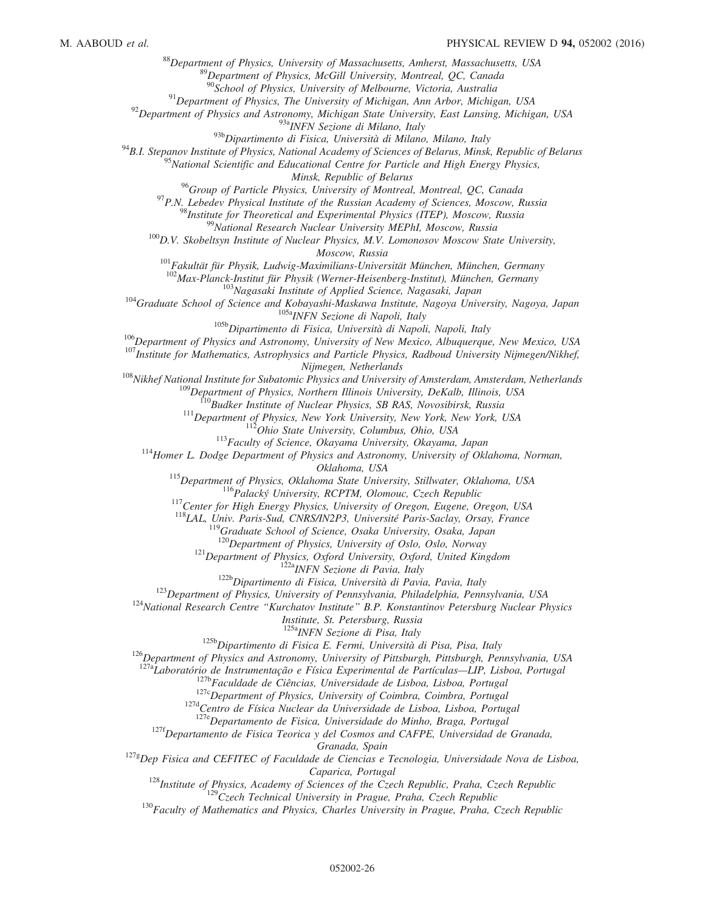[88]Department of Physics, University of Massachusetts, Amherst, Massachusetts, USA
[89]Department of Physics, McGill University, Montreal, QC, Canada
[90]School of Physics, University of Melbourne, Victoria, Australia
[91]Department of Physics, The University of Michigan, Ann Arbor, Michigan, USA
[92]Department of Physics and Astronomy, Michigan State University, East Lansing, Michigan, USA
[93a]INFN Sezione di Milano, Italy
[93b]Dipartimento di Fisica, Università di Milano, Milano, Italy
[94]B.I. Stepanov Institute of Physics, National Academy of Sciences of Belarus, Minsk, Republic of Belarus
[95]National Scientific and Educational Centre for Particle and High Energy Physics, Minsk, Republic of Belarus
[96]Group of Particle Physics, University of Montreal, Montreal, QC, Canada
[97]P.N. Lebedev Physical Institute of the Russian Academy of Sciences, Moscow, Russia
[98]Institute for Theoretical and Experimental Physics (ITEP), Moscow, Russia
[99]National Research Nuclear University MEPhI, Moscow, Russia
[100]D.V. Skobeltsyn Institute of Nuclear Physics, M.V. Lomonosov Moscow State University, Moscow, Russia
[101]Fakultät für Physik, Ludwig-Maximilians-Universität München, München, Germany
[102]Max-Planck-Institut für Physik (Werner-Heisenberg-Institut), München, Germany
[103]Nagasaki Institute of Applied Science, Nagasaki, Japan
[104]Graduate School of Science and Kobayashi-Maskawa Institute, Nagoya University, Nagoya, Japan
[105a]INFN Sezione di Napoli, Italy
[105b]Dipartimento di Fisica, Università di Napoli, Napoli, Italy
[106]Department of Physics and Astronomy, University of New Mexico, Albuquerque, New Mexico, USA
[107]Institute for Mathematics, Astrophysics and Particle Physics, Radboud University Nijmegen/Nikhef, Nijmegen, Netherlands
[108]Nikhef National Institute for Subatomic Physics and University of Amsterdam, Amsterdam, Netherlands
[109]Department of Physics, Northern Illinois University, DeKalb, Illinois, USA
[110]Budker Institute of Nuclear Physics, SB RAS, Novosibirsk, Russia
[111]Department of Physics, New York University, New York, New York, USA
[112]Ohio State University, Columbus, Ohio, USA
[113]Faculty of Science, Okayama University, Okayama, Japan
[114]Homer L. Dodge Department of Physics and Astronomy, University of Oklahoma, Norman, Oklahoma, USA
[115]Department of Physics, Oklahoma State University, Stillwater, Oklahoma, USA
[116]Palacký University, RCPTM, Olomouc, Czech Republic
[117]Center for High Energy Physics, University of Oregon, Eugene, Oregon, USA
[118]LAL, Univ. Paris-Sud, CNRS/IN2P3, Université Paris-Saclay, Orsay, France
[119]Graduate School of Science, Osaka University, Osaka, Japan
[120]Department of Physics, University of Oslo, Oslo, Norway
[121]Department of Physics, Oxford University, Oxford, United Kingdom
[122a]INFN Sezione di Pavia, Italy
[122b]Dipartimento di Fisica, Università di Pavia, Pavia, Italy
[123]Department of Physics, University of Pennsylvania, Philadelphia, Pennsylvania, USA
[124]National Research Centre "Kurchatov Institute" B.P. Konstantinov Petersburg Nuclear Physics Institute, St. Petersburg, Russia
[125a]INFN Sezione di Pisa, Italy
[125b]Dipartimento di Fisica E. Fermi, Università di Pisa, Pisa, Italy
[126]Department of Physics and Astronomy, University of Pittsburgh, Pittsburgh, Pennsylvania, USA
[127a]Laboratório de Instrumentação e Física Experimental de Partículas—LIP, Lisboa, Portugal
[127b]Faculdade de Ciências, Universidade de Lisboa, Lisboa, Portugal
[127c]Department of Physics, University of Coimbra, Coimbra, Portugal
[127d]Centro de Física Nuclear da Universidade de Lisboa, Lisboa, Portugal
[127e]Departamento de Fisica, Universidade do Minho, Braga, Portugal
[127f]Departamento de Fisica Teorica y del Cosmos and CAFPE, Universidad de Granada, Granada, Spain
[127g]Dep Fisica and CEFITEC of Faculdade de Ciencias e Tecnologia, Universidade Nova de Lisboa, Caparica, Portugal
[128]Institute of Physics, Academy of Sciences of the Czech Republic, Praha, Czech Republic
[129]Czech Technical University in Prague, Praha, Czech Republic
[130]Faculty of Mathematics and Physics, Charles University in Prague, Praha, Czech Republic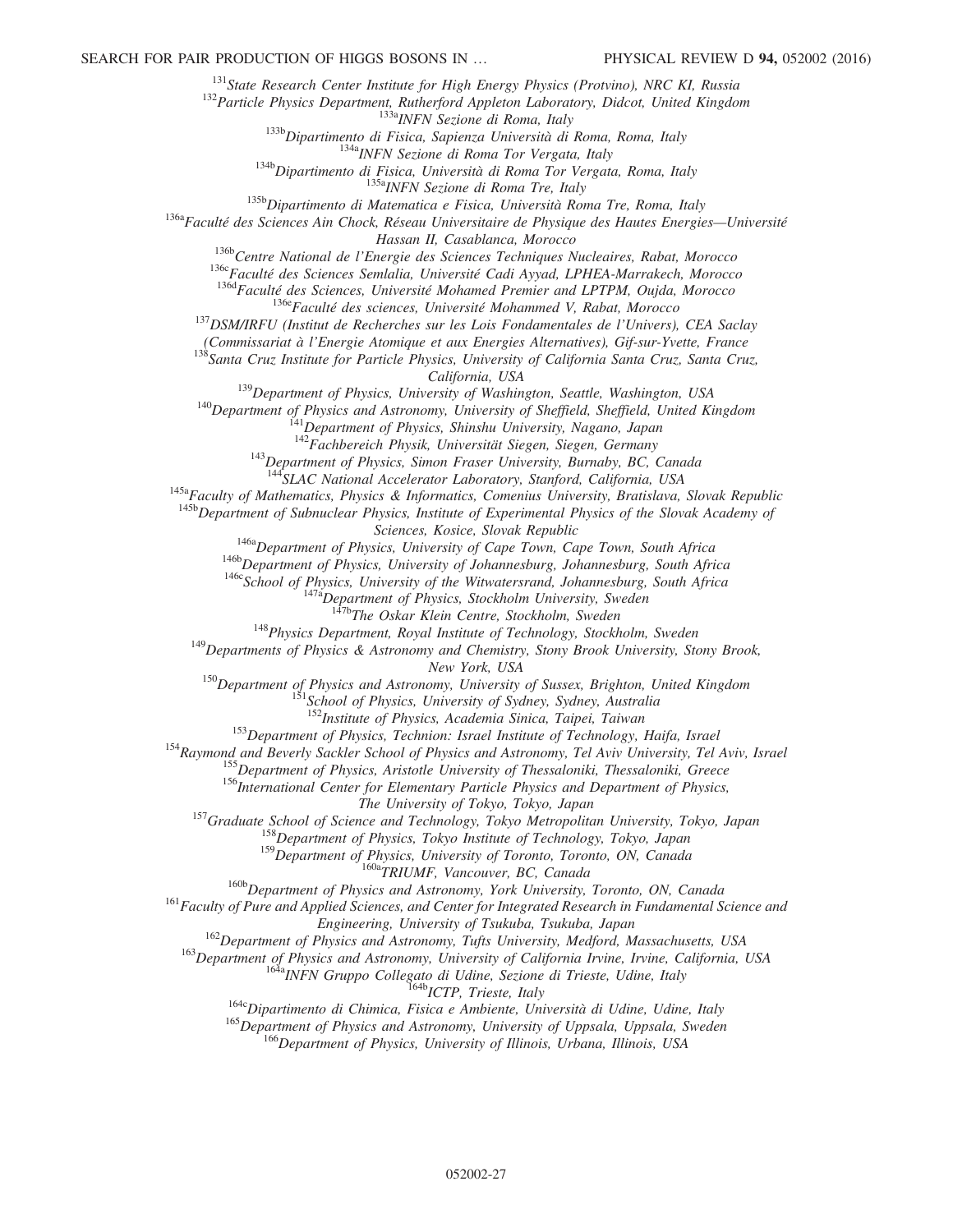[131]*State Research Center Institute for High Energy Physics (Protvino), NRC KI, Russia*
[132]*Particle Physics Department, Rutherford Appleton Laboratory, Didcot, United Kingdom*
[133a]*INFN Sezione di Roma, Italy*
[133b]*Dipartimento di Fisica, Sapienza Università di Roma, Roma, Italy*
[134a]*INFN Sezione di Roma Tor Vergata, Italy*
[134b]*Dipartimento di Fisica, Università di Roma Tor Vergata, Roma, Italy*
[135a]*INFN Sezione di Roma Tre, Italy*
[135b]*Dipartimento di Matematica e Fisica, Università Roma Tre, Roma, Italy*
[136a]*Faculté des Sciences Ain Chock, Réseau Universitaire de Physique des Hautes Energies—Université Hassan II, Casablanca, Morocco*
[136b]*Centre National de l'Energie des Sciences Techniques Nucleaires, Rabat, Morocco*
[136c]*Faculté des Sciences Semlalia, Université Cadi Ayyad, LPHEA-Marrakech, Morocco*
[136d]*Faculté des Sciences, Université Mohamed Premier and LPTPM, Oujda, Morocco*
[136e]*Faculté des sciences, Université Mohammed V, Rabat, Morocco*
[137]*DSM/IRFU (Institut de Recherches sur les Lois Fondamentales de l'Univers), CEA Saclay (Commissariat à l'Energie Atomique et aux Energies Alternatives), Gif-sur-Yvette, France*
[138]*Santa Cruz Institute for Particle Physics, University of California Santa Cruz, Santa Cruz, California, USA*
[139]*Department of Physics, University of Washington, Seattle, Washington, USA*
[140]*Department of Physics and Astronomy, University of Sheffield, Sheffield, United Kingdom*
[141]*Department of Physics, Shinshu University, Nagano, Japan*
[142]*Fachbereich Physik, Universität Siegen, Siegen, Germany*
[143]*Department of Physics, Simon Fraser University, Burnaby, BC, Canada*
[144]*SLAC National Accelerator Laboratory, Stanford, California, USA*
[145a]*Faculty of Mathematics, Physics & Informatics, Comenius University, Bratislava, Slovak Republic*
[145b]*Department of Subnuclear Physics, Institute of Experimental Physics of the Slovak Academy of Sciences, Kosice, Slovak Republic*
[146a]*Department of Physics, University of Cape Town, Cape Town, South Africa*
[146b]*Department of Physics, University of Johannesburg, Johannesburg, South Africa*
[146c]*School of Physics, University of the Witwatersrand, Johannesburg, South Africa*
[147a]*Department of Physics, Stockholm University, Sweden*
[147b]*The Oskar Klein Centre, Stockholm, Sweden*
[148]*Physics Department, Royal Institute of Technology, Stockholm, Sweden*
[149]*Departments of Physics & Astronomy and Chemistry, Stony Brook University, Stony Brook, New York, USA*
[150]*Department of Physics and Astronomy, University of Sussex, Brighton, United Kingdom*
[151]*School of Physics, University of Sydney, Sydney, Australia*
[152]*Institute of Physics, Academia Sinica, Taipei, Taiwan*
[153]*Department of Physics, Technion: Israel Institute of Technology, Haifa, Israel*
[154]*Raymond and Beverly Sackler School of Physics and Astronomy, Tel Aviv University, Tel Aviv, Israel*
[155]*Department of Physics, Aristotle University of Thessaloniki, Thessaloniki, Greece*
[156]*International Center for Elementary Particle Physics and Department of Physics, The University of Tokyo, Tokyo, Japan*
[157]*Graduate School of Science and Technology, Tokyo Metropolitan University, Tokyo, Japan*
[158]*Department of Physics, Tokyo Institute of Technology, Tokyo, Japan*
[159]*Department of Physics, University of Toronto, Toronto, ON, Canada*
[160a]*TRIUMF, Vancouver, BC, Canada*
[160b]*Department of Physics and Astronomy, York University, Toronto, ON, Canada*
[161]*Faculty of Pure and Applied Sciences, and Center for Integrated Research in Fundamental Science and Engineering, University of Tsukuba, Tsukuba, Japan*
[162]*Department of Physics and Astronomy, Tufts University, Medford, Massachusetts, USA*
[163]*Department of Physics and Astronomy, University of California Irvine, Irvine, California, USA*
[164a]*INFN Gruppo Collegato di Udine, Sezione di Trieste, Udine, Italy*
[164b]*ICTP, Trieste, Italy*
[164c]*Dipartimento di Chimica, Fisica e Ambiente, Università di Udine, Udine, Italy*
[165]*Department of Physics and Astronomy, University of Uppsala, Uppsala, Sweden*
[166]*Department of Physics, University of Illinois, Urbana, Illinois, USA*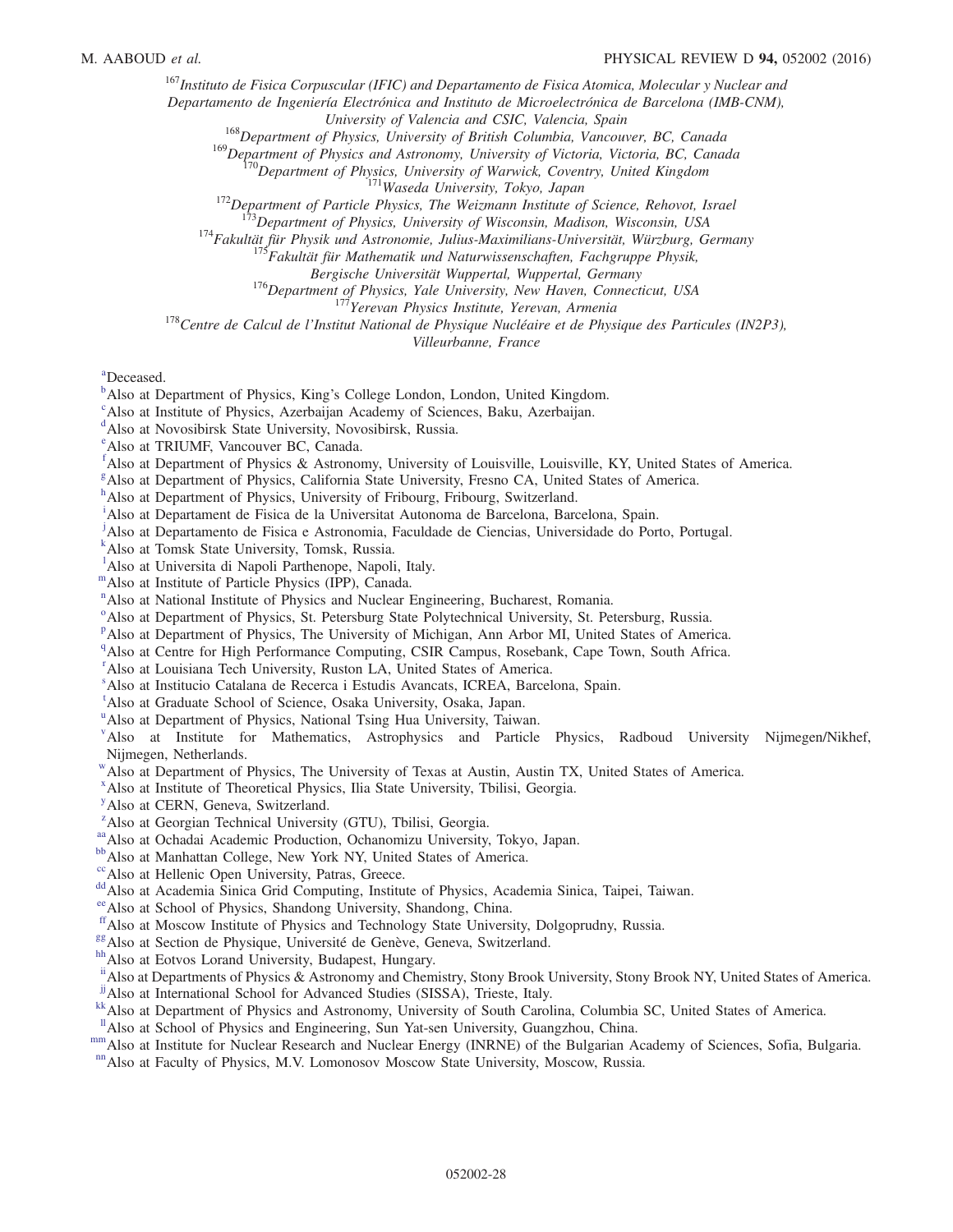[167]Instituto de Fisica Corpuscular (IFIC) and Departamento de Fisica Atomica, Molecular y Nuclear and Departamento de Ingeniería Electrónica and Instituto de Microelectrónica de Barcelona (IMB-CNM), University of Valencia and CSIC, Valencia, Spain

[168]Department of Physics, University of British Columbia, Vancouver, BC, Canada

[169]Department of Physics and Astronomy, University of Victoria, Victoria, BC, Canada

[170]Department of Physics, University of Warwick, Coventry, United Kingdom

[171]Waseda University, Tokyo, Japan

[172]Department of Particle Physics, The Weizmann Institute of Science, Rehovot, Israel

[173]Department of Physics, University of Wisconsin, Madison, Wisconsin, USA

[174]Fakultät für Physik und Astronomie, Julius-Maximilians-Universität, Würzburg, Germany

[175]Fakultät für Mathematik und Naturwissenschaften, Fachgruppe Physik, Bergische Universität Wuppertal, Wuppertal, Germany

[176]Department of Physics, Yale University, New Haven, Connecticut, USA

[177]Yerevan Physics Institute, Yerevan, Armenia

[178]Centre de Calcul de l'Institut National de Physique Nucléaire et de Physique des Particules (IN2P3), Villeurbanne, France

[a]Deceased.

[b]Also at Department of Physics, King's College London, London, United Kingdom.

[c]Also at Institute of Physics, Azerbaijan Academy of Sciences, Baku, Azerbaijan.

[d]Also at Novosibirsk State University, Novosibirsk, Russia.

[e]Also at TRIUMF, Vancouver BC, Canada.

[f]Also at Department of Physics & Astronomy, University of Louisville, Louisville, KY, United States of America.

[g]Also at Department of Physics, California State University, Fresno CA, United States of America.

[h]Also at Department of Physics, University of Fribourg, Fribourg, Switzerland.

[i]Also at Departament de Fisica de la Universitat Autonoma de Barcelona, Barcelona, Spain.

[j]Also at Departamento de Fisica e Astronomia, Faculdade de Ciencias, Universidade do Porto, Portugal.

[k]Also at Tomsk State University, Tomsk, Russia.

[l]Also at Universita di Napoli Parthenope, Napoli, Italy.

[m]Also at Institute of Particle Physics (IPP), Canada.

[n]Also at National Institute of Physics and Nuclear Engineering, Bucharest, Romania.

[o]Also at Department of Physics, St. Petersburg State Polytechnical University, St. Petersburg, Russia.

[p]Also at Department of Physics, The University of Michigan, Ann Arbor MI, United States of America.

[q]Also at Centre for High Performance Computing, CSIR Campus, Rosebank, Cape Town, South Africa.

[r]Also at Louisiana Tech University, Ruston LA, United States of America.

[s]Also at Institucio Catalana de Recerca i Estudis Avancats, ICREA, Barcelona, Spain.

[t]Also at Graduate School of Science, Osaka University, Osaka, Japan.

[u]Also at Department of Physics, National Tsing Hua University, Taiwan.

[v]Also at Institute for Mathematics, Astrophysics and Particle Physics, Radboud University Nijmegen/Nikhef, Nijmegen, Netherlands.

[w]Also at Department of Physics, The University of Texas at Austin, Austin TX, United States of America.

[x]Also at Institute of Theoretical Physics, Ilia State University, Tbilisi, Georgia.

[y]Also at CERN, Geneva, Switzerland.

[z]Also at Georgian Technical University (GTU), Tbilisi, Georgia.

[aa]Also at Ochadai Academic Production, Ochanomizu University, Tokyo, Japan.

[bb]Also at Manhattan College, New York NY, United States of America.

[cc]Also at Hellenic Open University, Patras, Greece.

[dd]Also at Academia Sinica Grid Computing, Institute of Physics, Academia Sinica, Taipei, Taiwan.

[ee]Also at School of Physics, Shandong University, Shandong, China.

[ff]Also at Moscow Institute of Physics and Technology State University, Dolgoprudny, Russia.

[gg]Also at Section de Physique, Université de Genève, Geneva, Switzerland.

[hh]Also at Eotvos Lorand University, Budapest, Hungary.

[ii]Also at Departments of Physics & Astronomy and Chemistry, Stony Brook University, Stony Brook NY, United States of America.

[jj]Also at International School for Advanced Studies (SISSA), Trieste, Italy.

[kk]Also at Department of Physics and Astronomy, University of South Carolina, Columbia SC, United States of America.

[ll]Also at School of Physics and Engineering, Sun Yat-sen University, Guangzhou, China.

[mm]Also at Institute for Nuclear Research and Nuclear Energy (INRNE) of the Bulgarian Academy of Sciences, Sofia, Bulgaria.

[nn]Also at Faculty of Physics, M.V. Lomonosov Moscow State University, Moscow, Russia.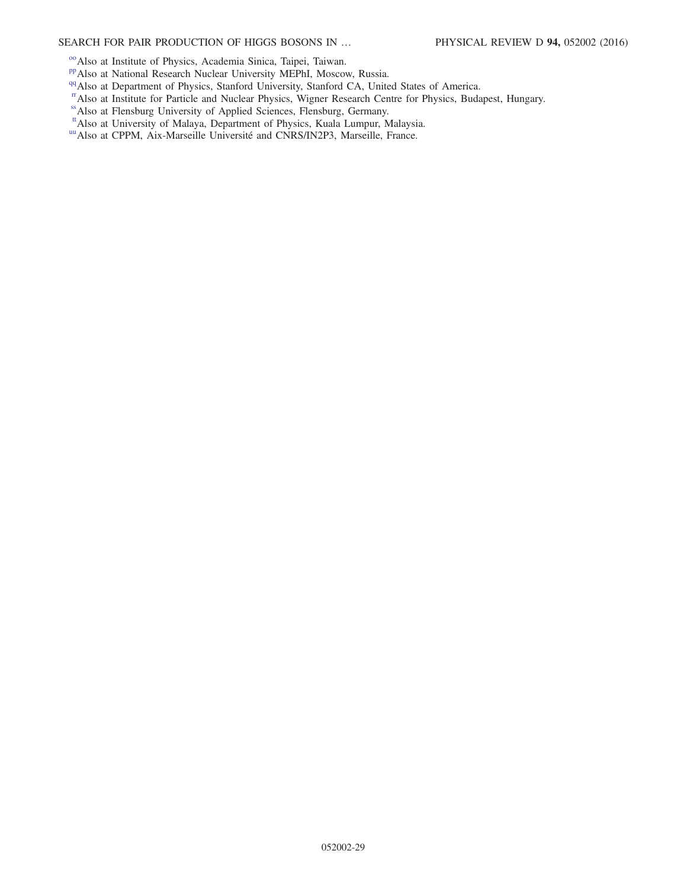[oo]Also at Institute of Physics, Academia Sinica, Taipei, Taiwan.

[pp]Also at National Research Nuclear University MEPhI, Moscow, Russia.

[qq]Also at Department of Physics, Stanford University, Stanford CA, United States of America.

[rr]Also at Institute for Particle and Nuclear Physics, Wigner Research Centre for Physics, Budapest, Hungary.

[ss]Also at Flensburg University of Applied Sciences, Flensburg, Germany.

[tt]Also at University of Malaya, Department of Physics, Kuala Lumpur, Malaysia.

[uu]Also at CPPM, Aix-Marseille Université and CNRS/IN2P3, Marseille, France.